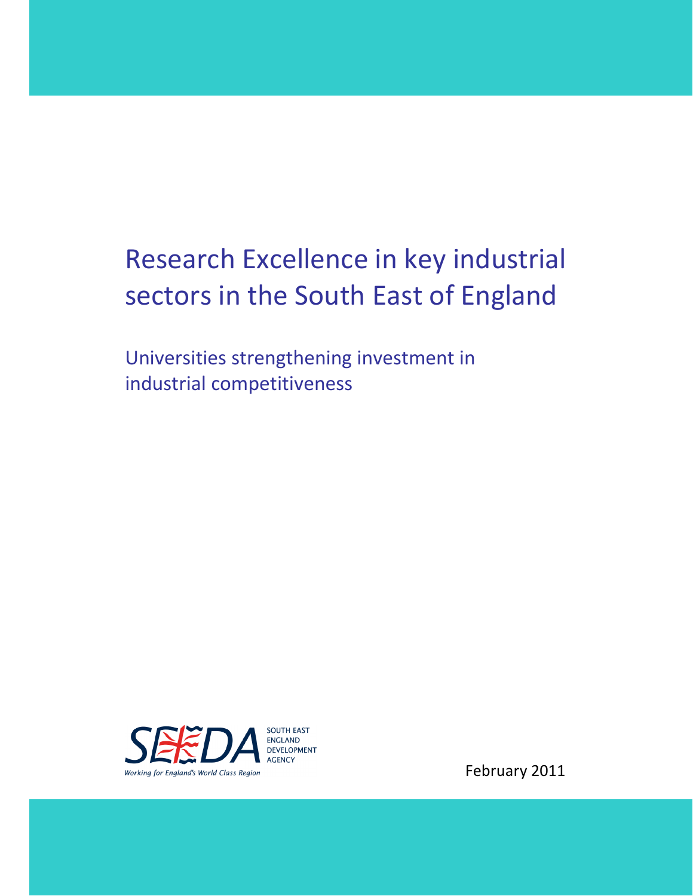# Research Excellence in key industrial sectors in the South East of England

## Universities strengthening investment in industrial competitiveness

SEEDA SOUTH EAST ENGLAND DEVELOPMENT AGENCY

*Working for England's World Class Region*

February 2011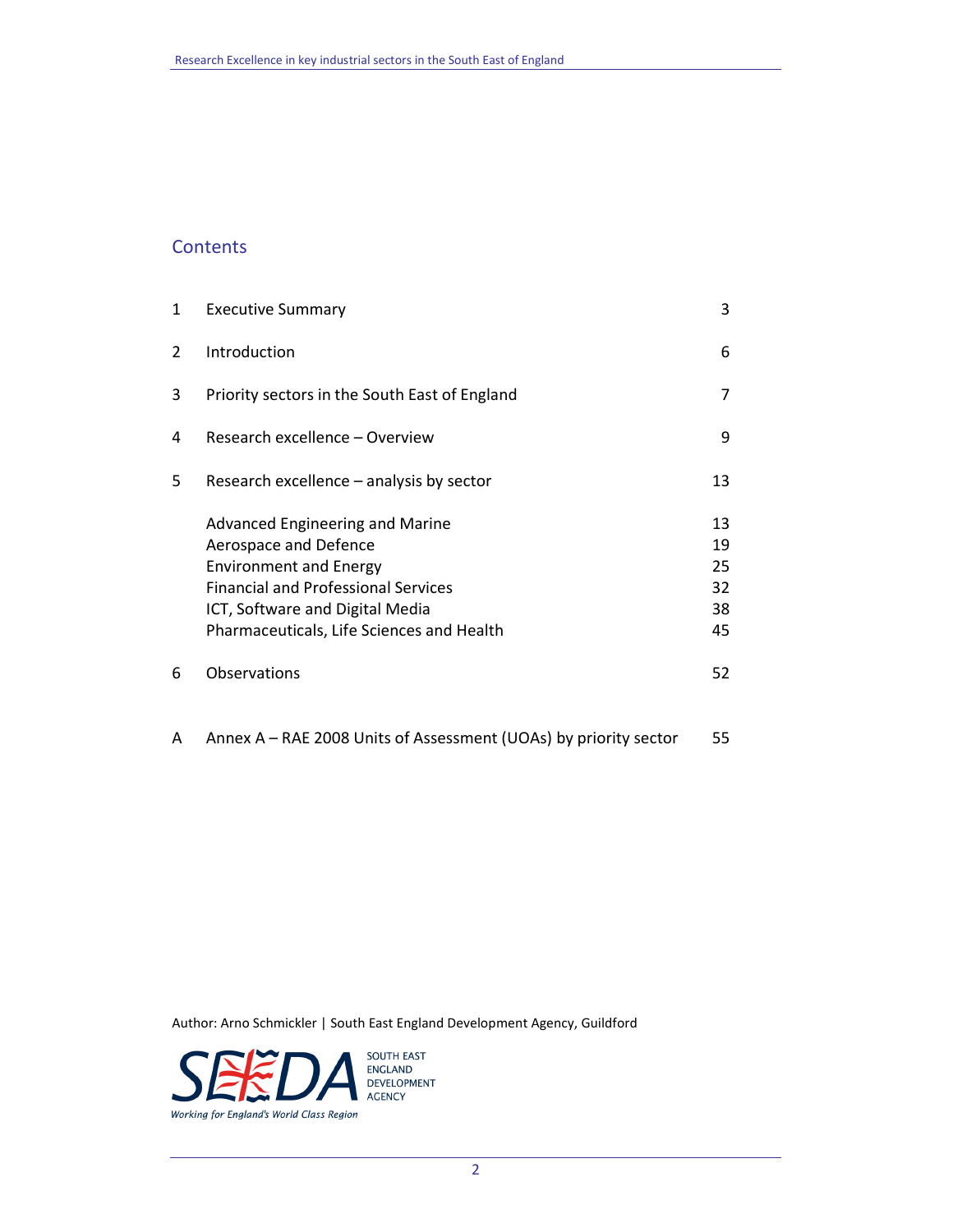## Contents

| | | |
|---|---|---|
| 1 | Executive Summary | 3 |
| 2 | Introduction | 6 |
| 3 | Priority sectors in the South East of England | 7 |
| 4 | Research excellence – Overview | 9 |
| 5 | Research excellence – analysis by sector | 13 |
| | Advanced Engineering and Marine | 13 |
| | Aerospace and Defence | 19 |
| | Environment and Energy | 25 |
| | Financial and Professional Services | 32 |
| | ICT, Software and Digital Media | 38 |
| | Pharmaceuticals, Life Sciences and Health | 45 |
| 6 | Observations | 52 |
| A | Annex A – RAE 2008 Units of Assessment (UOAs) by priority sector | 55 |

Author: Arno Schmickler | South East England Development Agency, Guildford

SEEDA SOUTH EAST ENGLAND DEVELOPMENT AGENCY

*Working for England's World Class Region*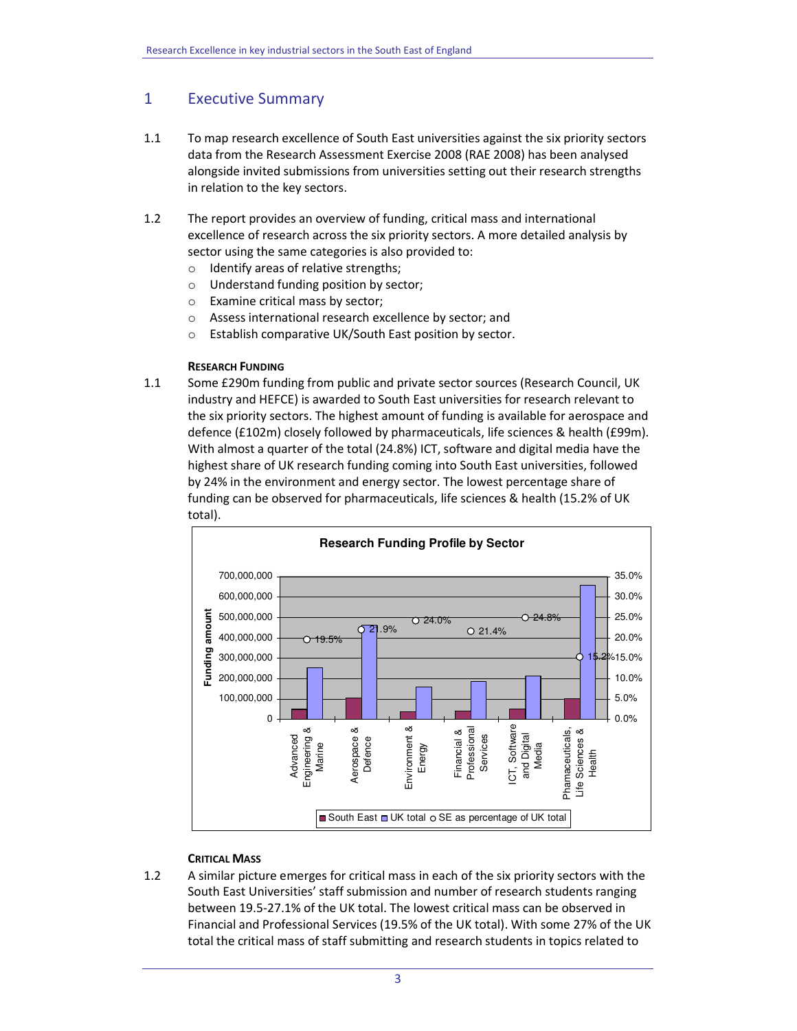# 1 Executive Summary

1.1 To map research excellence of South East universities against the six priority sectors data from the Research Assessment Exercise 2008 (RAE 2008) has been analysed alongside invited submissions from universities setting out their research strengths in relation to the key sectors.

1.2 The report provides an overview of funding, critical mass and international excellence of research across the six priority sectors. A more detailed analysis by sector using the same categories is also provided to:

- Identify areas of relative strengths;
- Understand funding position by sector;
- Examine critical mass by sector;
- Assess international research excellence by sector; and
- Establish comparative UK/South East position by sector.

**RESEARCH FUNDING**

1.1 Some £290m funding from public and private sector sources (Research Council, UK industry and HEFCE) is awarded to South East universities for research relevant to the six priority sectors. The highest amount of funding is available for aerospace and defence (£102m) closely followed by pharmaceuticals, life sciences & health (£99m). With almost a quarter of the total (24.8%) ICT, software and digital media have the highest share of UK research funding coming into South East universities, followed by 24% in the environment and energy sector. The lowest percentage share of funding can be observed for pharmaceuticals, life sciences & health (15.2% of UK total).

**Research Funding Profile by Sector**

| Sector | SE as percentage of UK total |
|---|---|
| Advanced Engineering & Marine | 19.5% |
| Aerospace & Defence | 21.9% |
| Environment & Energy | 24.0% |
| Financial & Professional Services | 21.4% |
| ICT, Software and Digital Media | 24.8% |
| Phamaceuticals, Life Sciences & Health | 15.2% |

Legend: South East; UK total; SE as percentage of UK total. Axes: Funding amount (0 – 700,000,000); percentage (0.0% – 35.0%).

**CRITICAL MASS**

1.2 A similar picture emerges for critical mass in each of the six priority sectors with the South East Universities' staff submission and number of research students ranging between 19.5-27.1% of the UK total. The lowest critical mass can be observed in Financial and Professional Services (19.5% of the UK total). With some 27% of the UK total the critical mass of staff submitting and research students in topics related to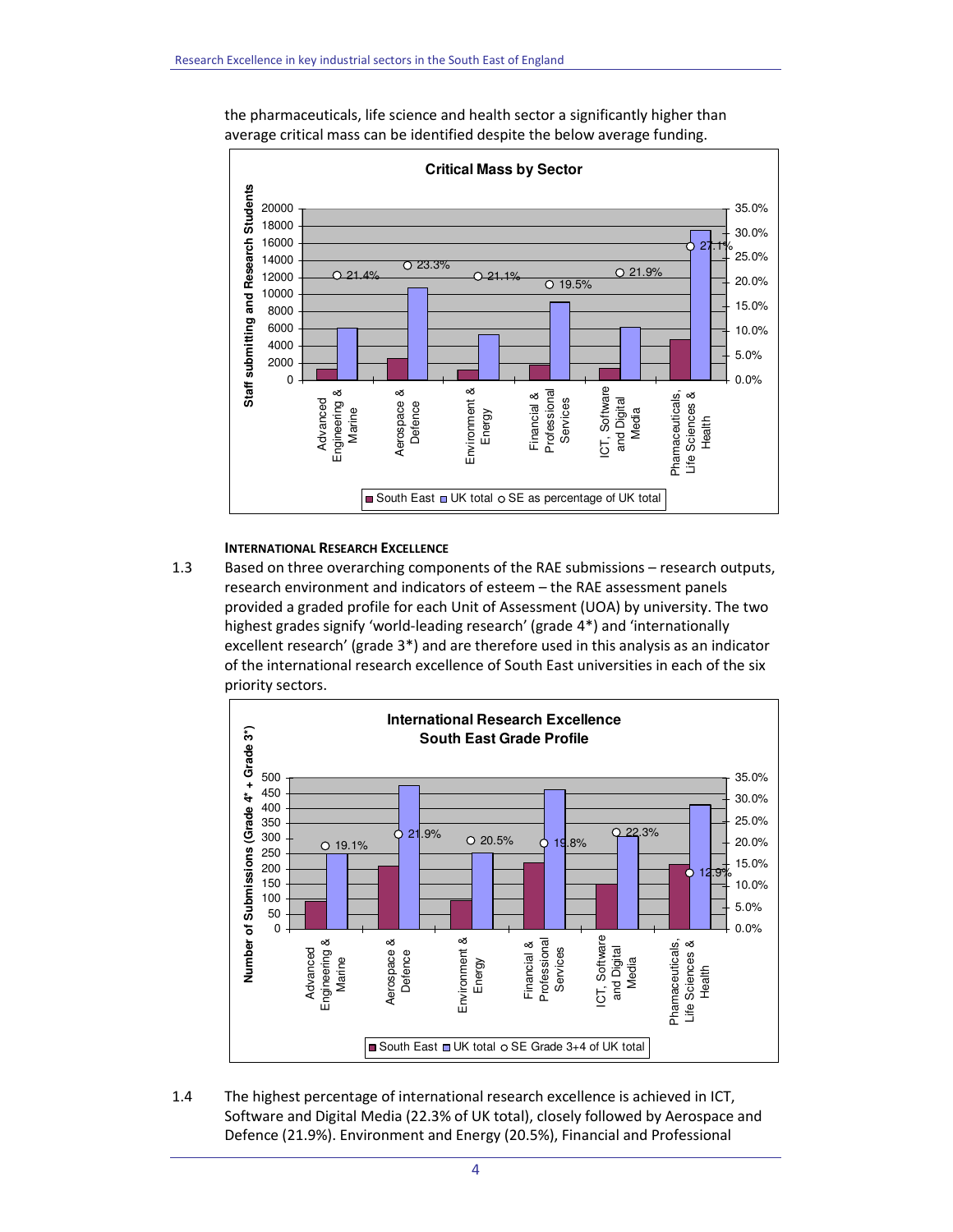the pharmaceuticals, life science and health sector a significantly higher than average critical mass can be identified despite the below average funding.

**Critical Mass by Sector**

| Sector | SE as percentage of UK total |
|---|---|
| Advanced Engineering & Marine | 21.4% |
| Aerospace & Defence | 23.3% |
| Environment & Energy | 21.1% |
| Financial & Professional Services | 19.5% |
| ICT, Software and Digital Media | 21.9% |
| Phamaceuticals, Life Sciences & Health | 27.1% |

Staff submitting and Research Students — South East, UK total, SE as percentage of UK total

#### International Research Excellence

1.3 Based on three overarching components of the RAE submissions – research outputs, research environment and indicators of esteem – the RAE assessment panels provided a graded profile for each Unit of Assessment (UOA) by university. The two highest grades signify 'world-leading research' (grade 4*) and 'internationally excellent research' (grade 3*) and are therefore used in this analysis as an indicator of the international research excellence of South East universities in each of the six priority sectors.

**International Research Excellence South East Grade Profile**

| Sector | SE Grade 3+4 of UK total |
|---|---|
| Advanced Engineering & Marine | 19.1% |
| Aerospace & Defence | 21.9% |
| Environment & Energy | 20.5% |
| Financial & Professional Services | 19.8% |
| ICT, Software and Digital Media | 22.3% |
| Phamaceuticals, Life Sciences & Health | 12.9% |

Number of Submissions (Grade 4* + Grade 3*) — South East, UK total, SE Grade 3+4 of UK total

1.4 The highest percentage of international research excellence is achieved in ICT, Software and Digital Media (22.3% of UK total), closely followed by Aerospace and Defence (21.9%). Environment and Energy (20.5%), Financial and Professional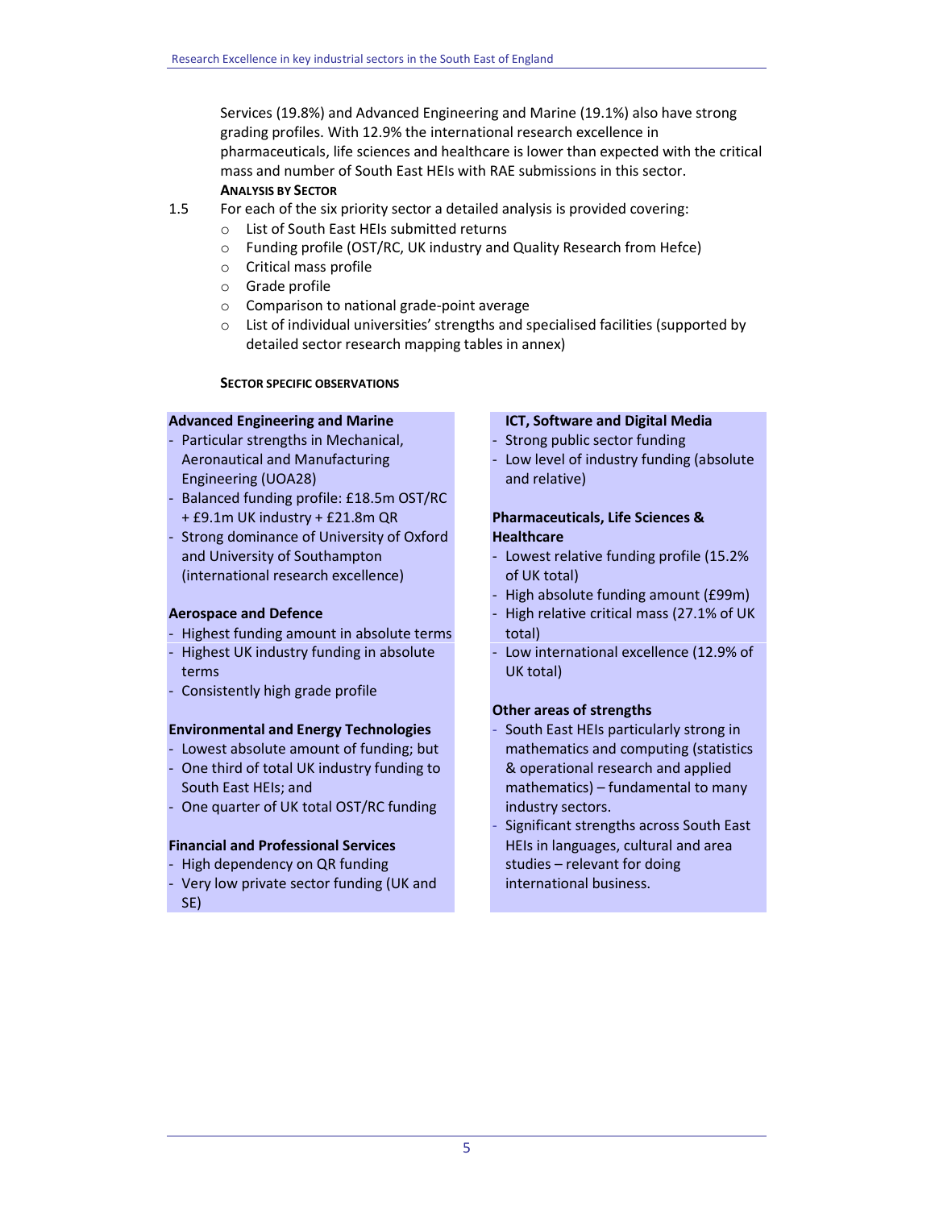Services (19.8%) and Advanced Engineering and Marine (19.1%) also have strong grading profiles. With 12.9% the international research excellence in pharmaceuticals, life sciences and healthcare is lower than expected with the critical mass and number of South East HEIs with RAE submissions in this sector.

**ANALYSIS BY SECTOR**

1.5 For each of the six priority sector a detailed analysis is provided covering:

- List of South East HEIs submitted returns
- Funding profile (OST/RC, UK industry and Quality Research from Hefce)
- Critical mass profile
- Grade profile
- Comparison to national grade-point average
- List of individual universities' strengths and specialised facilities (supported by detailed sector research mapping tables in annex)

**SECTOR SPECIFIC OBSERVATIONS**

**Advanced Engineering and Marine**
- Particular strengths in Mechanical, Aeronautical and Manufacturing Engineering (UOA28)
- Balanced funding profile: £18.5m OST/RC + £9.1m UK industry + £21.8m QR
- Strong dominance of University of Oxford and University of Southampton (international research excellence)

**Aerospace and Defence**
- Highest funding amount in absolute terms
- Highest UK industry funding in absolute terms
- Consistently high grade profile

**Environmental and Energy Technologies**
- Lowest absolute amount of funding; but
- One third of total UK industry funding to South East HEIs; and
- One quarter of UK total OST/RC funding

**Financial and Professional Services**
- High dependency on QR funding
- Very low private sector funding (UK and SE)

**ICT, Software and Digital Media**
- Strong public sector funding
- Low level of industry funding (absolute and relative)

**Pharmaceuticals, Life Sciences & Healthcare**
- Lowest relative funding profile (15.2% of UK total)
- High absolute funding amount (£99m)
- High relative critical mass (27.1% of UK total)
- Low international excellence (12.9% of UK total)

**Other areas of strengths**
- South East HEIs particularly strong in mathematics and computing (statistics & operational research and applied mathematics) – fundamental to many industry sectors.
- Significant strengths across South East HEIs in languages, cultural and area studies – relevant for doing international business.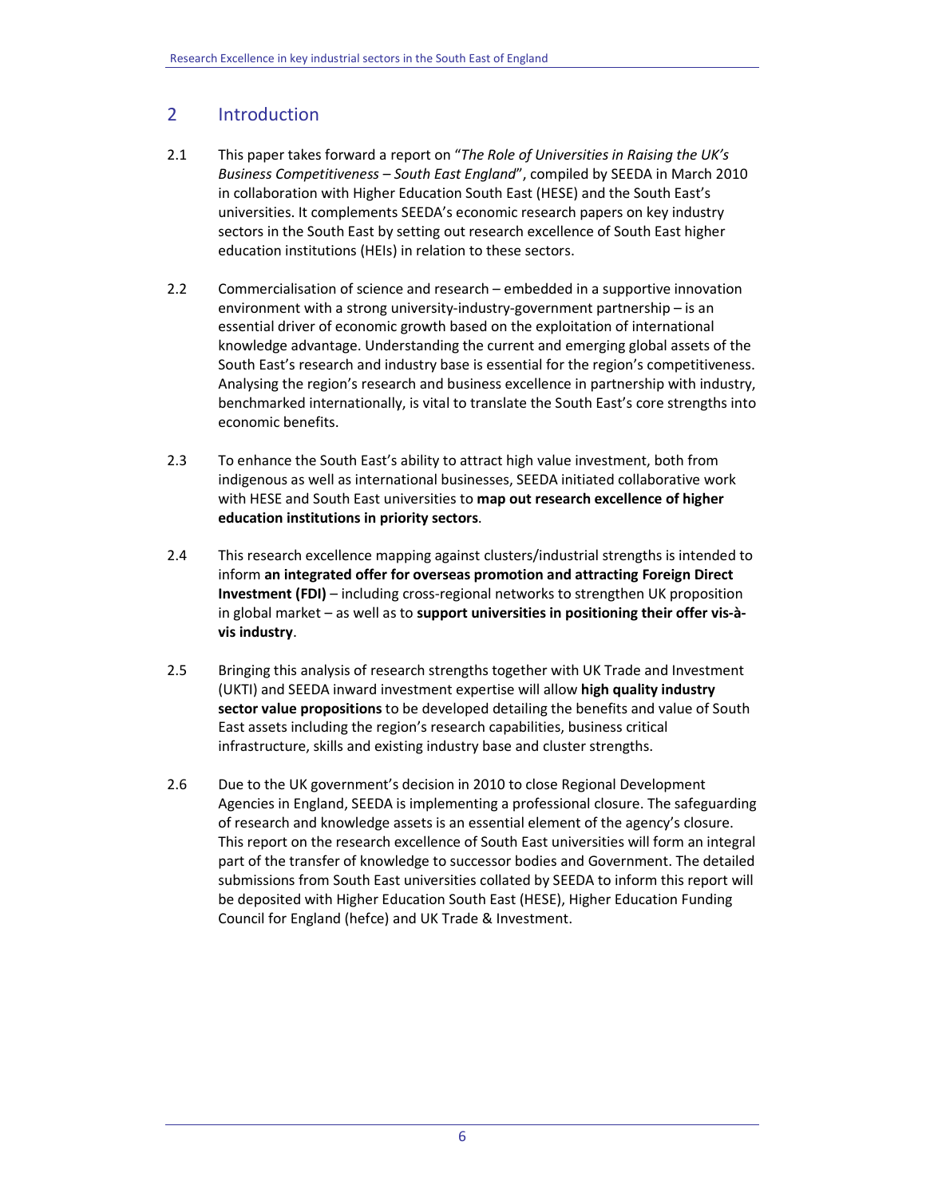## 2 Introduction

2.1 This paper takes forward a report on "*The Role of Universities in Raising the UK's Business Competitiveness – South East England*", compiled by SEEDA in March 2010 in collaboration with Higher Education South East (HESE) and the South East's universities. It complements SEEDA's economic research papers on key industry sectors in the South East by setting out research excellence of South East higher education institutions (HEIs) in relation to these sectors.

2.2 Commercialisation of science and research – embedded in a supportive innovation environment with a strong university-industry-government partnership – is an essential driver of economic growth based on the exploitation of international knowledge advantage. Understanding the current and emerging global assets of the South East's research and industry base is essential for the region's competitiveness. Analysing the region's research and business excellence in partnership with industry, benchmarked internationally, is vital to translate the South East's core strengths into economic benefits.

2.3 To enhance the South East's ability to attract high value investment, both from indigenous as well as international businesses, SEEDA initiated collaborative work with HESE and South East universities to **map out research excellence of higher education institutions in priority sectors**.

2.4 This research excellence mapping against clusters/industrial strengths is intended to inform **an integrated offer for overseas promotion and attracting Foreign Direct Investment (FDI)** – including cross-regional networks to strengthen UK proposition in global market – as well as to **support universities in positioning their offer vis-à-vis industry**.

2.5 Bringing this analysis of research strengths together with UK Trade and Investment (UKTI) and SEEDA inward investment expertise will allow **high quality industry sector value propositions** to be developed detailing the benefits and value of South East assets including the region's research capabilities, business critical infrastructure, skills and existing industry base and cluster strengths.

2.6 Due to the UK government's decision in 2010 to close Regional Development Agencies in England, SEEDA is implementing a professional closure. The safeguarding of research and knowledge assets is an essential element of the agency's closure. This report on the research excellence of South East universities will form an integral part of the transfer of knowledge to successor bodies and Government. The detailed submissions from South East universities collated by SEEDA to inform this report will be deposited with Higher Education South East (HESE), Higher Education Funding Council for England (hefce) and UK Trade & Investment.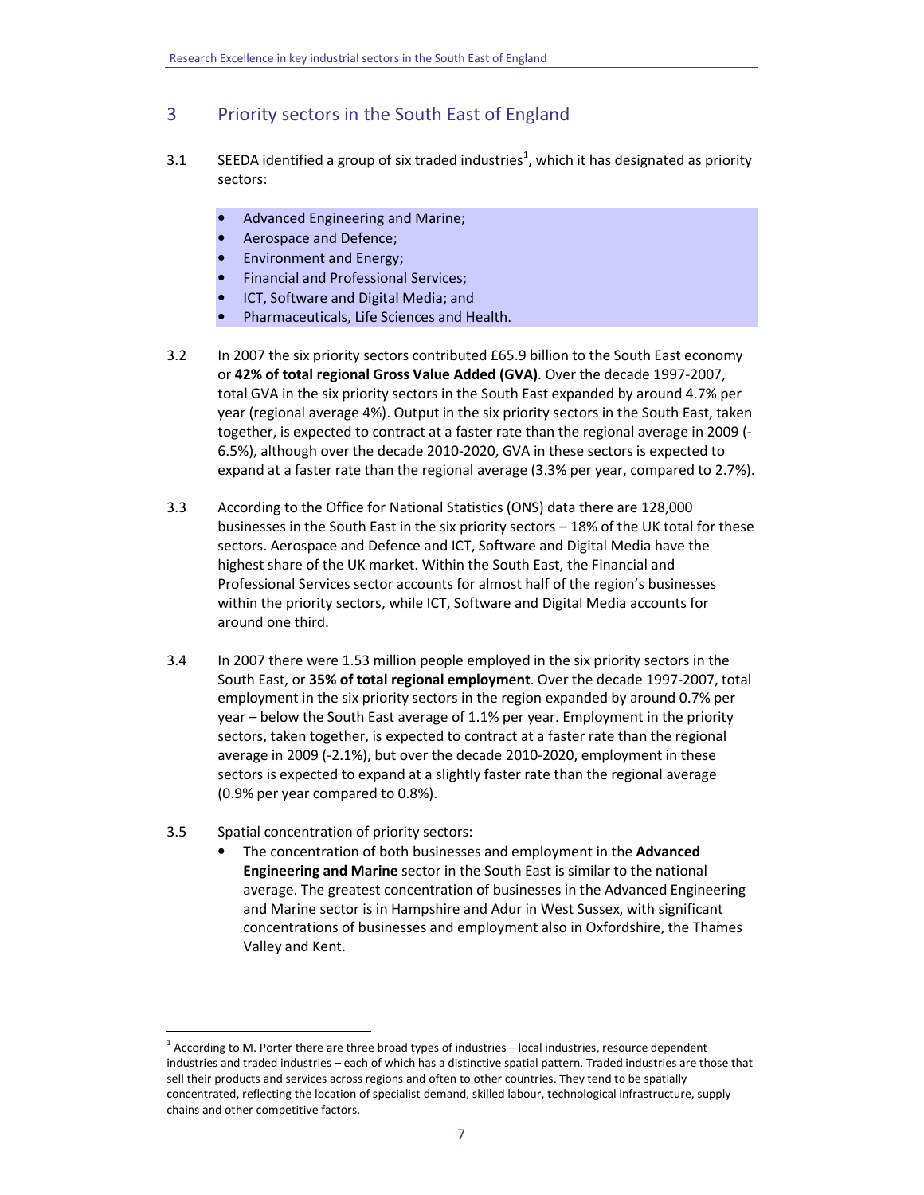## 3 Priority sectors in the South East of England

3.1 SEEDA identified a group of six traded industries[1], which it has designated as priority sectors:

- Advanced Engineering and Marine;
- Aerospace and Defence;
- Environment and Energy;
- Financial and Professional Services;
- ICT, Software and Digital Media; and
- Pharmaceuticals, Life Sciences and Health.

3.2 In 2007 the six priority sectors contributed £65.9 billion to the South East economy or **42% of total regional Gross Value Added (GVA)**. Over the decade 1997-2007, total GVA in the six priority sectors in the South East expanded by around 4.7% per year (regional average 4%). Output in the six priority sectors in the South East, taken together, is expected to contract at a faster rate than the regional average in 2009 (-6.5%), although over the decade 2010-2020, GVA in these sectors is expected to expand at a faster rate than the regional average (3.3% per year, compared to 2.7%).

3.3 According to the Office for National Statistics (ONS) data there are 128,000 businesses in the South East in the six priority sectors – 18% of the UK total for these sectors. Aerospace and Defence and ICT, Software and Digital Media have the highest share of the UK market. Within the South East, the Financial and Professional Services sector accounts for almost half of the region's businesses within the priority sectors, while ICT, Software and Digital Media accounts for around one third.

3.4 In 2007 there were 1.53 million people employed in the six priority sectors in the South East, or **35% of total regional employment**. Over the decade 1997-2007, total employment in the six priority sectors in the region expanded by around 0.7% per year – below the South East average of 1.1% per year. Employment in the priority sectors, taken together, is expected to contract at a faster rate than the regional average in 2009 (-2.1%), but over the decade 2010-2020, employment in these sectors is expected to expand at a slightly faster rate than the regional average (0.9% per year compared to 0.8%).

3.5 Spatial concentration of priority sectors:

- The concentration of both businesses and employment in the **Advanced Engineering and Marine** sector in the South East is similar to the national average. The greatest concentration of businesses in the Advanced Engineering and Marine sector is in Hampshire and Adur in West Sussex, with significant concentrations of businesses and employment also in Oxfordshire, the Thames Valley and Kent.

---

[1] According to M. Porter there are three broad types of industries – local industries, resource dependent industries and traded industries – each of which has a distinctive spatial pattern. Traded industries are those that sell their products and services across regions and often to other countries. They tend to be spatially concentrated, reflecting the location of specialist demand, skilled labour, technological infrastructure, supply chains and other competitive factors.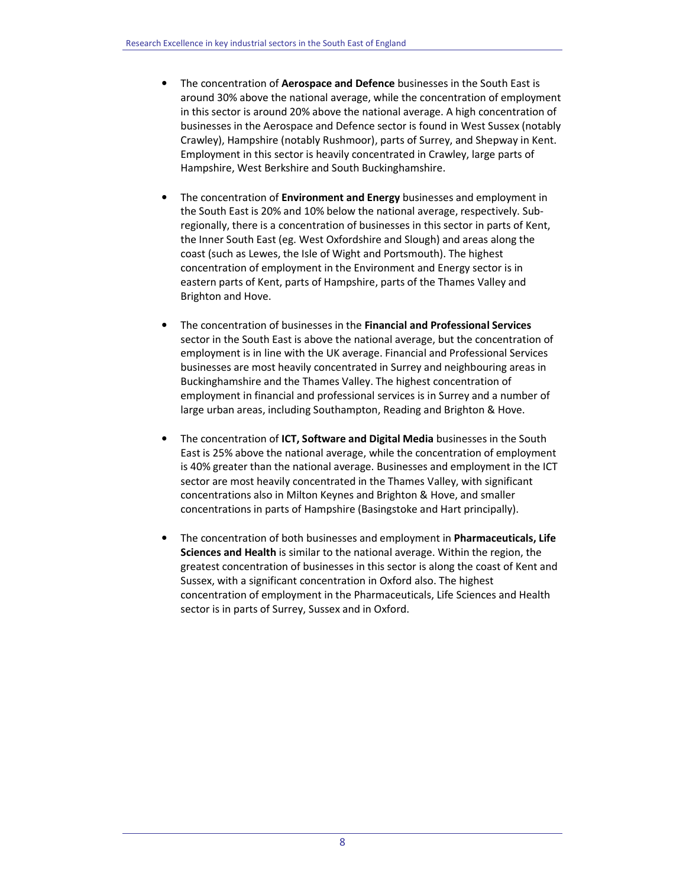- The concentration of **Aerospace and Defence** businesses in the South East is around 30% above the national average, while the concentration of employment in this sector is around 20% above the national average. A high concentration of businesses in the Aerospace and Defence sector is found in West Sussex (notably Crawley), Hampshire (notably Rushmoor), parts of Surrey, and Shepway in Kent. Employment in this sector is heavily concentrated in Crawley, large parts of Hampshire, West Berkshire and South Buckinghamshire.

- The concentration of **Environment and Energy** businesses and employment in the South East is 20% and 10% below the national average, respectively. Sub-regionally, there is a concentration of businesses in this sector in parts of Kent, the Inner South East (eg. West Oxfordshire and Slough) and areas along the coast (such as Lewes, the Isle of Wight and Portsmouth). The highest concentration of employment in the Environment and Energy sector is in eastern parts of Kent, parts of Hampshire, parts of the Thames Valley and Brighton and Hove.

- The concentration of businesses in the **Financial and Professional Services** sector in the South East is above the national average, but the concentration of employment is in line with the UK average. Financial and Professional Services businesses are most heavily concentrated in Surrey and neighbouring areas in Buckinghamshire and the Thames Valley. The highest concentration of employment in financial and professional services is in Surrey and a number of large urban areas, including Southampton, Reading and Brighton & Hove.

- The concentration of **ICT, Software and Digital Media** businesses in the South East is 25% above the national average, while the concentration of employment is 40% greater than the national average. Businesses and employment in the ICT sector are most heavily concentrated in the Thames Valley, with significant concentrations also in Milton Keynes and Brighton & Hove, and smaller concentrations in parts of Hampshire (Basingstoke and Hart principally).

- The concentration of both businesses and employment in **Pharmaceuticals, Life Sciences and Health** is similar to the national average. Within the region, the greatest concentration of businesses in this sector is along the coast of Kent and Sussex, with a significant concentration in Oxford also. The highest concentration of employment in the Pharmaceuticals, Life Sciences and Health sector is in parts of Surrey, Sussex and in Oxford.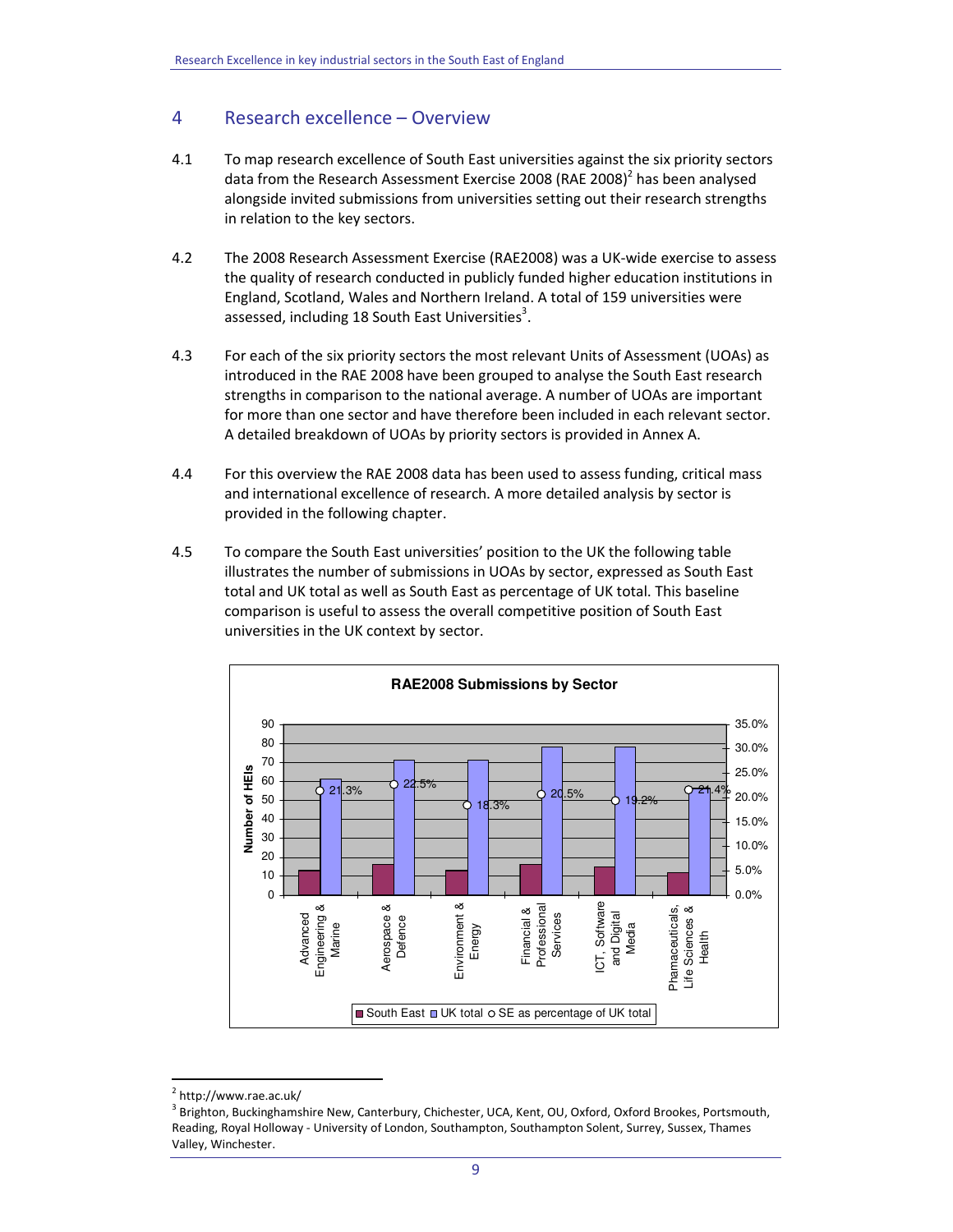## 4 Research excellence – Overview

4.1 To map research excellence of South East universities against the six priority sectors data from the Research Assessment Exercise 2008 (RAE 2008)[2] has been analysed alongside invited submissions from universities setting out their research strengths in relation to the key sectors.

4.2 The 2008 Research Assessment Exercise (RAE2008) was a UK-wide exercise to assess the quality of research conducted in publicly funded higher education institutions in England, Scotland, Wales and Northern Ireland. A total of 159 universities were assessed, including 18 South East Universities[3].

4.3 For each of the six priority sectors the most relevant Units of Assessment (UOAs) as introduced in the RAE 2008 have been grouped to analyse the South East research strengths in comparison to the national average. A number of UOAs are important for more than one sector and have therefore been included in each relevant sector. A detailed breakdown of UOAs by priority sectors is provided in Annex A.

4.4 For this overview the RAE 2008 data has been used to assess funding, critical mass and international excellence of research. A more detailed analysis by sector is provided in the following chapter.

4.5 To compare the South East universities' position to the UK the following table illustrates the number of submissions in UOAs by sector, expressed as South East total and UK total as well as South East as percentage of UK total. This baseline comparison is useful to assess the overall competitive position of South East universities in the UK context by sector.

**RAE2008 Submissions by Sector**

| Sector | SE as percentage of UK total |
|---|---|
| Advanced Engineering & Marine | 21.3% |
| Aerospace & Defence | 22.5% |
| Environment & Energy | 18.3% |
| Financial & Professional Services | 20.5% |
| ICT, Software and Digital Media | 19.2% |
| Phamaceuticals, Life Sciences & Health | 21.4% |

Legend: South East; UK total; SE as percentage of UK total (left axis: Number of HEIs)

---

[2] http://www.rae.ac.uk/

[3] Brighton, Buckinghamshire New, Canterbury, Chichester, UCA, Kent, OU, Oxford, Oxford Brookes, Portsmouth, Reading, Royal Holloway - University of London, Southampton, Southampton Solent, Surrey, Sussex, Thames Valley, Winchester.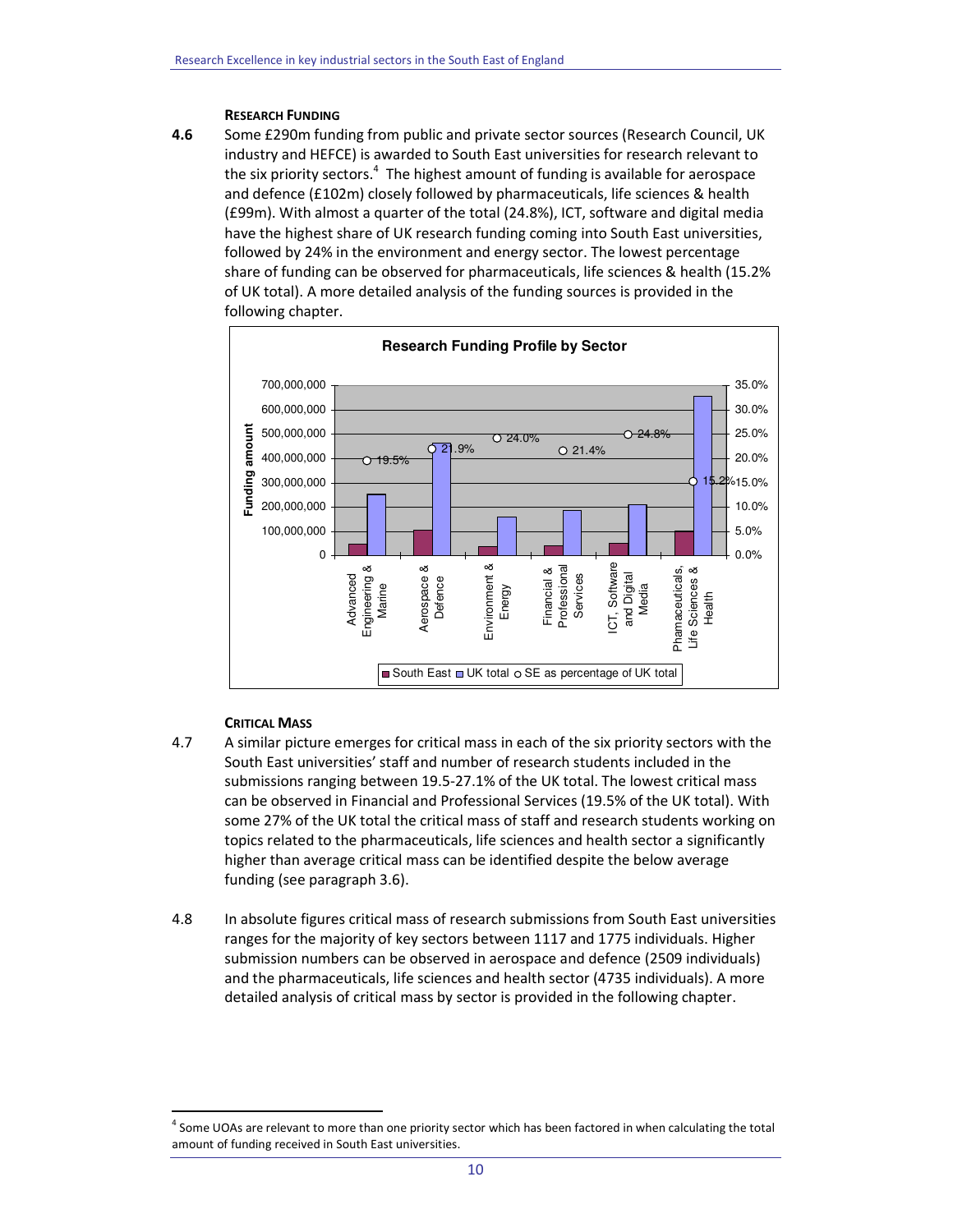#### RESEARCH FUNDING

**4.6** Some £290m funding from public and private sector sources (Research Council, UK industry and HEFCE) is awarded to South East universities for research relevant to the six priority sectors.[4] The highest amount of funding is available for aerospace and defence (£102m) closely followed by pharmaceuticals, life sciences & health (£99m). With almost a quarter of the total (24.8%), ICT, software and digital media have the highest share of UK research funding coming into South East universities, followed by 24% in the environment and energy sector. The lowest percentage share of funding can be observed for pharmaceuticals, life sciences & health (15.2% of UK total). A more detailed analysis of the funding sources is provided in the following chapter.

**Research Funding Profile by Sector**

| Sector | SE as percentage of UK total |
|---|---|
| Advanced Engineering & Marine | 19.5% |
| Aerospace & Defence | 21.9% |
| Environment & Energy | 24.0% |
| Financial & Professional Services | 21.4% |
| ICT, Software and Digital Media | 24.8% |
| Phamaceuticals, Life Sciences & Health | 15.2% |

Legend: South East, UK total, SE as percentage of UK total (Funding amount, 0 – 700,000,000; 0.0% – 35.0%)

#### CRITICAL MASS

4.7 A similar picture emerges for critical mass in each of the six priority sectors with the South East universities' staff and number of research students included in the submissions ranging between 19.5-27.1% of the UK total. The lowest critical mass can be observed in Financial and Professional Services (19.5% of the UK total). With some 27% of the UK total the critical mass of staff and research students working on topics related to the pharmaceuticals, life sciences and health sector a significantly higher than average critical mass can be identified despite the below average funding (see paragraph 3.6).

4.8 In absolute figures critical mass of research submissions from South East universities ranges for the majority of key sectors between 1117 and 1775 individuals. Higher submission numbers can be observed in aerospace and defence (2509 individuals) and the pharmaceuticals, life sciences and health sector (4735 individuals). A more detailed analysis of critical mass by sector is provided in the following chapter.

[4] Some UOAs are relevant to more than one priority sector which has been factored in when calculating the total amount of funding received in South East universities.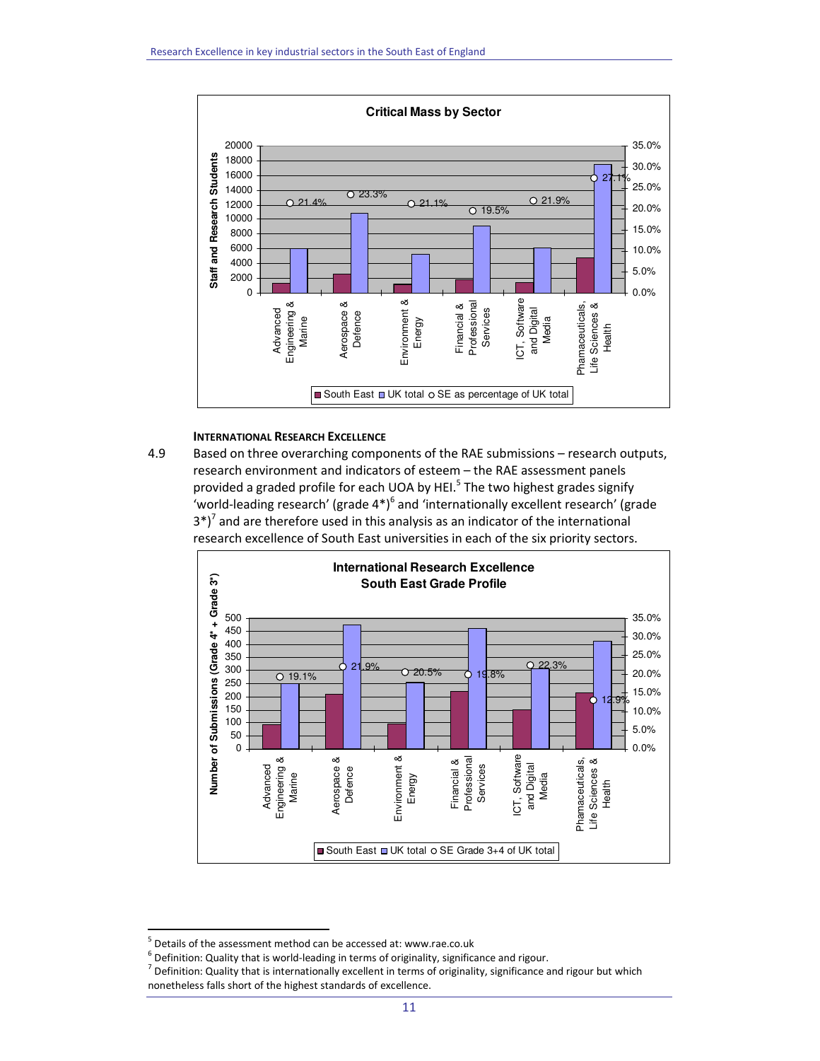**Critical Mass by Sector**

| Sector | SE as percentage of UK total |
|---|---|
| Advanced Engineering & Marine | 21.4% |
| Aerospace & Defence | 23.3% |
| Environment & Energy | 21.1% |
| Financial & Professional Services | 19.5% |
| ICT, Software and Digital Media | 21.9% |
| Phamaceuticals, Life Sciences & Health | 27.1% |

Staff and Research Students — South East / UK total / SE as percentage of UK total

#### INTERNATIONAL RESEARCH EXCELLENCE

4.9 Based on three overarching components of the RAE submissions – research outputs, research environment and indicators of esteem – the RAE assessment panels provided a graded profile for each UOA by HEI.[5] The two highest grades signify 'world-leading research' (grade 4*)[6] and 'internationally excellent research' (grade 3*)[7] and are therefore used in this analysis as an indicator of the international research excellence of South East universities in each of the six priority sectors.

**International Research Excellence**
**South East Grade Profile**

| Sector | SE Grade 3+4 of UK total |
|---|---|
| Advanced Engineering & Marine | 19.1% |
| Aerospace & Defence | 21.9% |
| Environment & Energy | 20.5% |
| Financial & Professional Services | 19.8% |
| ICT, Software and Digital Media | 22.3% |
| Phamaceuticals, Life Sciences & Health | 12.9% |

Number of Submissions (Grade 4* + Grade 3*) — South East / UK total / SE Grade 3+4 of UK total

---

[5] Details of the assessment method can be accessed at: www.rae.co.uk

[6] Definition: Quality that is world-leading in terms of originality, significance and rigour.

[7] Definition: Quality that is internationally excellent in terms of originality, significance and rigour but which nonetheless falls short of the highest standards of excellence.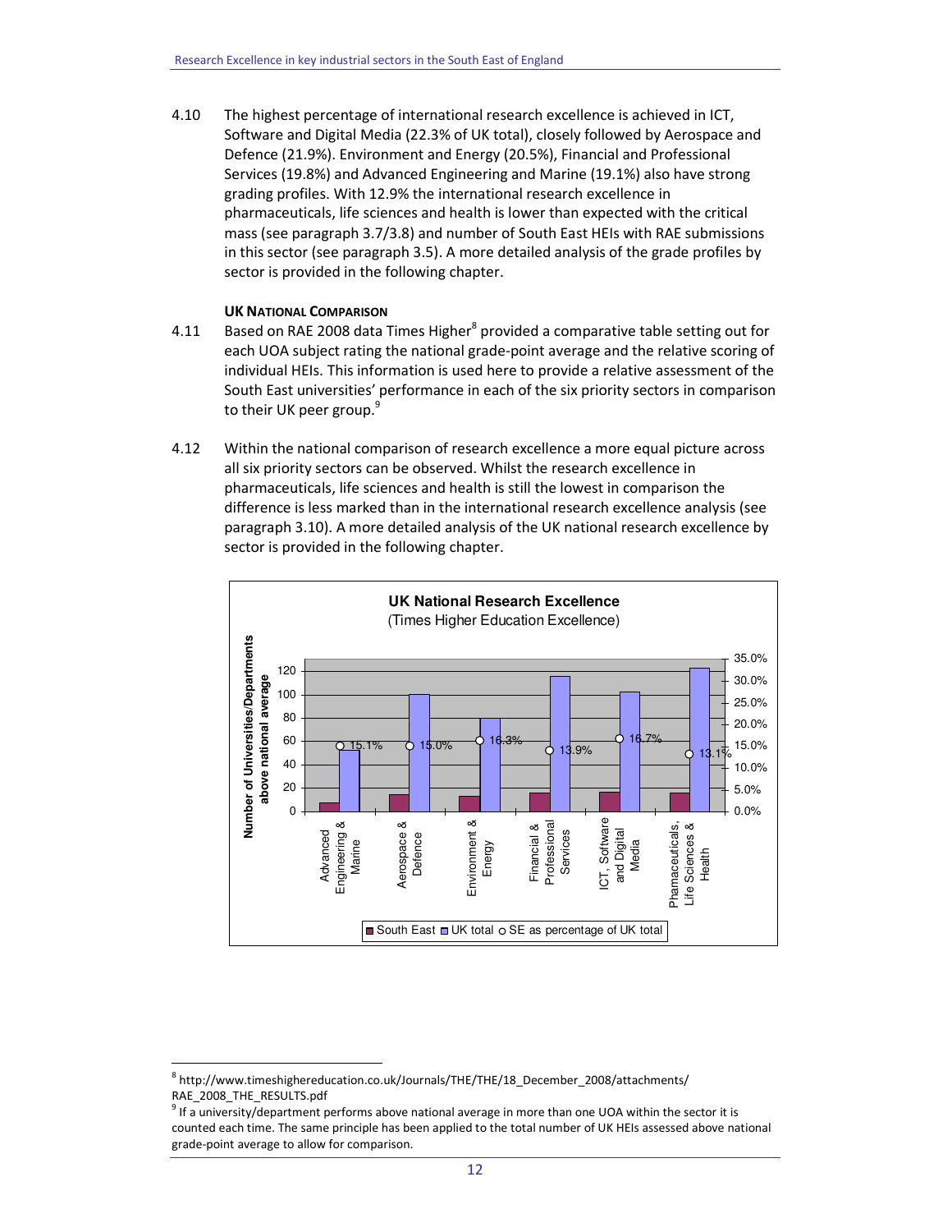4.10 The highest percentage of international research excellence is achieved in ICT, Software and Digital Media (22.3% of UK total), closely followed by Aerospace and Defence (21.9%). Environment and Energy (20.5%), Financial and Professional Services (19.8%) and Advanced Engineering and Marine (19.1%) also have strong grading profiles. With 12.9% the international research excellence in pharmaceuticals, life sciences and health is lower than expected with the critical mass (see paragraph 3.7/3.8) and number of South East HEIs with RAE submissions in this sector (see paragraph 3.5). A more detailed analysis of the grade profiles by sector is provided in the following chapter.

**UK NATIONAL COMPARISON**

4.11 Based on RAE 2008 data Times Higher[8] provided a comparative table setting out for each UOA subject rating the national grade-point average and the relative scoring of individual HEIs. This information is used here to provide a relative assessment of the South East universities' performance in each of the six priority sectors in comparison to their UK peer group.[9]

4.12 Within the national comparison of research excellence a more equal picture across all six priority sectors can be observed. Whilst the research excellence in pharmaceuticals, life sciences and health is still the lowest in comparison the difference is less marked than in the international research excellence analysis (see paragraph 3.10). A more detailed analysis of the UK national research excellence by sector is provided in the following chapter.

**UK National Research Excellence**
(Times Higher Education Excellence)

| Sector | SE as percentage of UK total |
|---|---|
| Advanced Engineering & Marine | 15.1% |
| Aerospace & Defence | 15.0% |
| Environment & Energy | 16.3% |
| Financial & Professional Services | 13.9% |
| ICT, Software and Digital Media | 16.7% |
| Phamaceuticals, Life Sciences & Health | 13.1% |

Y-axis: Number of Universities/Departments above national average. Legend: South East, UK total, SE as percentage of UK total.

---

[8] http://www.timeshighereducation.co.uk/Journals/THE/THE/18_December_2008/attachments/RAE_2008_THE_RESULTS.pdf

[9] If a university/department performs above national average in more than one UOA within the sector it is counted each time. The same principle has been applied to the total number of UK HEIs assessed above national grade-point average to allow for comparison.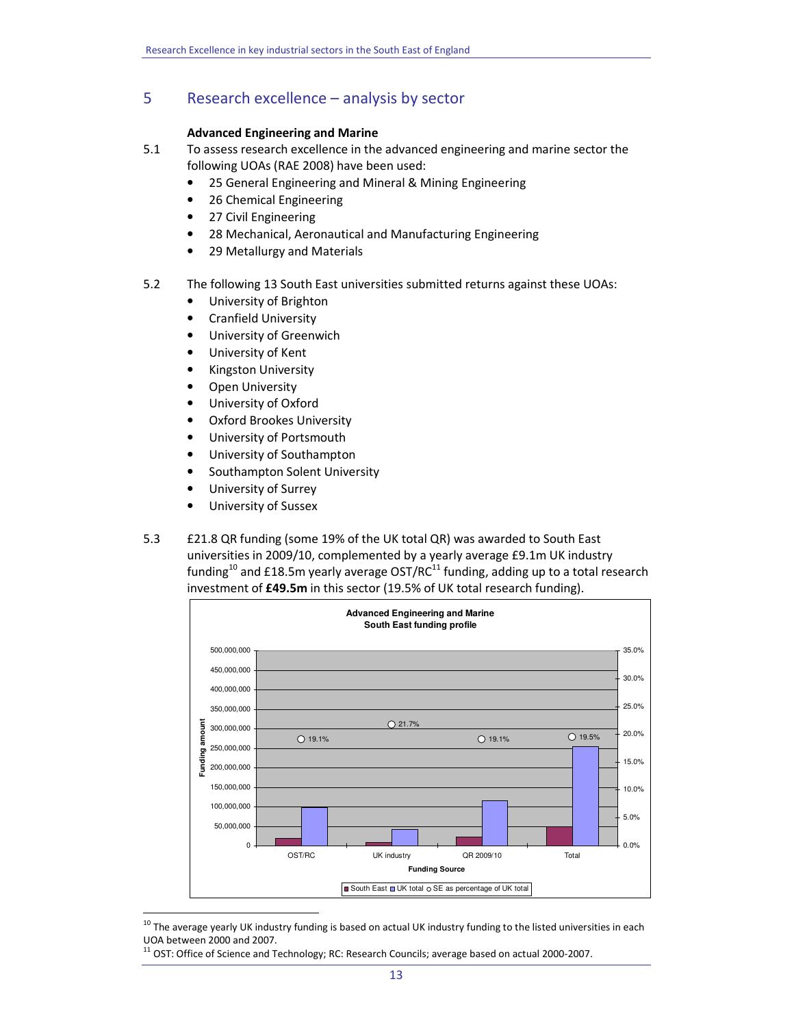## 5 Research excellence – analysis by sector

**Advanced Engineering and Marine**

5.1 To assess research excellence in the advanced engineering and marine sector the following UOAs (RAE 2008) have been used:

- 25 General Engineering and Mineral & Mining Engineering
- 26 Chemical Engineering
- 27 Civil Engineering
- 28 Mechanical, Aeronautical and Manufacturing Engineering
- 29 Metallurgy and Materials

5.2 The following 13 South East universities submitted returns against these UOAs:

- University of Brighton
- Cranfield University
- University of Greenwich
- University of Kent
- Kingston University
- Open University
- University of Oxford
- Oxford Brookes University
- University of Portsmouth
- University of Southampton
- Southampton Solent University
- University of Surrey
- University of Sussex

5.3 £21.8 QR funding (some 19% of the UK total QR) was awarded to South East universities in 2009/10, complemented by a yearly average £9.1m UK industry funding[10] and £18.5m yearly average OST/RC[11] funding, adding up to a total research investment of **£49.5m** in this sector (19.5% of UK total research funding).

**Advanced Engineering and Marine**
**South East funding profile**

| Funding Source | SE as percentage of UK total |
|---|---|
| OST/RC | 19.1% |
| UK industry | 21.7% |
| QR 2009/10 | 19.1% |
| Total | 19.5% |

Legend: South East, UK total, SE as percentage of UK total. Axes: Funding amount (0 – 500,000,000); percentage (0.0% – 35.0%); Funding Source.

[10] The average yearly UK industry funding is based on actual UK industry funding to the listed universities in each UOA between 2000 and 2007.

[11] OST: Office of Science and Technology; RC: Research Councils; average based on actual 2000-2007.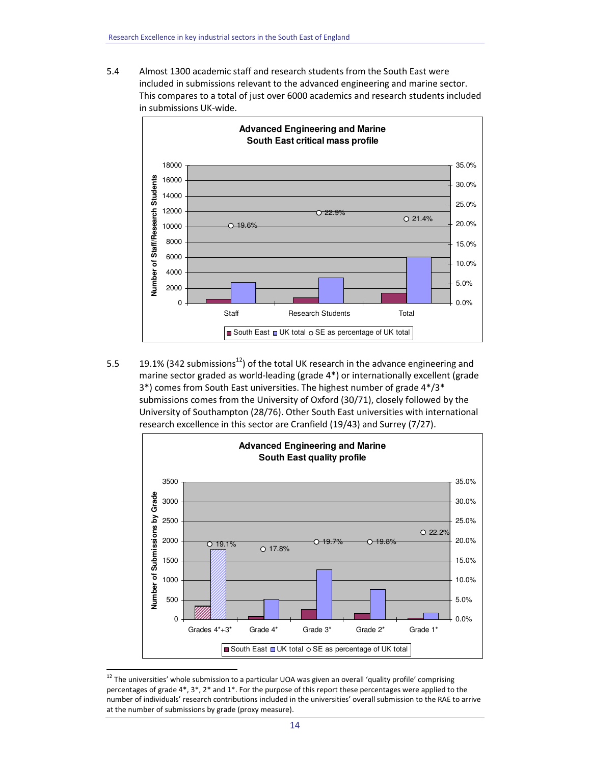5.4 Almost 1300 academic staff and research students from the South East were included in submissions relevant to the advanced engineering and marine sector. This compares to a total of just over 6000 academics and research students included in submissions UK-wide.

**Advanced Engineering and Marine**
**South East critical mass profile**

| | South East | UK total | SE as percentage of UK total |
|---|---|---|---|
| Staff | | | 19.6% |
| Research Students | | | 22.9% |
| Total | | | 21.4% |

5.5 19.1% (342 submissions[12]) of the total UK research in the advance engineering and marine sector graded as world-leading (grade 4*) or internationally excellent (grade 3*) comes from South East universities. The highest number of grade 4*/3* submissions comes from the University of Oxford (30/71), closely followed by the University of Southampton (28/76). Other South East universities with international research excellence in this sector are Cranfield (19/43) and Surrey (7/27).

**Advanced Engineering and Marine**
**South East quality profile**

| | South East | UK total | SE as percentage of UK total |
|---|---|---|---|
| Grades 4*+3* | | | 19.1% |
| Grade 4* | | | 17.8% |
| Grade 3* | | | 19.7% |
| Grade 2* | | | 19.8% |
| Grade 1* | | | 22.2% |

[12] The universities' whole submission to a particular UOA was given an overall 'quality profile' comprising percentages of grade 4*, 3*, 2* and 1*. For the purpose of this report these percentages were applied to the number of individuals' research contributions included in the universities' overall submission to the RAE to arrive at the number of submissions by grade (proxy measure).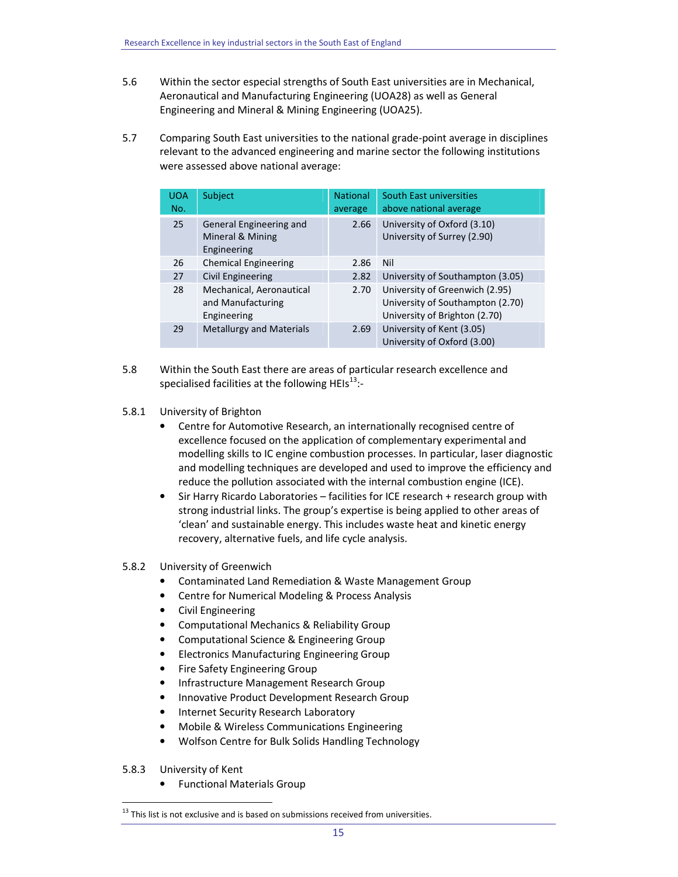5.6 Within the sector especial strengths of South East universities are in Mechanical, Aeronautical and Manufacturing Engineering (UOA28) as well as General Engineering and Mineral & Mining Engineering (UOA25).

5.7 Comparing South East universities to the national grade-point average in disciplines relevant to the advanced engineering and marine sector the following institutions were assessed above national average:

| UOA No. | Subject | National average | South East universities above national average |
|---|---|---|---|
| 25 | General Engineering and Mineral & Mining Engineering | 2.66 | University of Oxford (3.10)<br>University of Surrey (2.90) |
| 26 | Chemical Engineering | 2.86 | Nil |
| 27 | Civil Engineering | 2.82 | University of Southampton (3.05) |
| 28 | Mechanical, Aeronautical and Manufacturing Engineering | 2.70 | University of Greenwich (2.95)<br>University of Southampton (2.70)<br>University of Brighton (2.70) |
| 29 | Metallurgy and Materials | 2.69 | University of Kent (3.05)<br>University of Oxford (3.00) |

5.8 Within the South East there are areas of particular research excellence and specialised facilities at the following HEIs[13]:-

5.8.1 University of Brighton

- Centre for Automotive Research, an internationally recognised centre of excellence focused on the application of complementary experimental and modelling skills to IC engine combustion processes. In particular, laser diagnostic and modelling techniques are developed and used to improve the efficiency and reduce the pollution associated with the internal combustion engine (ICE).
- Sir Harry Ricardo Laboratories – facilities for ICE research + research group with strong industrial links. The group's expertise is being applied to other areas of 'clean' and sustainable energy. This includes waste heat and kinetic energy recovery, alternative fuels, and life cycle analysis.

5.8.2 University of Greenwich

- Contaminated Land Remediation & Waste Management Group
- Centre for Numerical Modeling & Process Analysis
- Civil Engineering
- Computational Mechanics & Reliability Group
- Computational Science & Engineering Group
- Electronics Manufacturing Engineering Group
- Fire Safety Engineering Group
- Infrastructure Management Research Group
- Innovative Product Development Research Group
- Internet Security Research Laboratory
- Mobile & Wireless Communications Engineering
- Wolfson Centre for Bulk Solids Handling Technology

5.8.3 University of Kent

- Functional Materials Group

[13] This list is not exclusive and is based on submissions received from universities.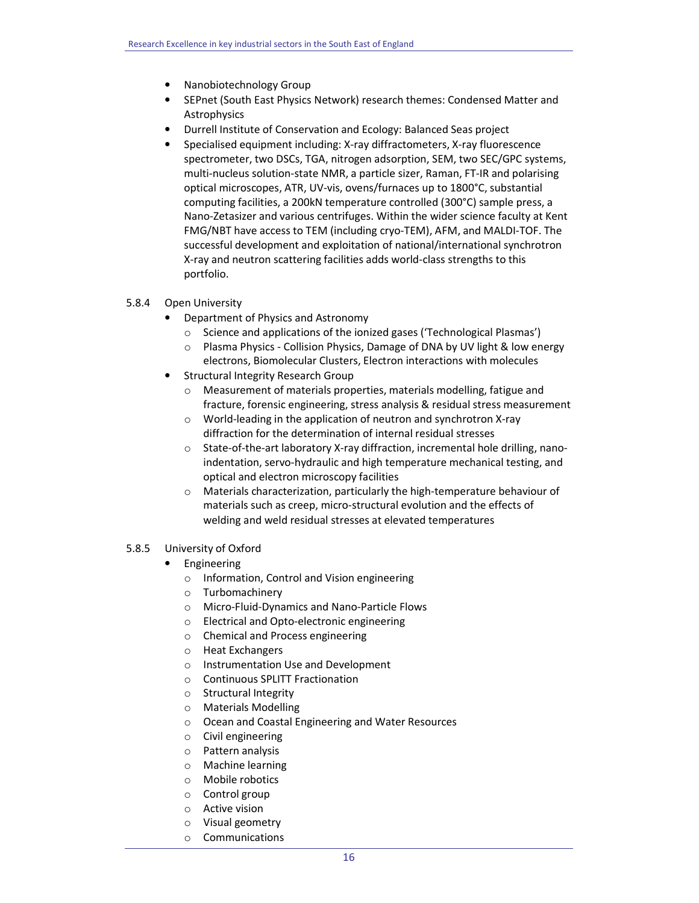- Nanobiotechnology Group
- SEPnet (South East Physics Network) research themes: Condensed Matter and Astrophysics
- Durrell Institute of Conservation and Ecology: Balanced Seas project
- Specialised equipment including: X-ray diffractometers, X-ray fluorescence spectrometer, two DSCs, TGA, nitrogen adsorption, SEM, two SEC/GPC systems, multi-nucleus solution-state NMR, a particle sizer, Raman, FT-IR and polarising optical microscopes, ATR, UV-vis, ovens/furnaces up to 1800°C, substantial computing facilities, a 200kN temperature controlled (300°C) sample press, a Nano-Zetasizer and various centrifuges. Within the wider science faculty at Kent FMG/NBT have access to TEM (including cryo-TEM), AFM, and MALDI-TOF. The successful development and exploitation of national/international synchrotron X-ray and neutron scattering facilities adds world-class strengths to this portfolio.

### 5.8.4 Open University

- Department of Physics and Astronomy
  - Science and applications of the ionized gases ('Technological Plasmas')
  - Plasma Physics - Collision Physics, Damage of DNA by UV light & low energy electrons, Biomolecular Clusters, Electron interactions with molecules
- Structural Integrity Research Group
  - Measurement of materials properties, materials modelling, fatigue and fracture, forensic engineering, stress analysis & residual stress measurement
  - World-leading in the application of neutron and synchrotron X-ray diffraction for the determination of internal residual stresses
  - State-of-the-art laboratory X-ray diffraction, incremental hole drilling, nano-indentation, servo-hydraulic and high temperature mechanical testing, and optical and electron microscopy facilities
  - Materials characterization, particularly the high-temperature behaviour of materials such as creep, micro-structural evolution and the effects of welding and weld residual stresses at elevated temperatures

### 5.8.5 University of Oxford

- Engineering
  - Information, Control and Vision engineering
  - Turbomachinery
  - Micro-Fluid-Dynamics and Nano-Particle Flows
  - Electrical and Opto-electronic engineering
  - Chemical and Process engineering
  - Heat Exchangers
  - Instrumentation Use and Development
  - Continuous SPLITT Fractionation
  - Structural Integrity
  - Materials Modelling
  - Ocean and Coastal Engineering and Water Resources
  - Civil engineering
  - Pattern analysis
  - Machine learning
  - Mobile robotics
  - Control group
  - Active vision
  - Visual geometry
  - Communications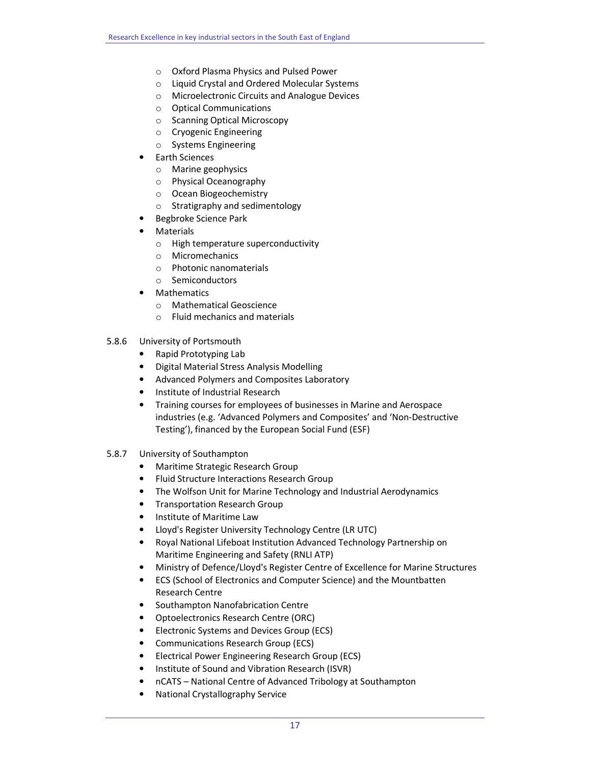- Oxford Plasma Physics and Pulsed Power
    - Liquid Crystal and Ordered Molecular Systems
    - Microelectronic Circuits and Analogue Devices
    - Optical Communications
    - Scanning Optical Microscopy
    - Cryogenic Engineering
    - Systems Engineering
- Earth Sciences
    - Marine geophysics
    - Physical Oceanography
    - Ocean Biogeochemistry
    - Stratigraphy and sedimentology
- Begbroke Science Park
- Materials
    - High temperature superconductivity
    - Micromechanics
    - Photonic nanomaterials
    - Semiconductors
- Mathematics
    - Mathematical Geoscience
    - Fluid mechanics and materials

5.8.6 University of Portsmouth

- Rapid Prototyping Lab
- Digital Material Stress Analysis Modelling
- Advanced Polymers and Composites Laboratory
- Institute of Industrial Research
- Training courses for employees of businesses in Marine and Aerospace industries (e.g. 'Advanced Polymers and Composites' and 'Non-Destructive Testing'), financed by the European Social Fund (ESF)

5.8.7 University of Southampton

- Maritime Strategic Research Group
- Fluid Structure Interactions Research Group
- The Wolfson Unit for Marine Technology and Industrial Aerodynamics
- Transportation Research Group
- Institute of Maritime Law
- Lloyd's Register University Technology Centre (LR UTC)
- Royal National Lifeboat Institution Advanced Technology Partnership on Maritime Engineering and Safety (RNLI ATP)
- Ministry of Defence/Lloyd's Register Centre of Excellence for Marine Structures
- ECS (School of Electronics and Computer Science) and the Mountbatten Research Centre
- Southampton Nanofabrication Centre
- Optoelectronics Research Centre (ORC)
- Electronic Systems and Devices Group (ECS)
- Communications Research Group (ECS)
- Electrical Power Engineering Research Group (ECS)
- Institute of Sound and Vibration Research (ISVR)
- nCATS – National Centre of Advanced Tribology at Southampton
- National Crystallography Service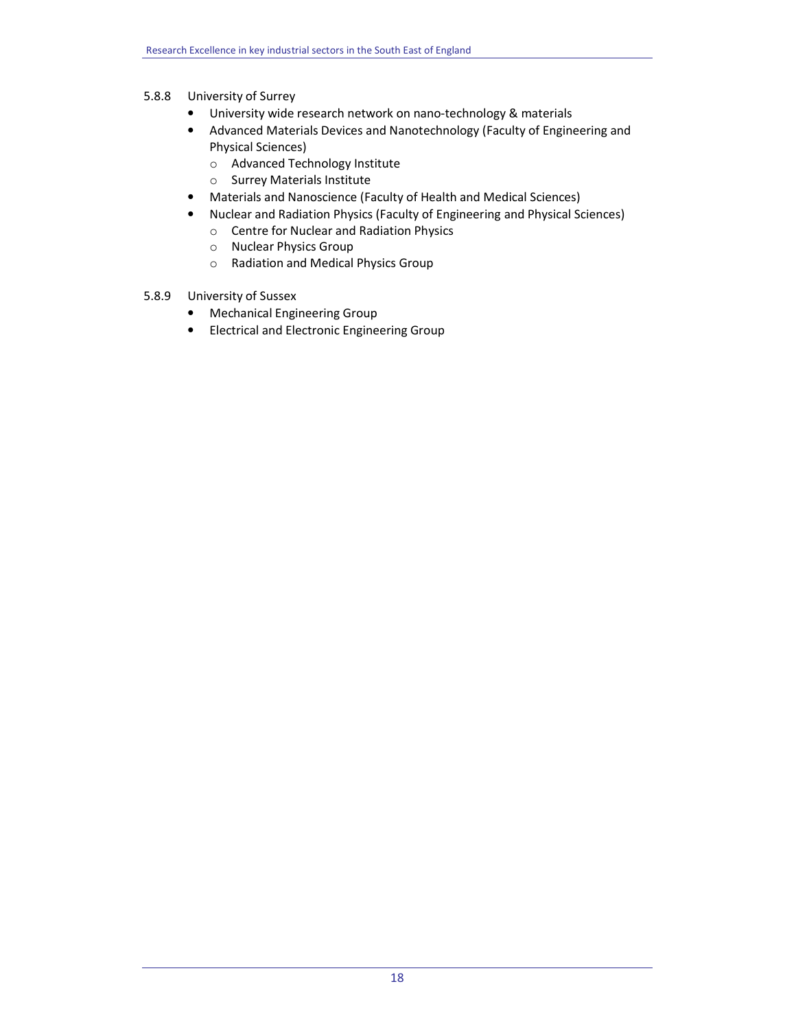#### 5.8.8 University of Surrey

- University wide research network on nano-technology & materials
- Advanced Materials Devices and Nanotechnology (Faculty of Engineering and Physical Sciences)
  - Advanced Technology Institute
  - Surrey Materials Institute
- Materials and Nanoscience (Faculty of Health and Medical Sciences)
- Nuclear and Radiation Physics (Faculty of Engineering and Physical Sciences)
  - Centre for Nuclear and Radiation Physics
  - Nuclear Physics Group
  - Radiation and Medical Physics Group

#### 5.8.9 University of Sussex

- Mechanical Engineering Group
- Electrical and Electronic Engineering Group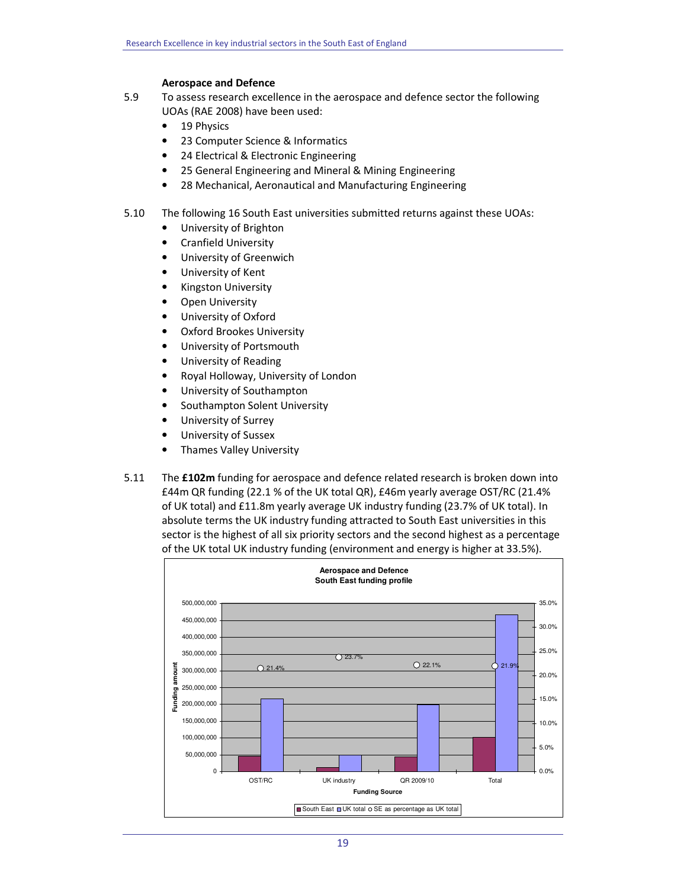### Aerospace and Defence

5.9 To assess research excellence in the aerospace and defence sector the following UOAs (RAE 2008) have been used:

- 19 Physics
- 23 Computer Science & Informatics
- 24 Electrical & Electronic Engineering
- 25 General Engineering and Mineral & Mining Engineering
- 28 Mechanical, Aeronautical and Manufacturing Engineering

5.10 The following 16 South East universities submitted returns against these UOAs:

- University of Brighton
- Cranfield University
- University of Greenwich
- University of Kent
- Kingston University
- Open University
- University of Oxford
- Oxford Brookes University
- University of Portsmouth
- University of Reading
- Royal Holloway, University of London
- University of Southampton
- Southampton Solent University
- University of Surrey
- University of Sussex
- Thames Valley University

5.11 The **£102m** funding for aerospace and defence related research is broken down into £44m QR funding (22.1 % of the UK total QR), £46m yearly average OST/RC (21.4% of UK total) and £11.8m yearly average UK industry funding (23.7% of UK total). In absolute terms the UK industry funding attracted to South East universities in this sector is the highest of all six priority sectors and the second highest as a percentage of the UK total UK industry funding (environment and energy is higher at 33.5%).

**Aerospace and Defence**
**South East funding profile**

| Funding Source | South East | UK total | SE as percentage as UK total |
|---|---|---|---|
| OST/RC | | | 21.4% |
| UK industry | | | 23.7% |
| QR 2009/10 | | | 22.1% |
| Total | | | 21.9% |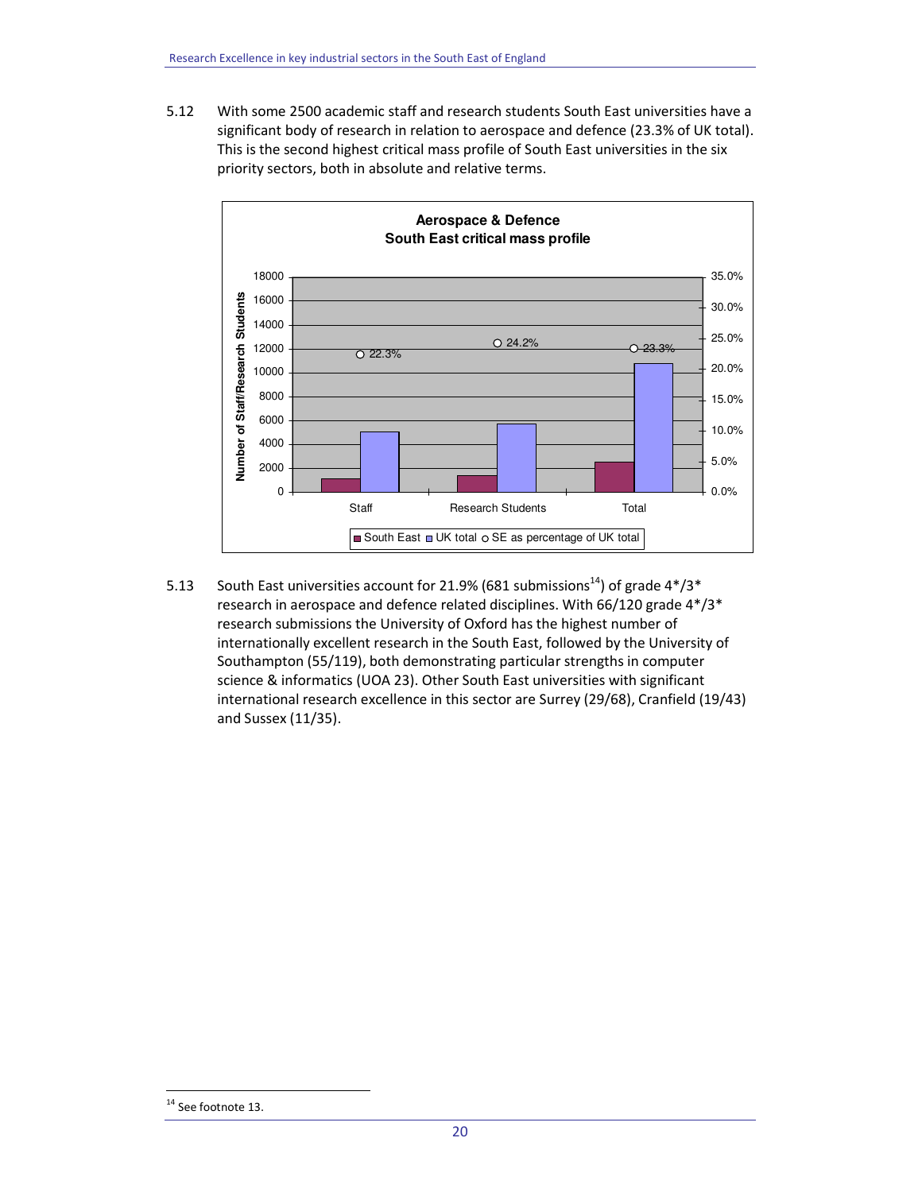5.12 With some 2500 academic staff and research students South East universities have a significant body of research in relation to aerospace and defence (23.3% of UK total). This is the second highest critical mass profile of South East universities in the six priority sectors, both in absolute and relative terms.

**Aerospace & Defence**
**South East critical mass profile**

| | Staff | Research Students | Total |
|---|---|---|---|
| SE as percentage of UK total | 22.3% | 24.2% | 23.3% |

5.13 South East universities account for 21.9% (681 submissions[14]) of grade 4*/3* research in aerospace and defence related disciplines. With 66/120 grade 4*/3* research submissions the University of Oxford has the highest number of internationally excellent research in the South East, followed by the University of Southampton (55/119), both demonstrating particular strengths in computer science & informatics (UOA 23). Other South East universities with significant international research excellence in this sector are Surrey (29/68), Cranfield (19/43) and Sussex (11/35).

[14] See footnote 13.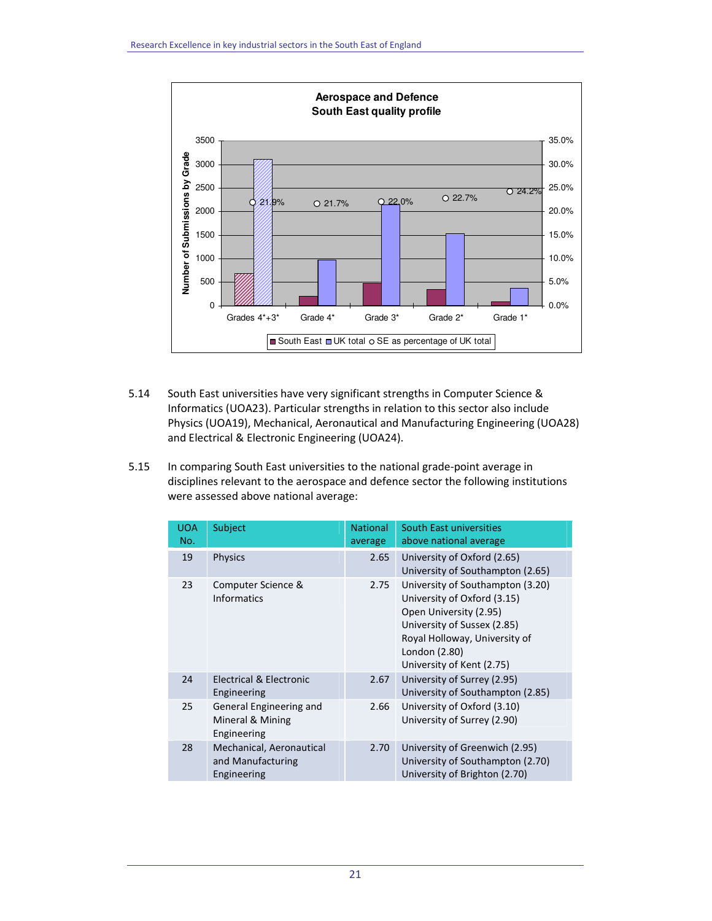**Aerospace and Defence**
**South East quality profile**

| | South East | UK total | SE as percentage of UK total |
|---|---|---|---|
| Grades 4*+3* | | | 21.9% |
| Grade 4* | | | 21.7% |
| Grade 3* | | | 22.0% |
| Grade 2* | | | 22.7% |
| Grade 1* | | | 24.2% |

5.14 South East universities have very significant strengths in Computer Science & Informatics (UOA23). Particular strengths in relation to this sector also include Physics (UOA19), Mechanical, Aeronautical and Manufacturing Engineering (UOA28) and Electrical & Electronic Engineering (UOA24).

5.15 In comparing South East universities to the national grade-point average in disciplines relevant to the aerospace and defence sector the following institutions were assessed above national average:

| UOA No. | Subject | National average | South East universities above national average |
|---|---|---|---|
| 19 | Physics | 2.65 | University of Oxford (2.65)<br>University of Southampton (2.65) |
| 23 | Computer Science & Informatics | 2.75 | University of Southampton (3.20)<br>University of Oxford (3.15)<br>Open University (2.95)<br>University of Sussex (2.85)<br>Royal Holloway, University of London (2.80)<br>University of Kent (2.75) |
| 24 | Electrical & Electronic Engineering | 2.67 | University of Surrey (2.95)<br>University of Southampton (2.85) |
| 25 | General Engineering and Mineral & Mining Engineering | 2.66 | University of Oxford (3.10)<br>University of Surrey (2.90) |
| 28 | Mechanical, Aeronautical and Manufacturing Engineering | 2.70 | University of Greenwich (2.95)<br>University of Southampton (2.70)<br>University of Brighton (2.70) |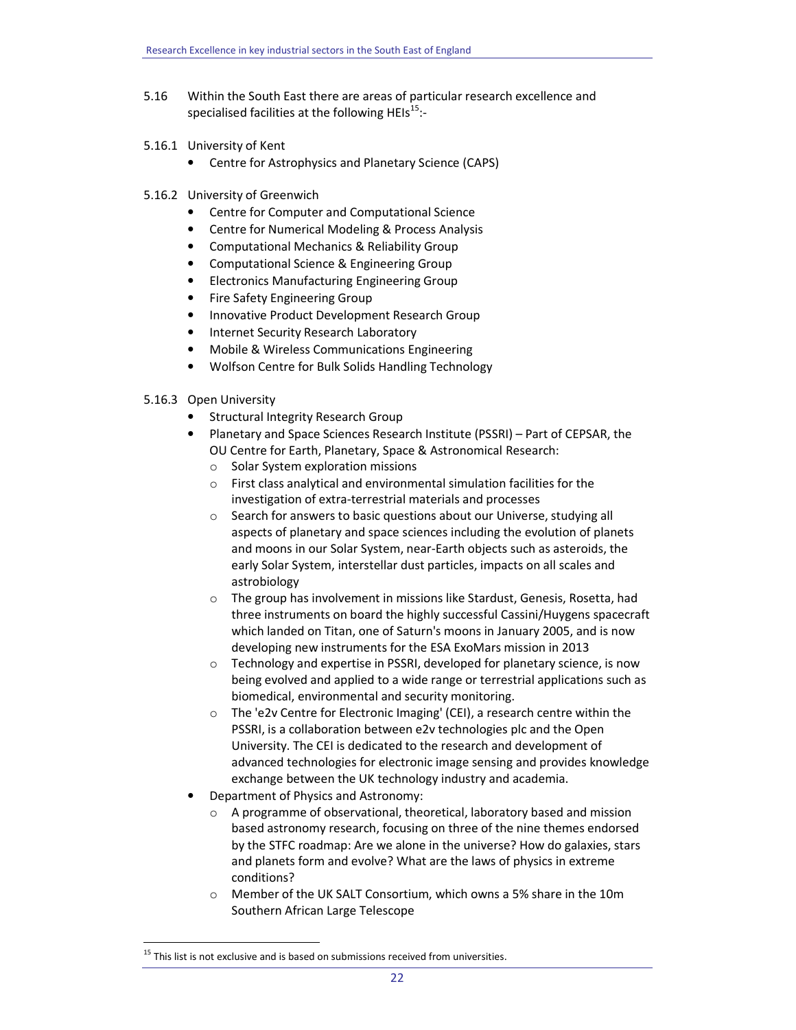5.16 Within the South East there are areas of particular research excellence and specialised facilities at the following HEIs[15]:-

5.16.1 University of Kent

- Centre for Astrophysics and Planetary Science (CAPS)

5.16.2 University of Greenwich

- Centre for Computer and Computational Science
- Centre for Numerical Modeling & Process Analysis
- Computational Mechanics & Reliability Group
- Computational Science & Engineering Group
- Electronics Manufacturing Engineering Group
- Fire Safety Engineering Group
- Innovative Product Development Research Group
- Internet Security Research Laboratory
- Mobile & Wireless Communications Engineering
- Wolfson Centre for Bulk Solids Handling Technology

5.16.3 Open University

- Structural Integrity Research Group
- Planetary and Space Sciences Research Institute (PSSRI) – Part of CEPSAR, the OU Centre for Earth, Planetary, Space & Astronomical Research:
  - Solar System exploration missions
  - First class analytical and environmental simulation facilities for the investigation of extra-terrestrial materials and processes
  - Search for answers to basic questions about our Universe, studying all aspects of planetary and space sciences including the evolution of planets and moons in our Solar System, near-Earth objects such as asteroids, the early Solar System, interstellar dust particles, impacts on all scales and astrobiology
  - The group has involvement in missions like Stardust, Genesis, Rosetta, had three instruments on board the highly successful Cassini/Huygens spacecraft which landed on Titan, one of Saturn's moons in January 2005, and is now developing new instruments for the ESA ExoMars mission in 2013
  - Technology and expertise in PSSRI, developed for planetary science, is now being evolved and applied to a wide range or terrestrial applications such as biomedical, environmental and security monitoring.
  - The 'e2v Centre for Electronic Imaging' (CEI), a research centre within the PSSRI, is a collaboration between e2v technologies plc and the Open University. The CEI is dedicated to the research and development of advanced technologies for electronic image sensing and provides knowledge exchange between the UK technology industry and academia.
- Department of Physics and Astronomy:
  - A programme of observational, theoretical, laboratory based and mission based astronomy research, focusing on three of the nine themes endorsed by the STFC roadmap: Are we alone in the universe? How do galaxies, stars and planets form and evolve? What are the laws of physics in extreme conditions?
  - Member of the UK SALT Consortium, which owns a 5% share in the 10m Southern African Large Telescope

[15] This list is not exclusive and is based on submissions received from universities.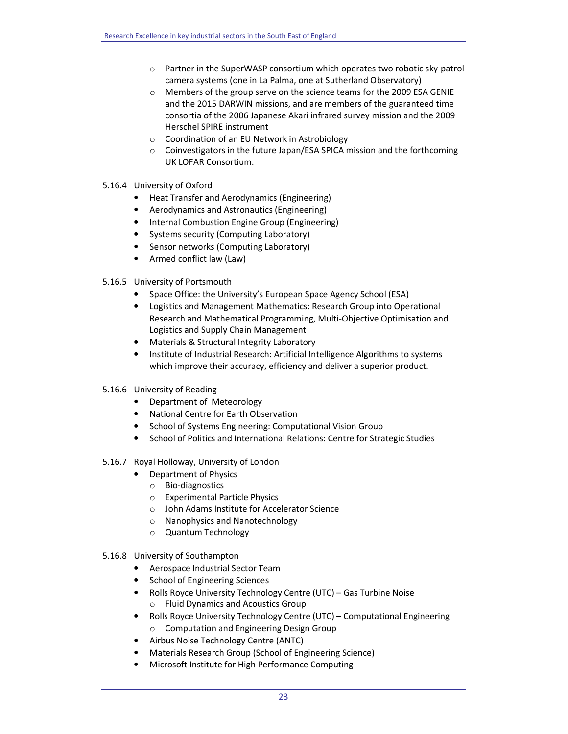- Partner in the SuperWASP consortium which operates two robotic sky-patrol camera systems (one in La Palma, one at Sutherland Observatory)
  - Members of the group serve on the science teams for the 2009 ESA GENIE and the 2015 DARWIN missions, and are members of the guaranteed time consortia of the 2006 Japanese Akari infrared survey mission and the 2009 Herschel SPIRE instrument
  - Coordination of an EU Network in Astrobiology
  - Coinvestigators in the future Japan/ESA SPICA mission and the forthcoming UK LOFAR Consortium.

5.16.4 University of Oxford

- Heat Transfer and Aerodynamics (Engineering)
- Aerodynamics and Astronautics (Engineering)
- Internal Combustion Engine Group (Engineering)
- Systems security (Computing Laboratory)
- Sensor networks (Computing Laboratory)
- Armed conflict law (Law)

5.16.5 University of Portsmouth

- Space Office: the University's European Space Agency School (ESA)
- Logistics and Management Mathematics: Research Group into Operational Research and Mathematical Programming, Multi-Objective Optimisation and Logistics and Supply Chain Management
- Materials & Structural Integrity Laboratory
- Institute of Industrial Research: Artificial Intelligence Algorithms to systems which improve their accuracy, efficiency and deliver a superior product.

5.16.6 University of Reading

- Department of Meteorology
- National Centre for Earth Observation
- School of Systems Engineering: Computational Vision Group
- School of Politics and International Relations: Centre for Strategic Studies

5.16.7 Royal Holloway, University of London

- Department of Physics
  - Bio-diagnostics
  - Experimental Particle Physics
  - John Adams Institute for Accelerator Science
  - Nanophysics and Nanotechnology
  - Quantum Technology

5.16.8 University of Southampton

- Aerospace Industrial Sector Team
- School of Engineering Sciences
- Rolls Royce University Technology Centre (UTC) – Gas Turbine Noise
  - Fluid Dynamics and Acoustics Group
- Rolls Royce University Technology Centre (UTC) – Computational Engineering
  - Computation and Engineering Design Group
- Airbus Noise Technology Centre (ANTC)
- Materials Research Group (School of Engineering Science)
- Microsoft Institute for High Performance Computing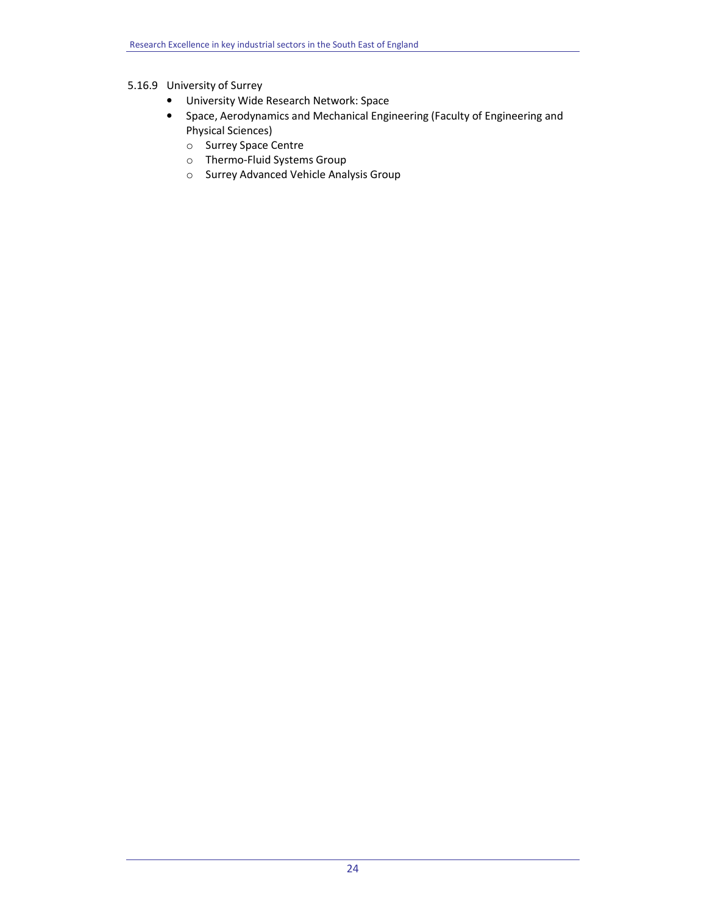#### 5.16.9 University of Surrey

- University Wide Research Network: Space
- Space, Aerodynamics and Mechanical Engineering (Faculty of Engineering and Physical Sciences)
    - Surrey Space Centre
    - Thermo-Fluid Systems Group
    - Surrey Advanced Vehicle Analysis Group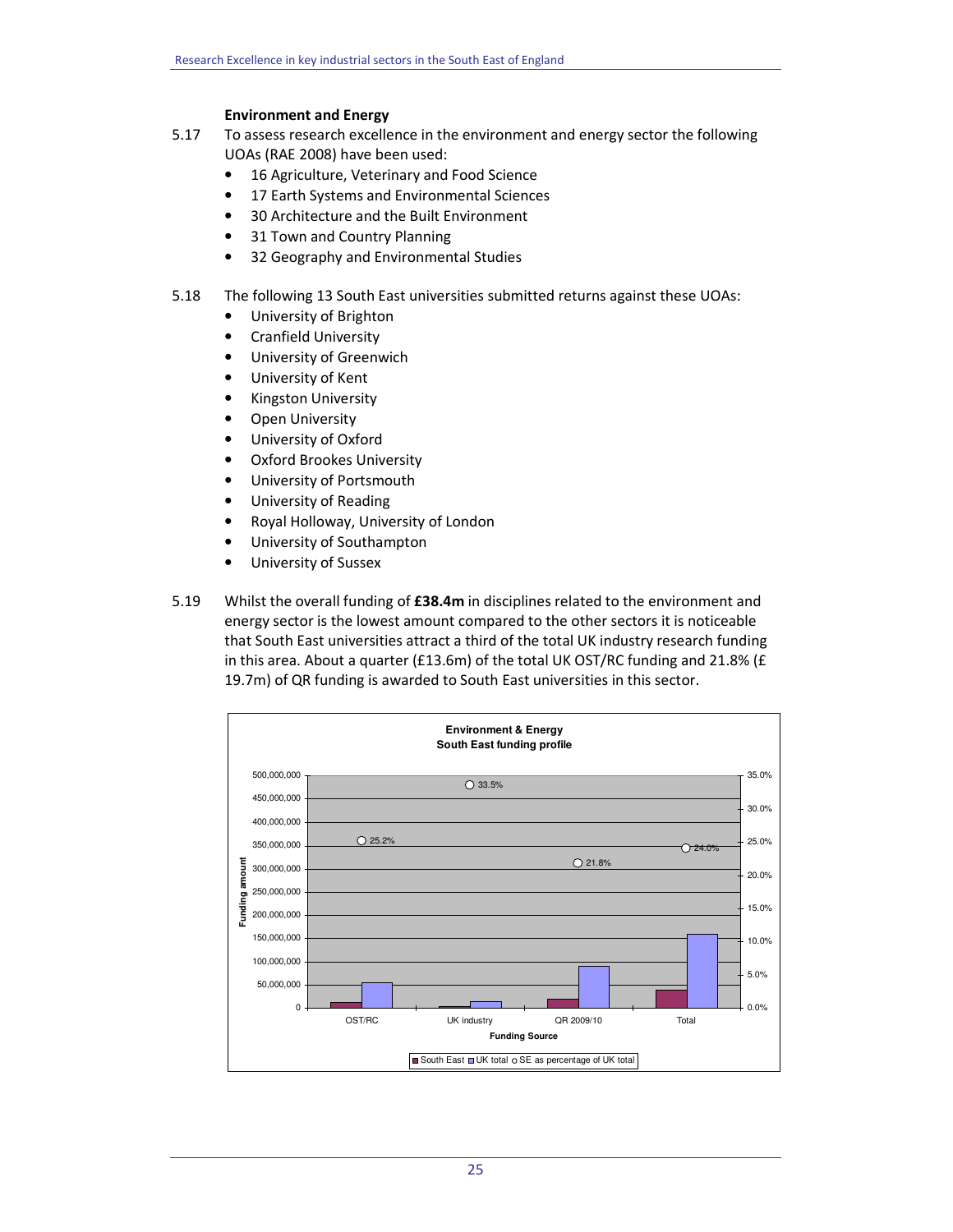### Environment and Energy

5.17 To assess research excellence in the environment and energy sector the following UOAs (RAE 2008) have been used:

- 16 Agriculture, Veterinary and Food Science
- 17 Earth Systems and Environmental Sciences
- 30 Architecture and the Built Environment
- 31 Town and Country Planning
- 32 Geography and Environmental Studies

5.18 The following 13 South East universities submitted returns against these UOAs:

- University of Brighton
- Cranfield University
- University of Greenwich
- University of Kent
- Kingston University
- Open University
- University of Oxford
- Oxford Brookes University
- University of Portsmouth
- University of Reading
- Royal Holloway, University of London
- University of Southampton
- University of Sussex

5.19 Whilst the overall funding of **£38.4m** in disciplines related to the environment and energy sector is the lowest amount compared to the other sectors it is noticeable that South East universities attract a third of the total UK industry research funding in this area. About a quarter (£13.6m) of the total UK OST/RC funding and 21.8% (£ 19.7m) of QR funding is awarded to South East universities in this sector.

**Environment & Energy**
**South East funding profile**

| Funding Source | SE as percentage of UK total |
|---|---|
| OST/RC | 25.2% |
| UK industry | 33.5% |
| QR 2009/10 | 21.8% |
| Total | 24.0% |

Legend: South East; UK total; SE as percentage of UK total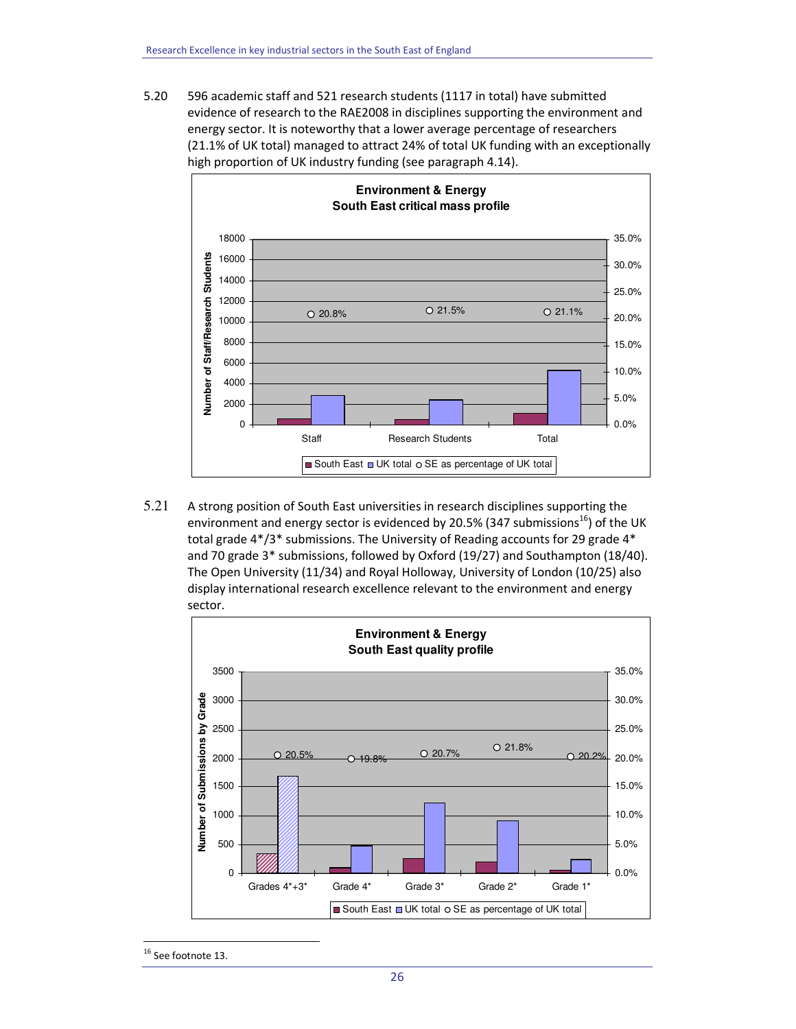5.20 596 academic staff and 521 research students (1117 in total) have submitted evidence of research to the RAE2008 in disciplines supporting the environment and energy sector. It is noteworthy that a lower average percentage of researchers (21.1% of UK total) managed to attract 24% of total UK funding with an exceptionally high proportion of UK industry funding (see paragraph 4.14).

**Environment & Energy**
**South East critical mass profile**

| | Staff | Research Students | Total |
|---|---|---|---|
| SE as percentage of UK total | 20.8% | 21.5% | 21.1% |

Legend: South East, UK total, SE as percentage of UK total

5.21 A strong position of South East universities in research disciplines supporting the environment and energy sector is evidenced by 20.5% (347 submissions[16]) of the UK total grade 4*/3* submissions. The University of Reading accounts for 29 grade 4* and 70 grade 3* submissions, followed by Oxford (19/27) and Southampton (18/40). The Open University (11/34) and Royal Holloway, University of London (10/25) also display international research excellence relevant to the environment and energy sector.

**Environment & Energy**
**South East quality profile**

| | Grades 4*+3* | Grade 4* | Grade 3* | Grade 2* | Grade 1* |
|---|---|---|---|---|---|
| SE as percentage of UK total | 20.5% | 19.8% | 20.7% | 21.8% | 20.2% |

Legend: South East, UK total, SE as percentage of UK total

[16] See footnote 13.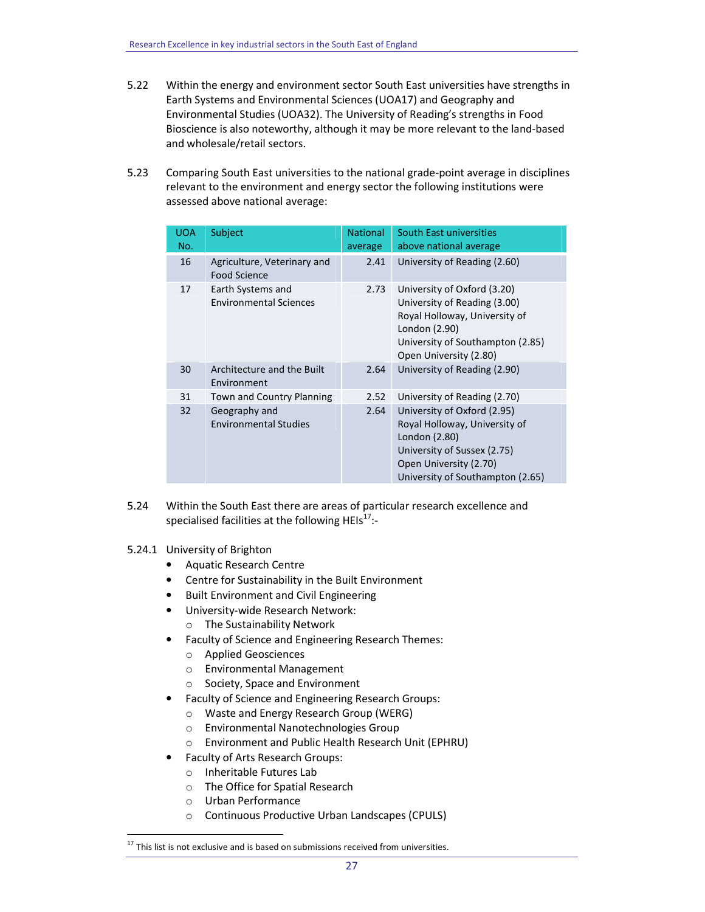5.22 Within the energy and environment sector South East universities have strengths in Earth Systems and Environmental Sciences (UOA17) and Geography and Environmental Studies (UOA32). The University of Reading's strengths in Food Bioscience is also noteworthy, although it may be more relevant to the land-based and wholesale/retail sectors.

5.23 Comparing South East universities to the national grade-point average in disciplines relevant to the environment and energy sector the following institutions were assessed above national average:

| UOA No. | Subject | National average | South East universities above national average |
|---|---|---|---|
| 16 | Agriculture, Veterinary and Food Science | 2.41 | University of Reading (2.60) |
| 17 | Earth Systems and Environmental Sciences | 2.73 | University of Oxford (3.20)<br>University of Reading (3.00)<br>Royal Holloway, University of London (2.90)<br>University of Southampton (2.85)<br>Open University (2.80) |
| 30 | Architecture and the Built Environment | 2.64 | University of Reading (2.90) |
| 31 | Town and Country Planning | 2.52 | University of Reading (2.70) |
| 32 | Geography and Environmental Studies | 2.64 | University of Oxford (2.95)<br>Royal Holloway, University of London (2.80)<br>University of Sussex (2.75)<br>Open University (2.70)<br>University of Southampton (2.65) |

5.24 Within the South East there are areas of particular research excellence and specialised facilities at the following HEIs[17]:-

5.24.1 University of Brighton

- Aquatic Research Centre
- Centre for Sustainability in the Built Environment
- Built Environment and Civil Engineering
- University-wide Research Network:
  - The Sustainability Network
- Faculty of Science and Engineering Research Themes:
  - Applied Geosciences
  - Environmental Management
  - Society, Space and Environment
- Faculty of Science and Engineering Research Groups:
  - Waste and Energy Research Group (WERG)
  - Environmental Nanotechnologies Group
  - Environment and Public Health Research Unit (EPHRU)
- Faculty of Arts Research Groups:
  - Inheritable Futures Lab
  - The Office for Spatial Research
  - Urban Performance
  - Continuous Productive Urban Landscapes (CPULS)

[17] This list is not exclusive and is based on submissions received from universities.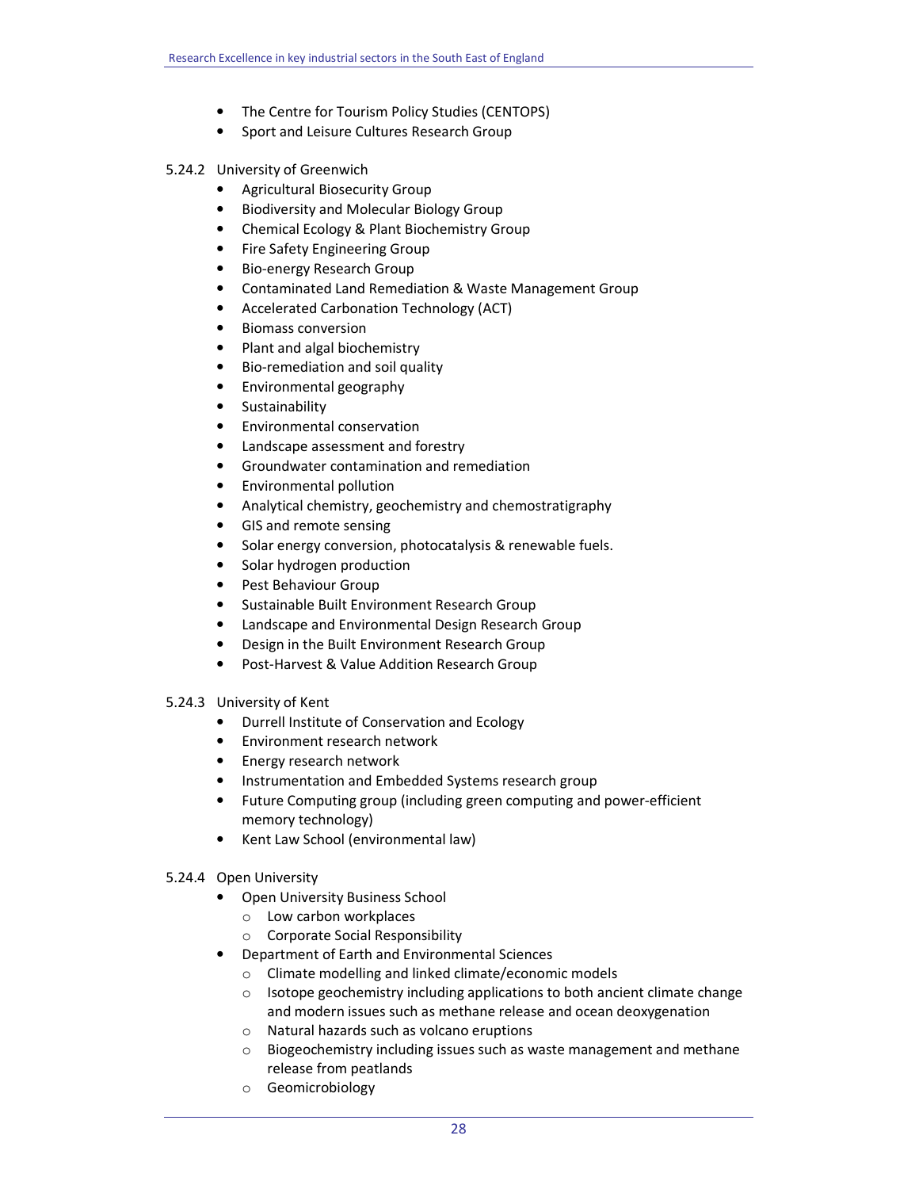- The Centre for Tourism Policy Studies (CENTOPS)
- Sport and Leisure Cultures Research Group

5.24.2 University of Greenwich

- Agricultural Biosecurity Group
- Biodiversity and Molecular Biology Group
- Chemical Ecology & Plant Biochemistry Group
- Fire Safety Engineering Group
- Bio-energy Research Group
- Contaminated Land Remediation & Waste Management Group
- Accelerated Carbonation Technology (ACT)
- Biomass conversion
- Plant and algal biochemistry
- Bio-remediation and soil quality
- Environmental geography
- Sustainability
- Environmental conservation
- Landscape assessment and forestry
- Groundwater contamination and remediation
- Environmental pollution
- Analytical chemistry, geochemistry and chemostratigraphy
- GIS and remote sensing
- Solar energy conversion, photocatalysis & renewable fuels.
- Solar hydrogen production
- Pest Behaviour Group
- Sustainable Built Environment Research Group
- Landscape and Environmental Design Research Group
- Design in the Built Environment Research Group
- Post-Harvest & Value Addition Research Group

5.24.3 University of Kent

- Durrell Institute of Conservation and Ecology
- Environment research network
- Energy research network
- Instrumentation and Embedded Systems research group
- Future Computing group (including green computing and power-efficient memory technology)
- Kent Law School (environmental law)

5.24.4 Open University

- Open University Business School
  - Low carbon workplaces
  - Corporate Social Responsibility
- Department of Earth and Environmental Sciences
  - Climate modelling and linked climate/economic models
  - Isotope geochemistry including applications to both ancient climate change and modern issues such as methane release and ocean deoxygenation
  - Natural hazards such as volcano eruptions
  - Biogeochemistry including issues such as waste management and methane release from peatlands
  - Geomicrobiology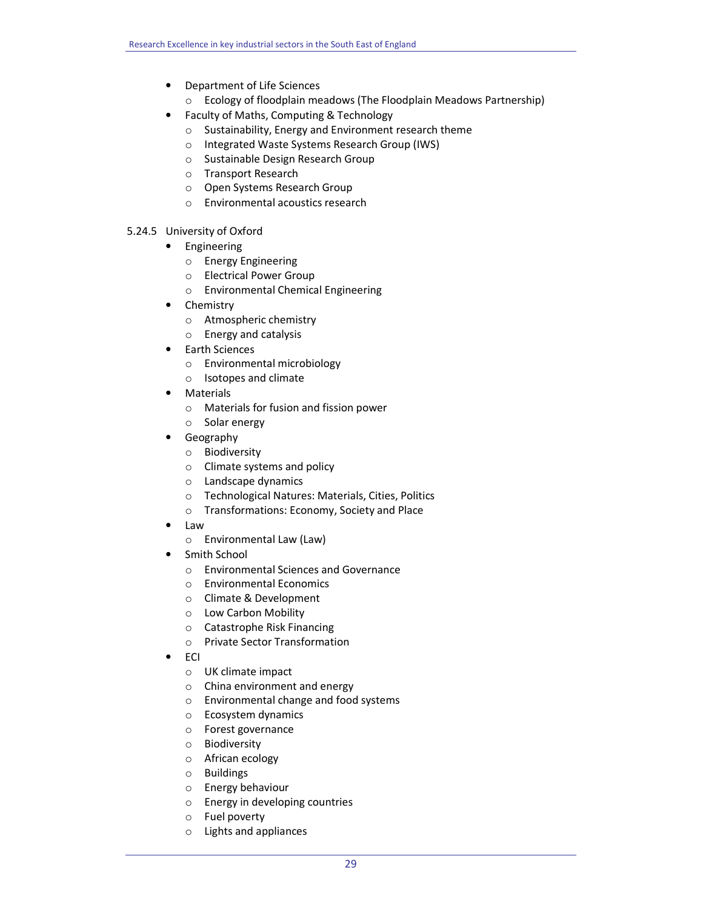- Department of Life Sciences
    - Ecology of floodplain meadows (The Floodplain Meadows Partnership)
- Faculty of Maths, Computing & Technology
    - Sustainability, Energy and Environment research theme
    - Integrated Waste Systems Research Group (IWS)
    - Sustainable Design Research Group
    - Transport Research
    - Open Systems Research Group
    - Environmental acoustics research

#### 5.24.5 University of Oxford

- Engineering
    - Energy Engineering
    - Electrical Power Group
    - Environmental Chemical Engineering
- Chemistry
    - Atmospheric chemistry
    - Energy and catalysis
- Earth Sciences
    - Environmental microbiology
    - Isotopes and climate
- Materials
    - Materials for fusion and fission power
    - Solar energy
- Geography
    - Biodiversity
    - Climate systems and policy
    - Landscape dynamics
    - Technological Natures: Materials, Cities, Politics
    - Transformations: Economy, Society and Place
- Law
    - Environmental Law (Law)
- Smith School
    - Environmental Sciences and Governance
    - Environmental Economics
    - Climate & Development
    - Low Carbon Mobility
    - Catastrophe Risk Financing
    - Private Sector Transformation
- ECI
    - UK climate impact
    - China environment and energy
    - Environmental change and food systems
    - Ecosystem dynamics
    - Forest governance
    - Biodiversity
    - African ecology
    - Buildings
    - Energy behaviour
    - Energy in developing countries
    - Fuel poverty
    - Lights and appliances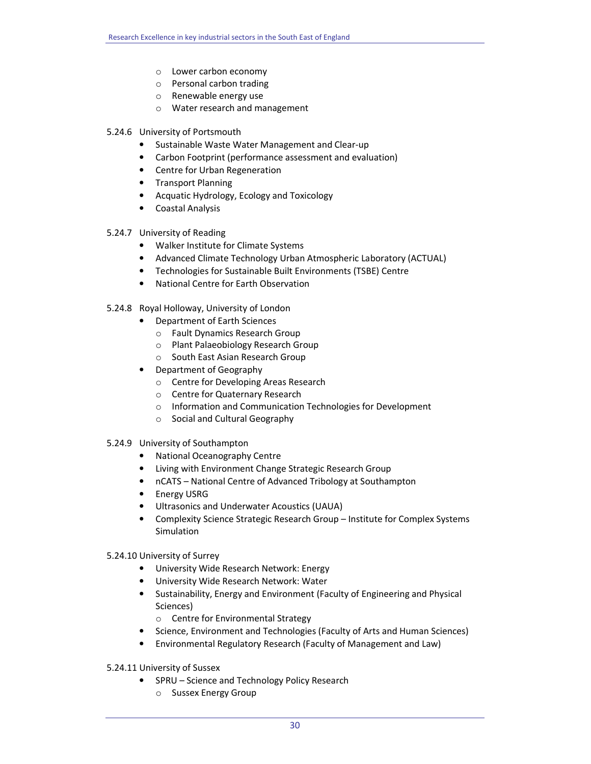- Lower carbon economy
- Personal carbon trading
- Renewable energy use
- Water research and management

5.24.6 University of Portsmouth

- Sustainable Waste Water Management and Clear-up
- Carbon Footprint (performance assessment and evaluation)
- Centre for Urban Regeneration
- Transport Planning
- Acquatic Hydrology, Ecology and Toxicology
- Coastal Analysis

5.24.7 University of Reading

- Walker Institute for Climate Systems
- Advanced Climate Technology Urban Atmospheric Laboratory (ACTUAL)
- Technologies for Sustainable Built Environments (TSBE) Centre
- National Centre for Earth Observation

5.24.8 Royal Holloway, University of London

- Department of Earth Sciences
  - Fault Dynamics Research Group
  - Plant Palaeobiology Research Group
  - South East Asian Research Group
- Department of Geography
  - Centre for Developing Areas Research
  - Centre for Quaternary Research
  - Information and Communication Technologies for Development
  - Social and Cultural Geography

5.24.9 University of Southampton

- National Oceanography Centre
- Living with Environment Change Strategic Research Group
- nCATS – National Centre of Advanced Tribology at Southampton
- Energy USRG
- Ultrasonics and Underwater Acoustics (UAUA)
- Complexity Science Strategic Research Group – Institute for Complex Systems Simulation

5.24.10 University of Surrey

- University Wide Research Network: Energy
- University Wide Research Network: Water
- Sustainability, Energy and Environment (Faculty of Engineering and Physical Sciences)
  - Centre for Environmental Strategy
- Science, Environment and Technologies (Faculty of Arts and Human Sciences)
- Environmental Regulatory Research (Faculty of Management and Law)

5.24.11 University of Sussex

- SPRU – Science and Technology Policy Research
  - Sussex Energy Group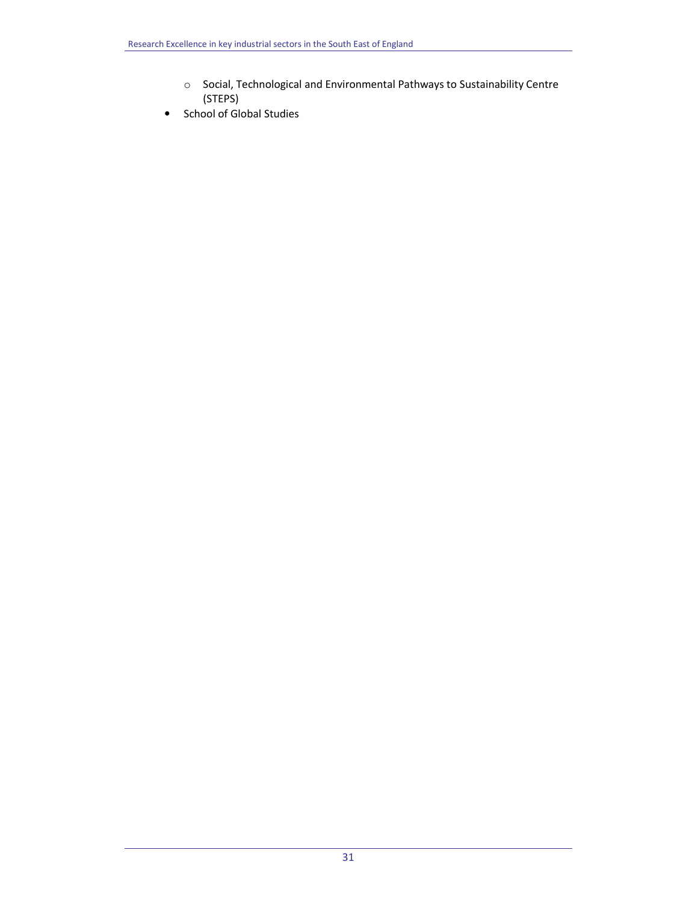- Social, Technological and Environmental Pathways to Sustainability Centre (STEPS)
- School of Global Studies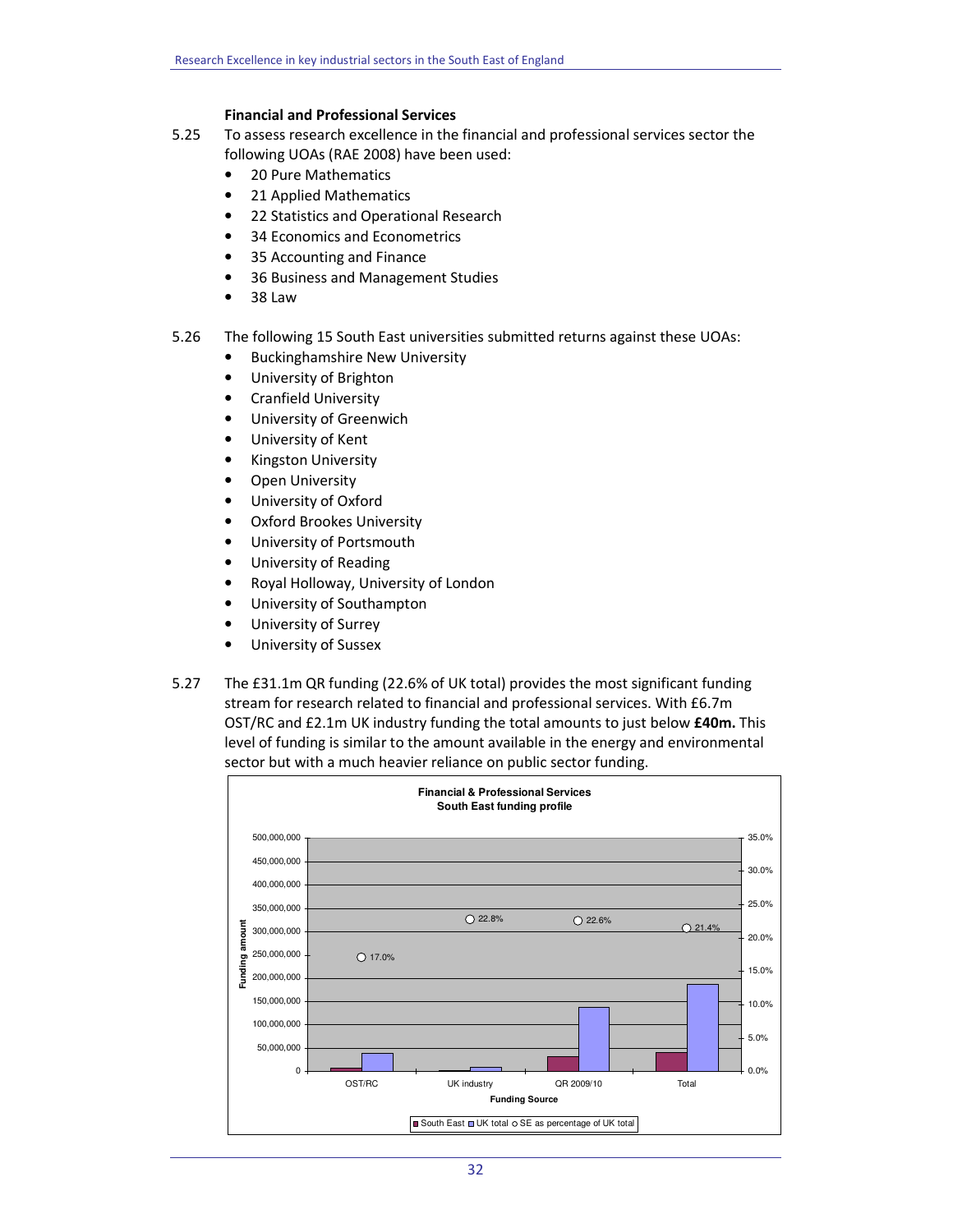### Financial and Professional Services

5.25 To assess research excellence in the financial and professional services sector the following UOAs (RAE 2008) have been used:

- 20 Pure Mathematics
- 21 Applied Mathematics
- 22 Statistics and Operational Research
- 34 Economics and Econometrics
- 35 Accounting and Finance
- 36 Business and Management Studies
- 38 Law

5.26 The following 15 South East universities submitted returns against these UOAs:

- Buckinghamshire New University
- University of Brighton
- Cranfield University
- University of Greenwich
- University of Kent
- Kingston University
- Open University
- University of Oxford
- Oxford Brookes University
- University of Portsmouth
- University of Reading
- Royal Holloway, University of London
- University of Southampton
- University of Surrey
- University of Sussex

5.27 The £31.1m QR funding (22.6% of UK total) provides the most significant funding stream for research related to financial and professional services. With £6.7m OST/RC and £2.1m UK industry funding the total amounts to just below **£40m.** This level of funding is similar to the amount available in the energy and environmental sector but with a much heavier reliance on public sector funding.

**Financial & Professional Services**
**South East funding profile**

| Funding Source | SE as percentage of UK total |
|---|---|
| OST/RC | 17.0% |
| UK industry | 22.8% |
| QR 2009/10 | 22.6% |
| Total | 21.4% |

Legend: South East, UK total, SE as percentage of UK total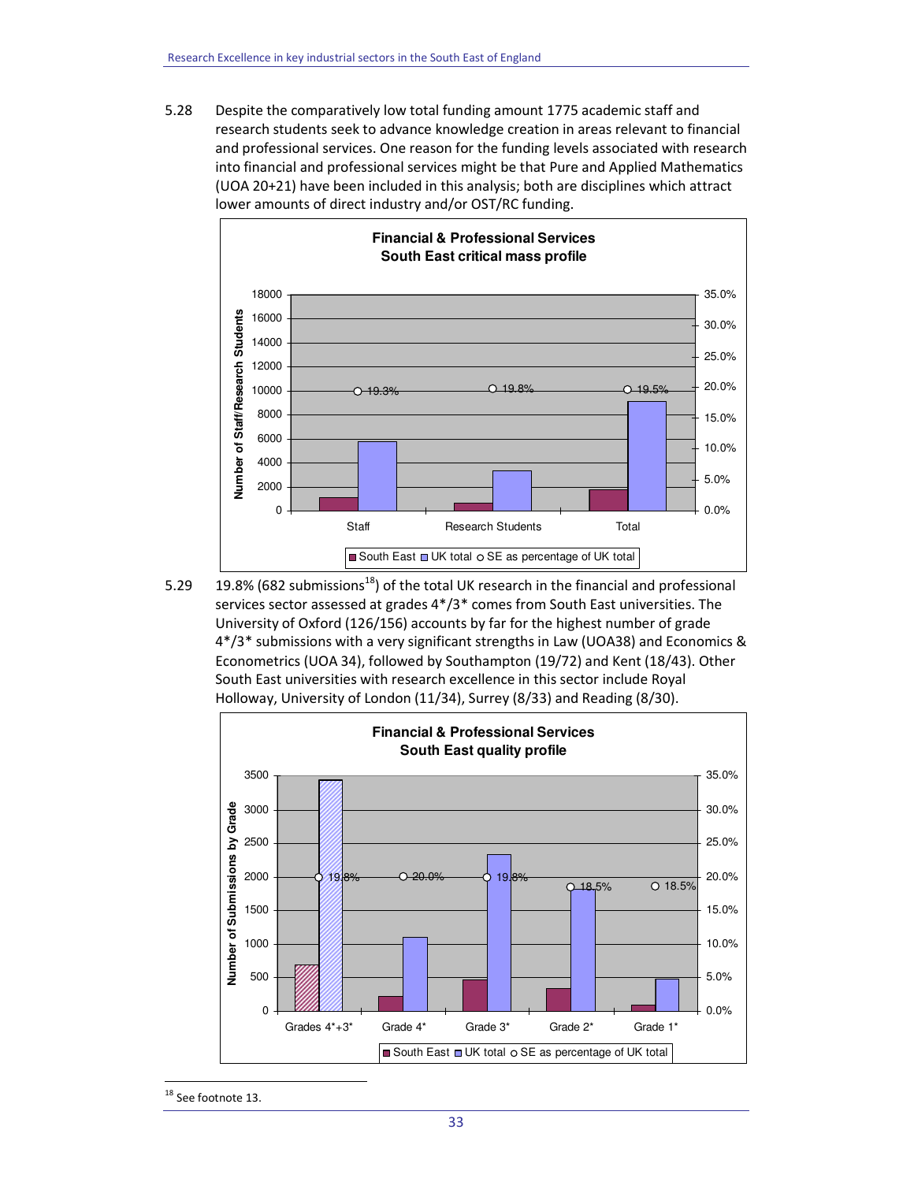5.28 Despite the comparatively low total funding amount 1775 academic staff and research students seek to advance knowledge creation in areas relevant to financial and professional services. One reason for the funding levels associated with research into financial and professional services might be that Pure and Applied Mathematics (UOA 20+21) have been included in this analysis; both are disciplines which attract lower amounts of direct industry and/or OST/RC funding.

**Financial & Professional Services**
**South East critical mass profile**

| | Staff | Research Students | Total |
|---|---|---|---|
| SE as percentage of UK total | 19.3% | 19.8% | 19.5% |

5.29 19.8% (682 submissions[18]) of the total UK research in the financial and professional services sector assessed at grades 4*/3* comes from South East universities. The University of Oxford (126/156) accounts by far for the highest number of grade 4*/3* submissions with a very significant strengths in Law (UOA38) and Economics & Econometrics (UOA 34), followed by Southampton (19/72) and Kent (18/43). Other South East universities with research excellence in this sector include Royal Holloway, University of London (11/34), Surrey (8/33) and Reading (8/30).

**Financial & Professional Services**
**South East quality profile**

| | Grades 4*+3* | Grade 4* | Grade 3* | Grade 2* | Grade 1* |
|---|---|---|---|---|---|
| SE as percentage of UK total | 19.8% | 20.0% | 19.8% | 18.5% | 18.5% |

[18] See footnote 13.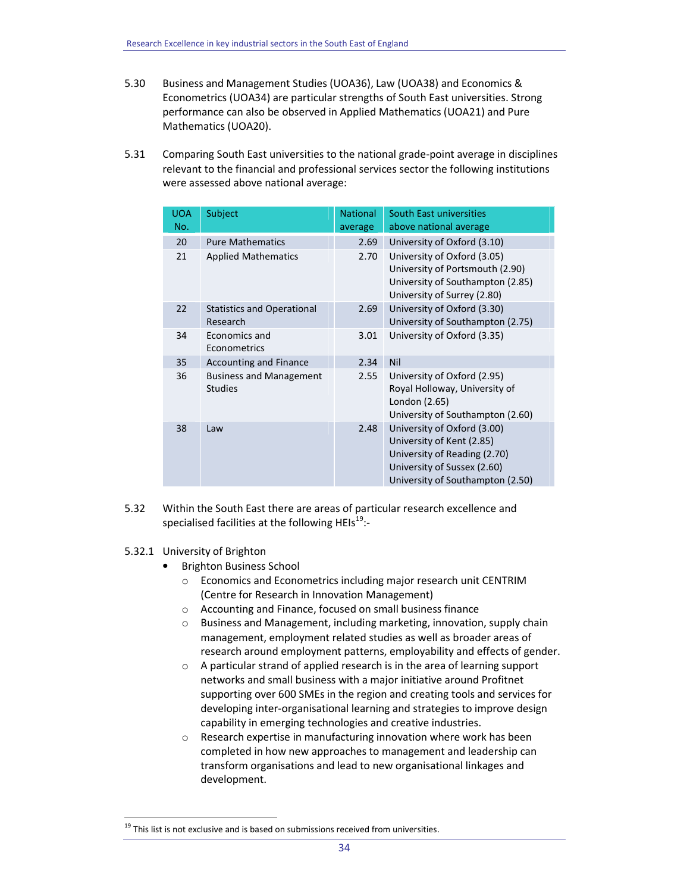5.30 Business and Management Studies (UOA36), Law (UOA38) and Economics & Econometrics (UOA34) are particular strengths of South East universities. Strong performance can also be observed in Applied Mathematics (UOA21) and Pure Mathematics (UOA20).

5.31 Comparing South East universities to the national grade-point average in disciplines relevant to the financial and professional services sector the following institutions were assessed above national average:

| UOA No. | Subject | National average | South East universities above national average |
|---|---|---|---|
| 20 | Pure Mathematics | 2.69 | University of Oxford (3.10) |
| 21 | Applied Mathematics | 2.70 | University of Oxford (3.05)<br>University of Portsmouth (2.90)<br>University of Southampton (2.85)<br>University of Surrey (2.80) |
| 22 | Statistics and Operational Research | 2.69 | University of Oxford (3.30)<br>University of Southampton (2.75) |
| 34 | Economics and Econometrics | 3.01 | University of Oxford (3.35) |
| 35 | Accounting and Finance | 2.34 | Nil |
| 36 | Business and Management Studies | 2.55 | University of Oxford (2.95)<br>Royal Holloway, University of London (2.65)<br>University of Southampton (2.60) |
| 38 | Law | 2.48 | University of Oxford (3.00)<br>University of Kent (2.85)<br>University of Reading (2.70)<br>University of Sussex (2.60)<br>University of Southampton (2.50) |

5.32 Within the South East there are areas of particular research excellence and specialised facilities at the following HEIs[19]:-

5.32.1 University of Brighton

- Brighton Business School
  - Economics and Econometrics including major research unit CENTRIM (Centre for Research in Innovation Management)
  - Accounting and Finance, focused on small business finance
  - Business and Management, including marketing, innovation, supply chain management, employment related studies as well as broader areas of research around employment patterns, employability and effects of gender.
  - A particular strand of applied research is in the area of learning support networks and small business with a major initiative around Profitnet supporting over 600 SMEs in the region and creating tools and services for developing inter-organisational learning and strategies to improve design capability in emerging technologies and creative industries.
  - Research expertise in manufacturing innovation where work has been completed in how new approaches to management and leadership can transform organisations and lead to new organisational linkages and development.

[19] This list is not exclusive and is based on submissions received from universities.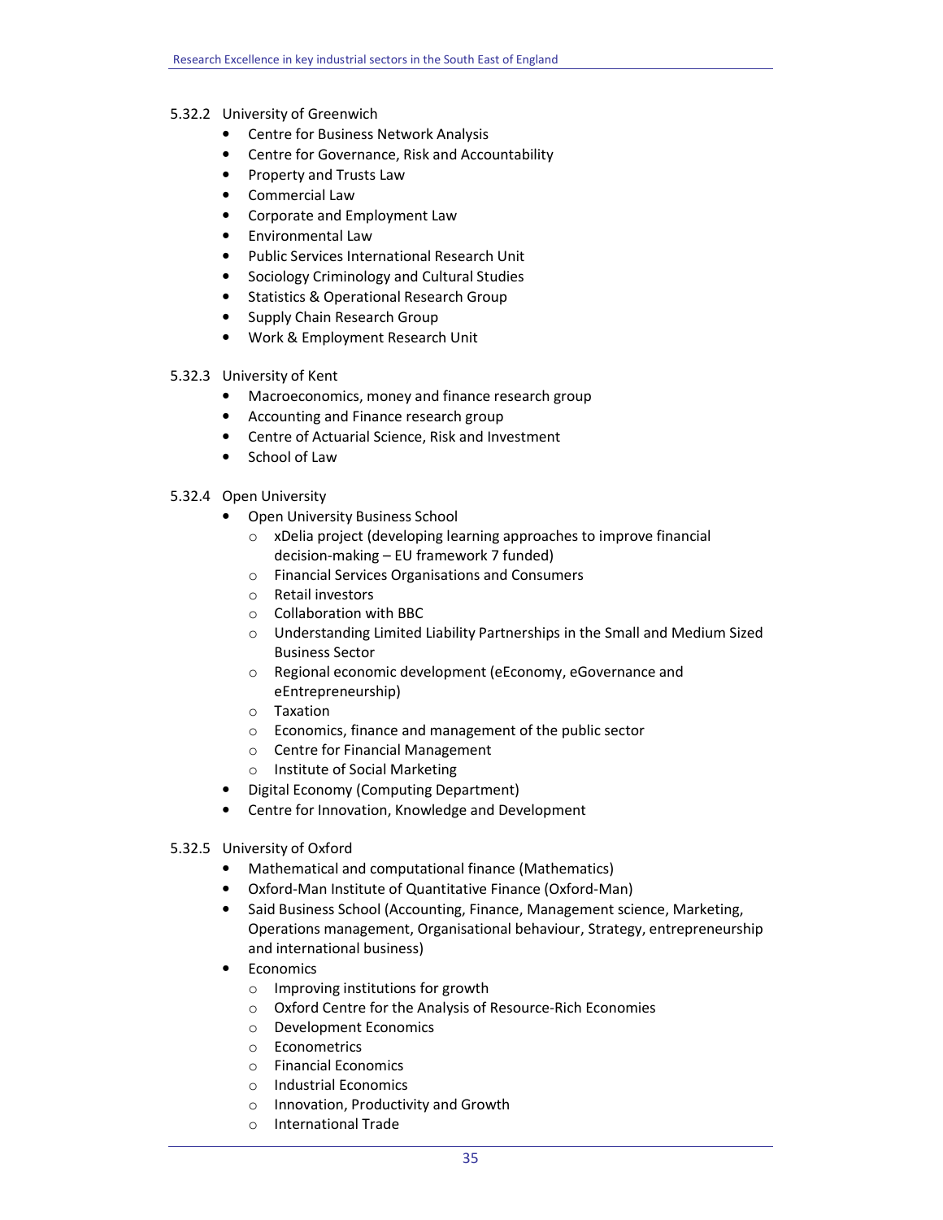#### 5.32.2 University of Greenwich

- Centre for Business Network Analysis
- Centre for Governance, Risk and Accountability
- Property and Trusts Law
- Commercial Law
- Corporate and Employment Law
- Environmental Law
- Public Services International Research Unit
- Sociology Criminology and Cultural Studies
- Statistics & Operational Research Group
- Supply Chain Research Group
- Work & Employment Research Unit

#### 5.32.3 University of Kent

- Macroeconomics, money and finance research group
- Accounting and Finance research group
- Centre of Actuarial Science, Risk and Investment
- School of Law

#### 5.32.4 Open University

- Open University Business School
  - xDelia project (developing learning approaches to improve financial decision-making – EU framework 7 funded)
  - Financial Services Organisations and Consumers
  - Retail investors
  - Collaboration with BBC
  - Understanding Limited Liability Partnerships in the Small and Medium Sized Business Sector
  - Regional economic development (eEconomy, eGovernance and eEntrepreneurship)
  - Taxation
  - Economics, finance and management of the public sector
  - Centre for Financial Management
  - Institute of Social Marketing
- Digital Economy (Computing Department)
- Centre for Innovation, Knowledge and Development

#### 5.32.5 University of Oxford

- Mathematical and computational finance (Mathematics)
- Oxford-Man Institute of Quantitative Finance (Oxford-Man)
- Said Business School (Accounting, Finance, Management science, Marketing, Operations management, Organisational behaviour, Strategy, entrepreneurship and international business)
- Economics
  - Improving institutions for growth
  - Oxford Centre for the Analysis of Resource-Rich Economies
  - Development Economics
  - Econometrics
  - Financial Economics
  - Industrial Economics
  - Innovation, Productivity and Growth
  - International Trade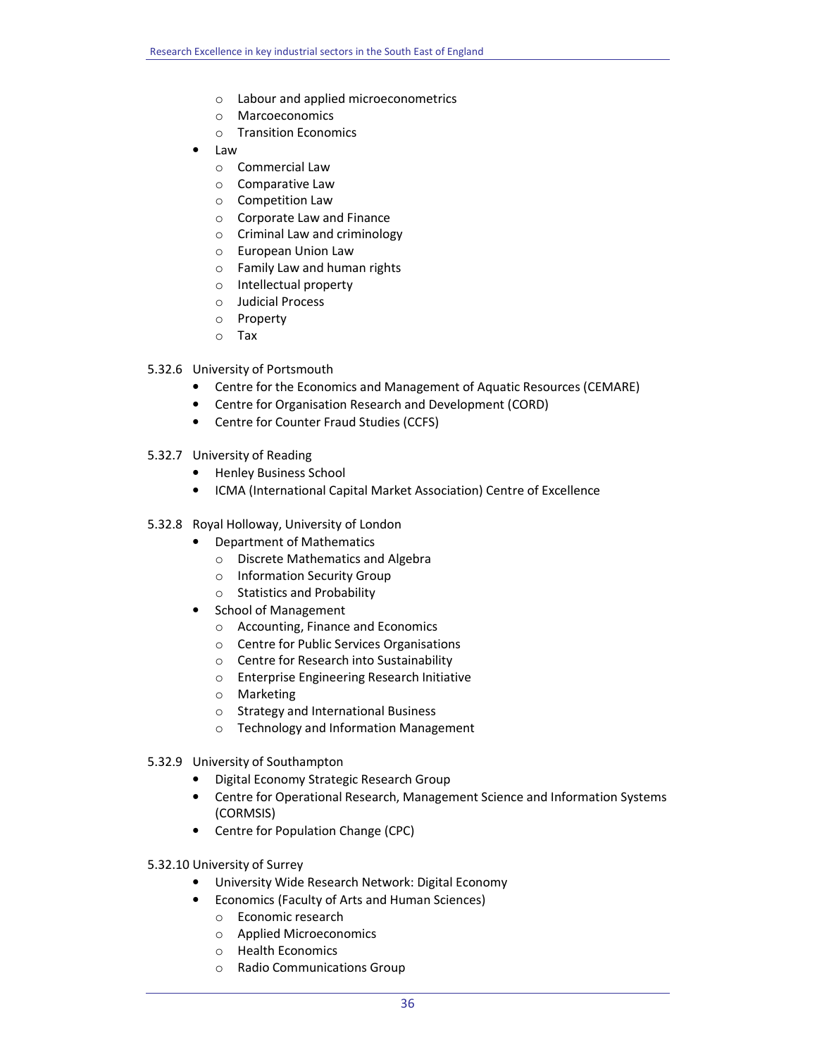- Labour and applied microeconometrics
    - Marcoeconomics
    - Transition Economics
- Law
    - Commercial Law
    - Comparative Law
    - Competition Law
    - Corporate Law and Finance
    - Criminal Law and criminology
    - European Union Law
    - Family Law and human rights
    - Intellectual property
    - Judicial Process
    - Property
    - Tax

5.32.6 University of Portsmouth

- Centre for the Economics and Management of Aquatic Resources (CEMARE)
- Centre for Organisation Research and Development (CORD)
- Centre for Counter Fraud Studies (CCFS)

5.32.7 University of Reading

- Henley Business School
- ICMA (International Capital Market Association) Centre of Excellence

5.32.8 Royal Holloway, University of London

- Department of Mathematics
    - Discrete Mathematics and Algebra
    - Information Security Group
    - Statistics and Probability
- School of Management
    - Accounting, Finance and Economics
    - Centre for Public Services Organisations
    - Centre for Research into Sustainability
    - Enterprise Engineering Research Initiative
    - Marketing
    - Strategy and International Business
    - Technology and Information Management

5.32.9 University of Southampton

- Digital Economy Strategic Research Group
- Centre for Operational Research, Management Science and Information Systems (CORMSIS)
- Centre for Population Change (CPC)

5.32.10 University of Surrey

- University Wide Research Network: Digital Economy
- Economics (Faculty of Arts and Human Sciences)
    - Economic research
    - Applied Microeconomics
    - Health Economics
    - Radio Communications Group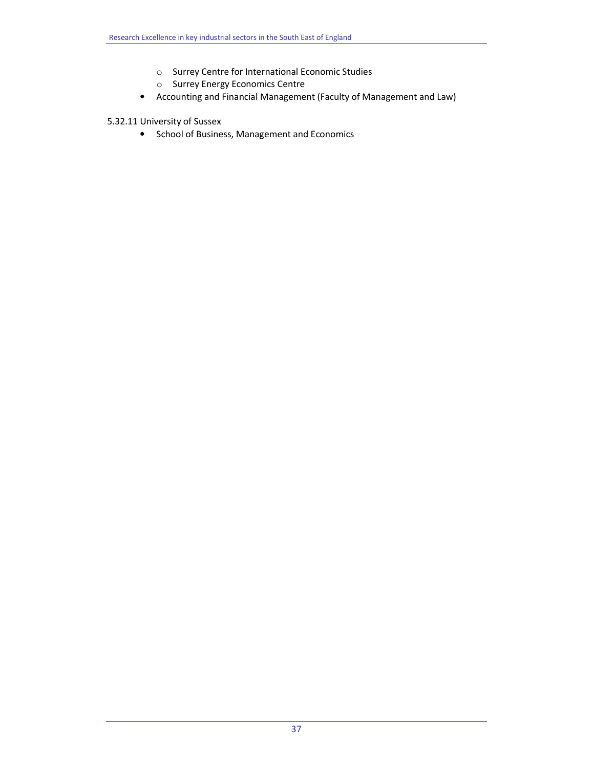- Surrey Centre for International Economic Studies
    - Surrey Energy Economics Centre
- Accounting and Financial Management (Faculty of Management and Law)

5.32.11 University of Sussex

- School of Business, Management and Economics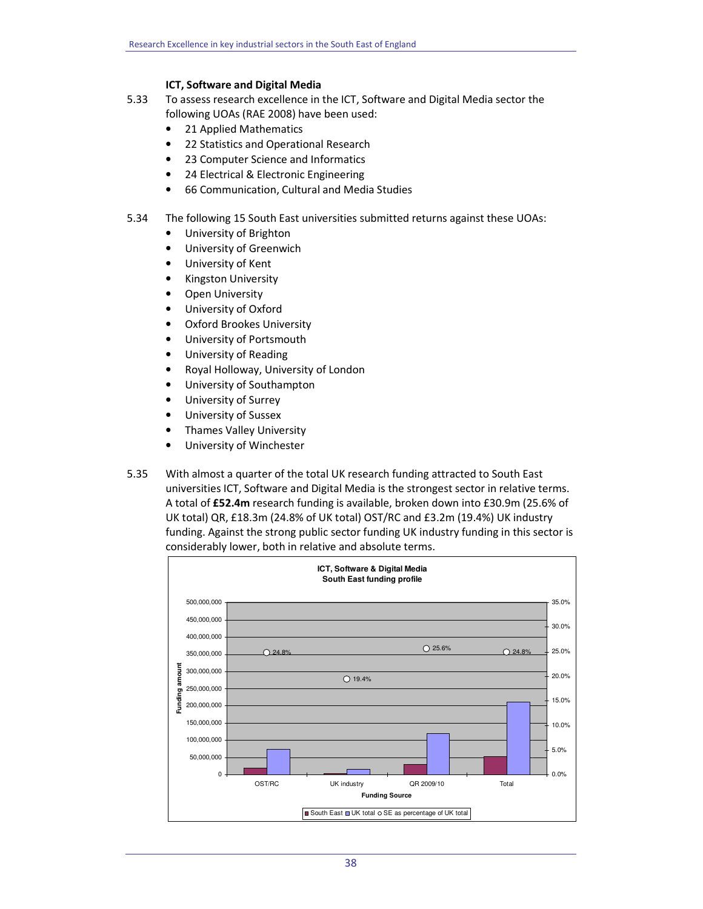### ICT, Software and Digital Media

5.33 To assess research excellence in the ICT, Software and Digital Media sector the following UOAs (RAE 2008) have been used:

- 21 Applied Mathematics
- 22 Statistics and Operational Research
- 23 Computer Science and Informatics
- 24 Electrical & Electronic Engineering
- 66 Communication, Cultural and Media Studies

5.34 The following 15 South East universities submitted returns against these UOAs:

- University of Brighton
- University of Greenwich
- University of Kent
- Kingston University
- Open University
- University of Oxford
- Oxford Brookes University
- University of Portsmouth
- University of Reading
- Royal Holloway, University of London
- University of Southampton
- University of Surrey
- University of Sussex
- Thames Valley University
- University of Winchester

5.35 With almost a quarter of the total UK research funding attracted to South East universities ICT, Software and Digital Media is the strongest sector in relative terms. A total of **£52.4m** research funding is available, broken down into £30.9m (25.6% of UK total) QR, £18.3m (24.8% of UK total) OST/RC and £3.2m (19.4%) UK industry funding. Against the strong public sector funding UK industry funding in this sector is considerably lower, both in relative and absolute terms.

**ICT, Software & Digital Media**
**South East funding profile**

| Funding Source | SE as percentage of UK total |
|---|---|
| OST/RC | 24.8% |
| UK industry | 19.4% |
| QR 2009/10 | 25.6% |
| Total | 24.8% |

Legend: South East, UK total, SE as percentage of UK total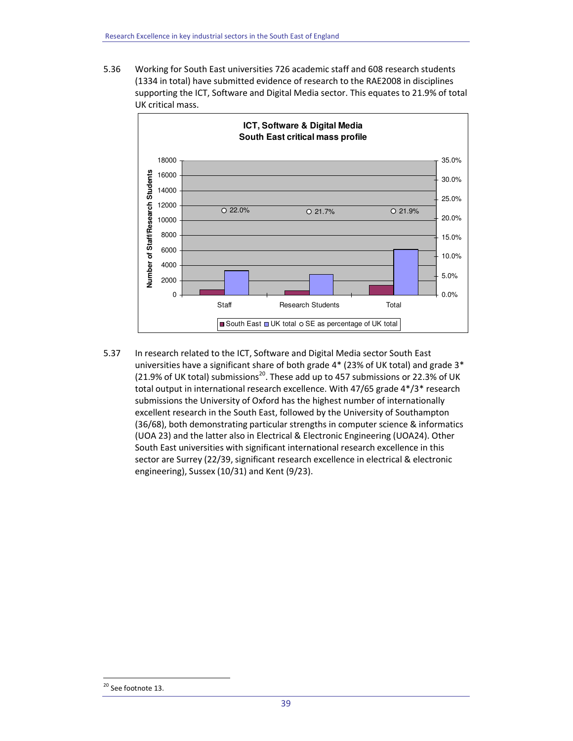5.36 Working for South East universities 726 academic staff and 608 research students (1334 in total) have submitted evidence of research to the RAE2008 in disciplines supporting the ICT, Software and Digital Media sector. This equates to 21.9% of total UK critical mass.

**ICT, Software & Digital Media**
**South East critical mass profile**

| | Staff | Research Students | Total |
|---|---|---|---|
| SE as percentage of UK total | 22.0% | 21.7% | 21.9% |

5.37 In research related to the ICT, Software and Digital Media sector South East universities have a significant share of both grade 4* (23% of UK total) and grade 3* (21.9% of UK total) submissions[20]. These add up to 457 submissions or 22.3% of UK total output in international research excellence. With 47/65 grade 4*/3* research submissions the University of Oxford has the highest number of internationally excellent research in the South East, followed by the University of Southampton (36/68), both demonstrating particular strengths in computer science & informatics (UOA 23) and the latter also in Electrical & Electronic Engineering (UOA24). Other South East universities with significant international research excellence in this sector are Surrey (22/39, significant research excellence in electrical & electronic engineering), Sussex (10/31) and Kent (9/23).

[20] See footnote 13.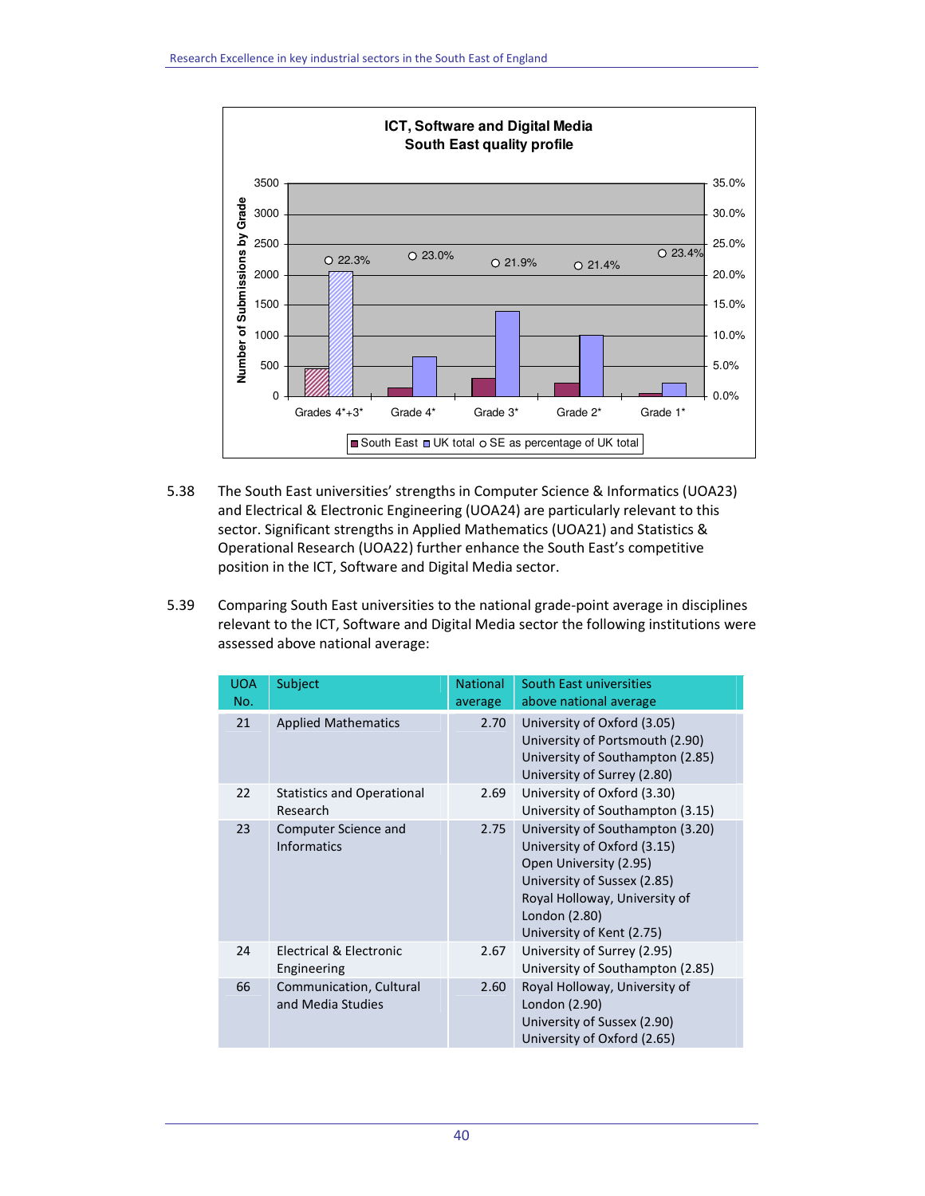**ICT, Software and Digital Media**
**South East quality profile**

5.38 The South East universities' strengths in Computer Science & Informatics (UOA23) and Electrical & Electronic Engineering (UOA24) are particularly relevant to this sector. Significant strengths in Applied Mathematics (UOA21) and Statistics & Operational Research (UOA22) further enhance the South East's competitive position in the ICT, Software and Digital Media sector.

5.39 Comparing South East universities to the national grade-point average in disciplines relevant to the ICT, Software and Digital Media sector the following institutions were assessed above national average:

| UOA No. | Subject | National average | South East universities above national average |
|---|---|---|---|
| 21 | Applied Mathematics | 2.70 | University of Oxford (3.05)<br>University of Portsmouth (2.90)<br>University of Southampton (2.85)<br>University of Surrey (2.80) |
| 22 | Statistics and Operational Research | 2.69 | University of Oxford (3.30)<br>University of Southampton (3.15) |
| 23 | Computer Science and Informatics | 2.75 | University of Southampton (3.20)<br>University of Oxford (3.15)<br>Open University (2.95)<br>University of Sussex (2.85)<br>Royal Holloway, University of London (2.80)<br>University of Kent (2.75) |
| 24 | Electrical & Electronic Engineering | 2.67 | University of Surrey (2.95)<br>University of Southampton (2.85) |
| 66 | Communication, Cultural and Media Studies | 2.60 | Royal Holloway, University of London (2.90)<br>University of Sussex (2.90)<br>University of Oxford (2.65) |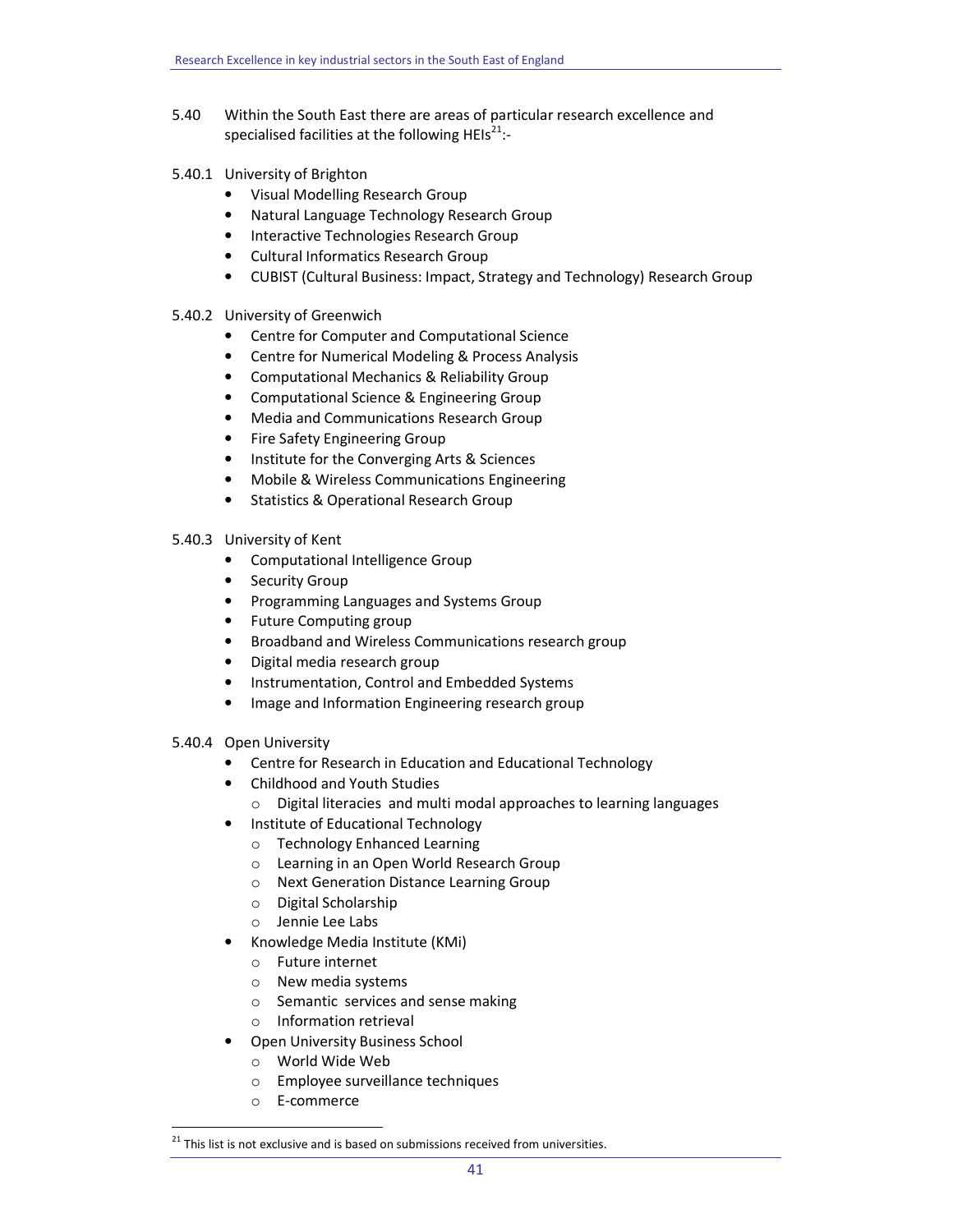5.40 Within the South East there are areas of particular research excellence and specialised facilities at the following HEIs[21]:-

5.40.1 University of Brighton

- Visual Modelling Research Group
- Natural Language Technology Research Group
- Interactive Technologies Research Group
- Cultural Informatics Research Group
- CUBIST (Cultural Business: Impact, Strategy and Technology) Research Group

5.40.2 University of Greenwich

- Centre for Computer and Computational Science
- Centre for Numerical Modeling & Process Analysis
- Computational Mechanics & Reliability Group
- Computational Science & Engineering Group
- Media and Communications Research Group
- Fire Safety Engineering Group
- Institute for the Converging Arts & Sciences
- Mobile & Wireless Communications Engineering
- Statistics & Operational Research Group

5.40.3 University of Kent

- Computational Intelligence Group
- Security Group
- Programming Languages and Systems Group
- Future Computing group
- Broadband and Wireless Communications research group
- Digital media research group
- Instrumentation, Control and Embedded Systems
- Image and Information Engineering research group

5.40.4 Open University

- Centre for Research in Education and Educational Technology
- Childhood and Youth Studies
  - Digital literacies and multi modal approaches to learning languages
- Institute of Educational Technology
  - Technology Enhanced Learning
  - Learning in an Open World Research Group
  - Next Generation Distance Learning Group
  - Digital Scholarship
  - Jennie Lee Labs
- Knowledge Media Institute (KMi)
  - Future internet
  - New media systems
  - Semantic services and sense making
  - Information retrieval
- Open University Business School
  - World Wide Web
  - Employee surveillance techniques
  - E-commerce

[21] This list is not exclusive and is based on submissions received from universities.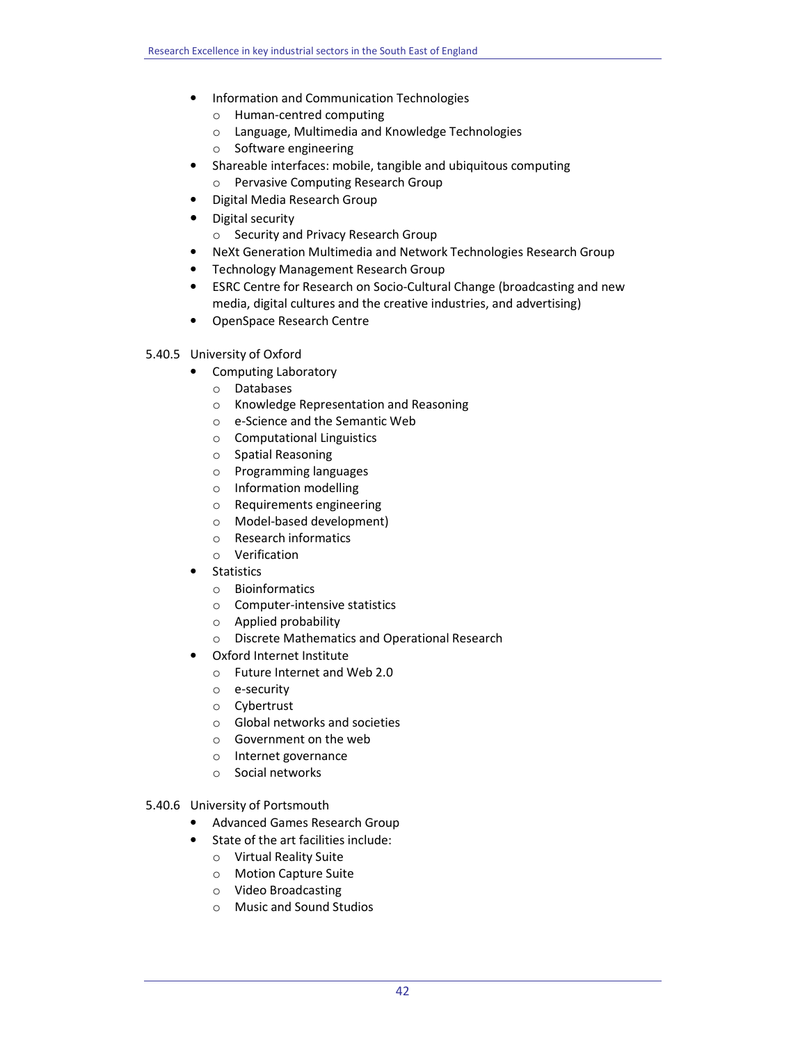- Information and Communication Technologies
  - Human-centred computing
  - Language, Multimedia and Knowledge Technologies
  - Software engineering
- Shareable interfaces: mobile, tangible and ubiquitous computing
  - Pervasive Computing Research Group
- Digital Media Research Group
- Digital security
  - Security and Privacy Research Group
- NeXt Generation Multimedia and Network Technologies Research Group
- Technology Management Research Group
- ESRC Centre for Research on Socio-Cultural Change (broadcasting and new media, digital cultures and the creative industries, and advertising)
- OpenSpace Research Centre

5.40.5 University of Oxford

- Computing Laboratory
  - Databases
  - Knowledge Representation and Reasoning
  - e-Science and the Semantic Web
  - Computational Linguistics
  - Spatial Reasoning
  - Programming languages
  - Information modelling
  - Requirements engineering
  - Model-based development)
  - Research informatics
  - Verification
- Statistics
  - Bioinformatics
  - Computer-intensive statistics
  - Applied probability
  - Discrete Mathematics and Operational Research
- Oxford Internet Institute
  - Future Internet and Web 2.0
  - e-security
  - Cybertrust
  - Global networks and societies
  - Government on the web
  - Internet governance
  - Social networks

5.40.6 University of Portsmouth

- Advanced Games Research Group
- State of the art facilities include:
  - Virtual Reality Suite
  - Motion Capture Suite
  - Video Broadcasting
  - Music and Sound Studios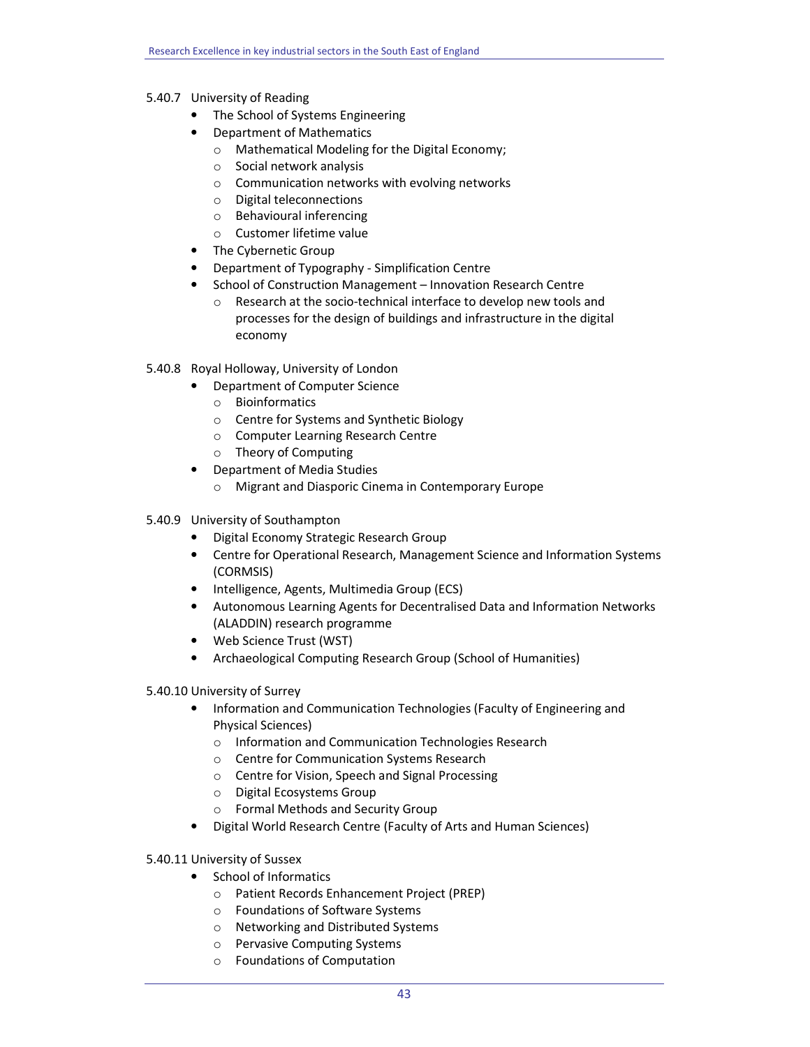### 5.40.7 University of Reading

- The School of Systems Engineering
- Department of Mathematics
  - Mathematical Modeling for the Digital Economy;
  - Social network analysis
  - Communication networks with evolving networks
  - Digital teleconnections
  - Behavioural inferencing
  - Customer lifetime value
- The Cybernetic Group
- Department of Typography - Simplification Centre
- School of Construction Management – Innovation Research Centre
  - Research at the socio-technical interface to develop new tools and processes for the design of buildings and infrastructure in the digital economy

### 5.40.8 Royal Holloway, University of London

- Department of Computer Science
  - Bioinformatics
  - Centre for Systems and Synthetic Biology
  - Computer Learning Research Centre
  - Theory of Computing
- Department of Media Studies
  - Migrant and Diasporic Cinema in Contemporary Europe

### 5.40.9 University of Southampton

- Digital Economy Strategic Research Group
- Centre for Operational Research, Management Science and Information Systems (CORMSIS)
- Intelligence, Agents, Multimedia Group (ECS)
- Autonomous Learning Agents for Decentralised Data and Information Networks (ALADDIN) research programme
- Web Science Trust (WST)
- Archaeological Computing Research Group (School of Humanities)

### 5.40.10 University of Surrey

- Information and Communication Technologies (Faculty of Engineering and Physical Sciences)
  - Information and Communication Technologies Research
  - Centre for Communication Systems Research
  - Centre for Vision, Speech and Signal Processing
  - Digital Ecosystems Group
  - Formal Methods and Security Group
- Digital World Research Centre (Faculty of Arts and Human Sciences)

### 5.40.11 University of Sussex

- School of Informatics
  - Patient Records Enhancement Project (PREP)
  - Foundations of Software Systems
  - Networking and Distributed Systems
  - Pervasive Computing Systems
  - Foundations of Computation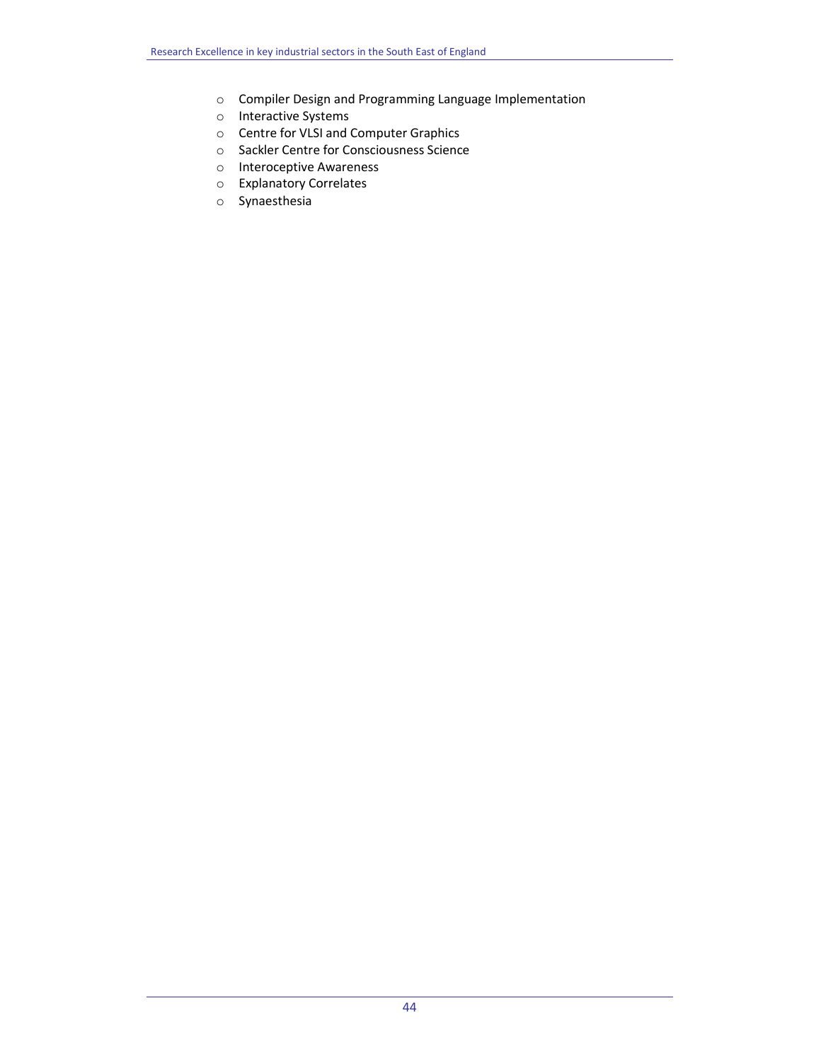- Compiler Design and Programming Language Implementation
- Interactive Systems
- Centre for VLSI and Computer Graphics
- Sackler Centre for Consciousness Science
- Interoceptive Awareness
- Explanatory Correlates
- Synaesthesia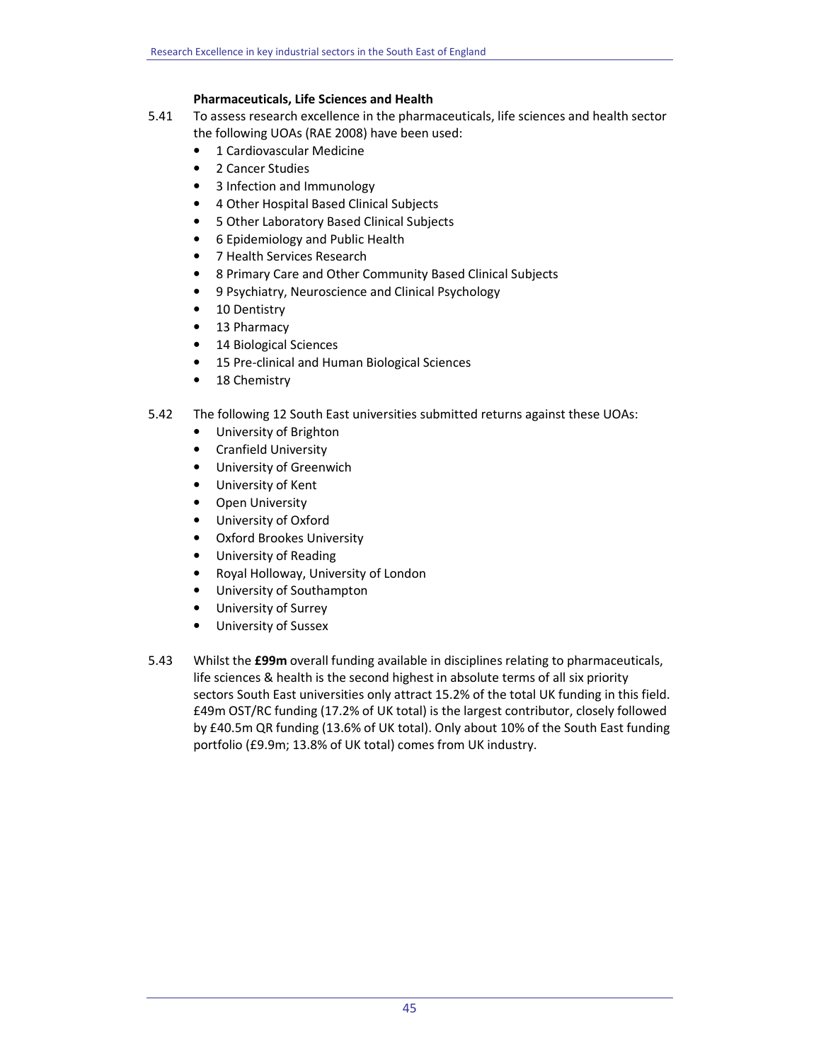**Pharmaceuticals, Life Sciences and Health**

5.41 To assess research excellence in the pharmaceuticals, life sciences and health sector the following UOAs (RAE 2008) have been used:

- 1 Cardiovascular Medicine
- 2 Cancer Studies
- 3 Infection and Immunology
- 4 Other Hospital Based Clinical Subjects
- 5 Other Laboratory Based Clinical Subjects
- 6 Epidemiology and Public Health
- 7 Health Services Research
- 8 Primary Care and Other Community Based Clinical Subjects
- 9 Psychiatry, Neuroscience and Clinical Psychology
- 10 Dentistry
- 13 Pharmacy
- 14 Biological Sciences
- 15 Pre-clinical and Human Biological Sciences
- 18 Chemistry

5.42 The following 12 South East universities submitted returns against these UOAs:

- University of Brighton
- Cranfield University
- University of Greenwich
- University of Kent
- Open University
- University of Oxford
- Oxford Brookes University
- University of Reading
- Royal Holloway, University of London
- University of Southampton
- University of Surrey
- University of Sussex

5.43 Whilst the **£99m** overall funding available in disciplines relating to pharmaceuticals, life sciences & health is the second highest in absolute terms of all six priority sectors South East universities only attract 15.2% of the total UK funding in this field. £49m OST/RC funding (17.2% of UK total) is the largest contributor, closely followed by £40.5m QR funding (13.6% of UK total). Only about 10% of the South East funding portfolio (£9.9m; 13.8% of UK total) comes from UK industry.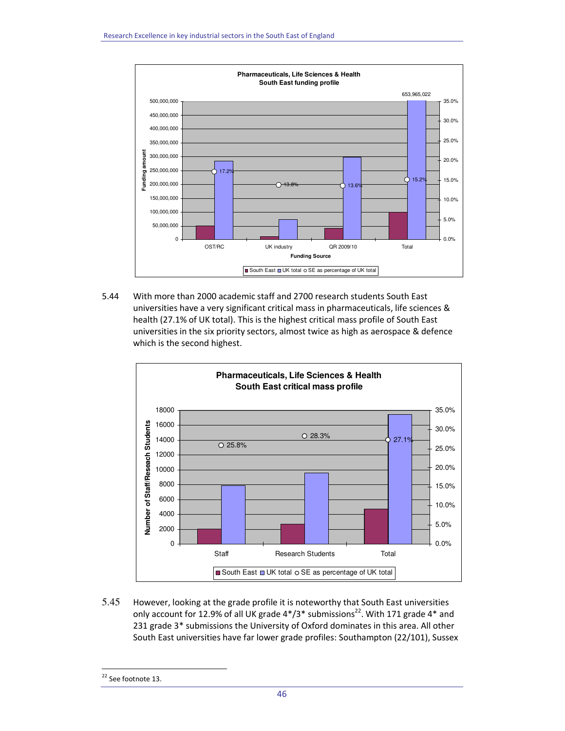**Pharmaceuticals, Life Sciences & Health**
**South East funding profile**

| Funding Source | SE as percentage of UK total |
|---|---|
| OST/RC | 17.2% |
| UK industry | 13.8% |
| QR 2009/10 | 13.6% |
| Total | 15.2% |

Total UK: 653,965,022

Legend: South East, UK total, SE as percentage of UK total

5.44 With more than 2000 academic staff and 2700 research students South East universities have a very significant critical mass in pharmaceuticals, life sciences & health (27.1% of UK total). This is the highest critical mass profile of South East universities in the six priority sectors, almost twice as high as aerospace & defence which is the second highest.

**Pharmaceuticals, Life Sciences & Health**
**South East critical mass profile**

| | SE as percentage of UK total |
|---|---|
| Staff | 25.8% |
| Research Students | 28.3% |
| Total | 27.1% |

Legend: South East, UK total, SE as percentage of UK total

5.45 However, looking at the grade profile it is noteworthy that South East universities only account for 12.9% of all UK grade 4*/3* submissions[22]. With 171 grade 4* and 231 grade 3* submissions the University of Oxford dominates in this area. All other South East universities have far lower grade profiles: Southampton (22/101), Sussex

[22] See footnote 13.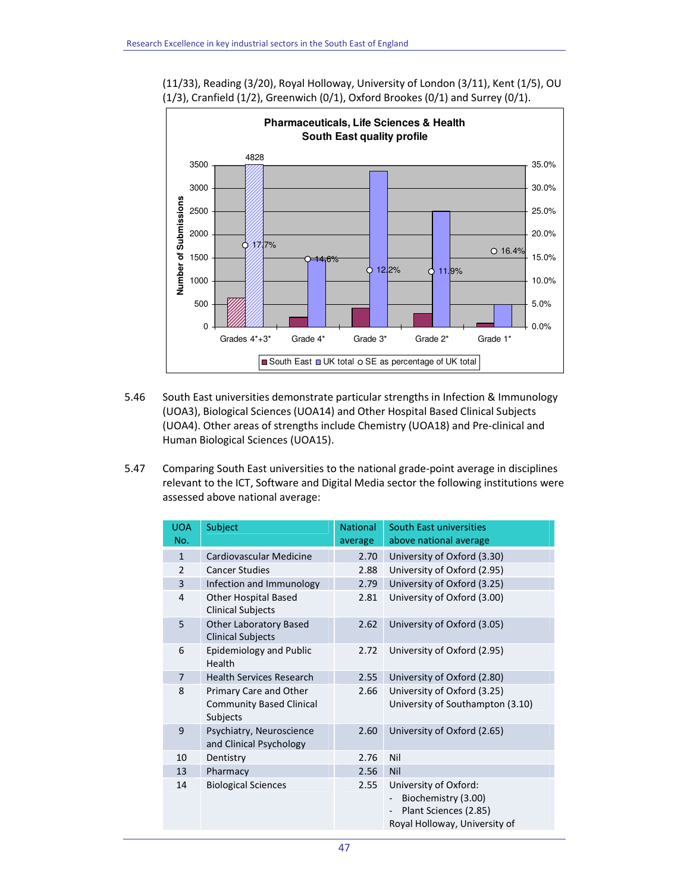(11/33), Reading (3/20), Royal Holloway, University of London (3/11), Kent (1/5), OU (1/3), Cranfield (1/2), Greenwich (0/1), Oxford Brookes (0/1) and Surrey (0/1).

**Pharmaceuticals, Life Sciences & Health South East quality profile**

| | Grades 4*+3* | Grade 4* | Grade 3* | Grade 2* | Grade 1* |
|---|---|---|---|---|---|
| UK total | 4828 | | | | |
| SE as percentage of UK total | 17.7% | 14.6% | 12.2% | 11.9% | 16.4% |

5.46 South East universities demonstrate particular strengths in Infection & Immunology (UOA3), Biological Sciences (UOA14) and Other Hospital Based Clinical Subjects (UOA4). Other areas of strengths include Chemistry (UOA18) and Pre-clinical and Human Biological Sciences (UOA15).

5.47 Comparing South East universities to the national grade-point average in disciplines relevant to the ICT, Software and Digital Media sector the following institutions were assessed above national average:

| UOA No. | Subject | National average | South East universities above national average |
|---|---|---|---|
| 1 | Cardiovascular Medicine | 2.70 | University of Oxford (3.30) |
| 2 | Cancer Studies | 2.88 | University of Oxford (2.95) |
| 3 | Infection and Immunology | 2.79 | University of Oxford (3.25) |
| 4 | Other Hospital Based Clinical Subjects | 2.81 | University of Oxford (3.00) |
| 5 | Other Laboratory Based Clinical Subjects | 2.62 | University of Oxford (3.05) |
| 6 | Epidemiology and Public Health | 2.72 | University of Oxford (2.95) |
| 7 | Health Services Research | 2.55 | University of Oxford (2.80) |
| 8 | Primary Care and Other Community Based Clinical Subjects | 2.66 | University of Oxford (3.25)<br>University of Southampton (3.10) |
| 9 | Psychiatry, Neuroscience and Clinical Psychology | 2.60 | University of Oxford (2.65) |
| 10 | Dentistry | 2.76 | Nil |
| 13 | Pharmacy | 2.56 | Nil |
| 14 | Biological Sciences | 2.55 | University of Oxford:<br>- Biochemistry (3.00)<br>- Plant Sciences (2.85)<br>Royal Holloway, University of |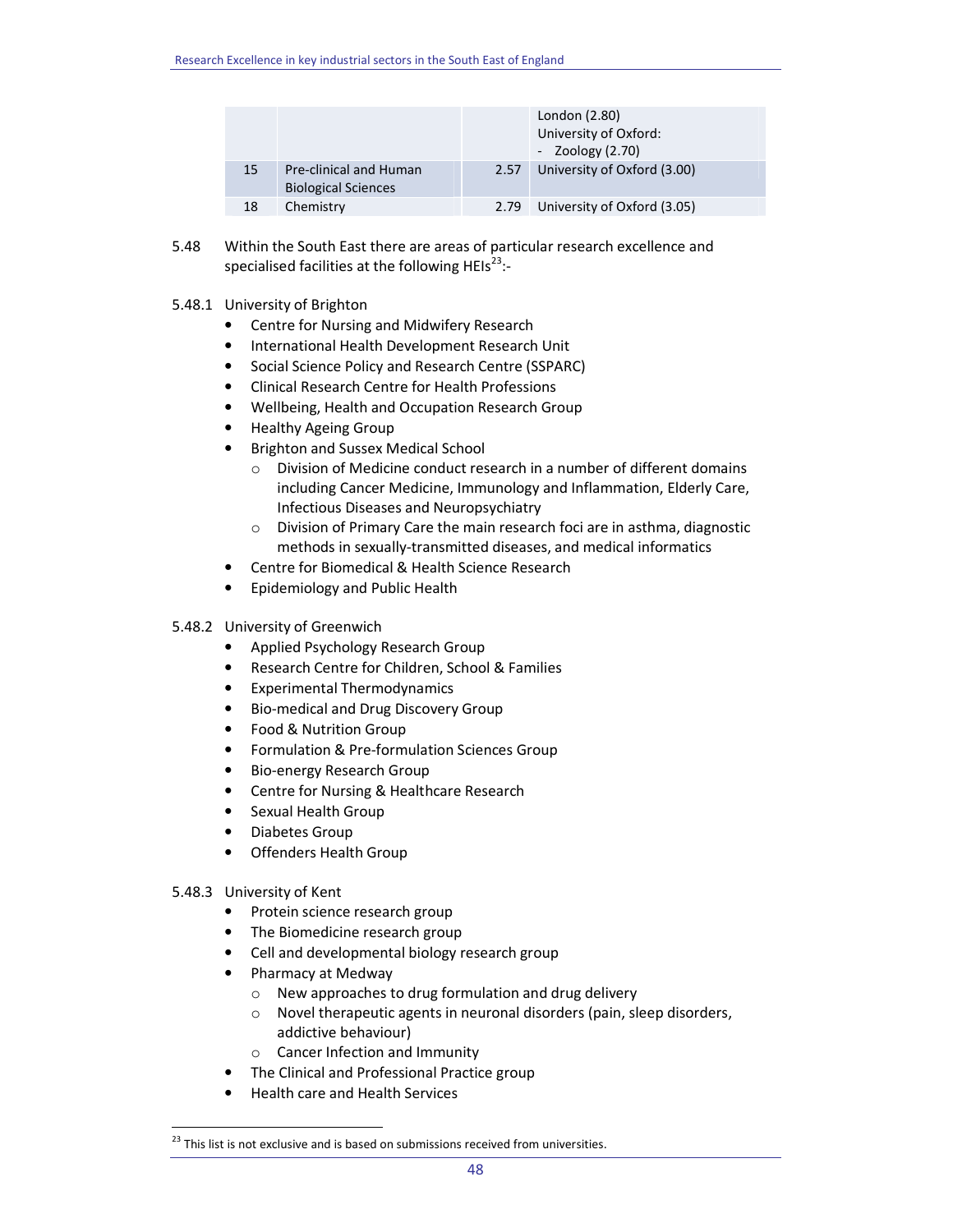| | | | |
|---|---|---|---|
| | | | London (2.80)<br>University of Oxford:<br>- Zoology (2.70) |
| 15 | Pre-clinical and Human Biological Sciences | 2.57 | University of Oxford (3.00) |
| 18 | Chemistry | 2.79 | University of Oxford (3.05) |

5.48 Within the South East there are areas of particular research excellence and specialised facilities at the following HEIs[23]:-

5.48.1 University of Brighton

- Centre for Nursing and Midwifery Research
- International Health Development Research Unit
- Social Science Policy and Research Centre (SSPARC)
- Clinical Research Centre for Health Professions
- Wellbeing, Health and Occupation Research Group
- Healthy Ageing Group
- Brighton and Sussex Medical School
    - Division of Medicine conduct research in a number of different domains including Cancer Medicine, Immunology and Inflammation, Elderly Care, Infectious Diseases and Neuropsychiatry
    - Division of Primary Care the main research foci are in asthma, diagnostic methods in sexually-transmitted diseases, and medical informatics
- Centre for Biomedical & Health Science Research
- Epidemiology and Public Health

5.48.2 University of Greenwich

- Applied Psychology Research Group
- Research Centre for Children, School & Families
- Experimental Thermodynamics
- Bio-medical and Drug Discovery Group
- Food & Nutrition Group
- Formulation & Pre-formulation Sciences Group
- Bio-energy Research Group
- Centre for Nursing & Healthcare Research
- Sexual Health Group
- Diabetes Group
- Offenders Health Group

5.48.3 University of Kent

- Protein science research group
- The Biomedicine research group
- Cell and developmental biology research group
- Pharmacy at Medway
    - New approaches to drug formulation and drug delivery
    - Novel therapeutic agents in neuronal disorders (pain, sleep disorders, addictive behaviour)
    - Cancer Infection and Immunity
- The Clinical and Professional Practice group
- Health care and Health Services

[23] This list is not exclusive and is based on submissions received from universities.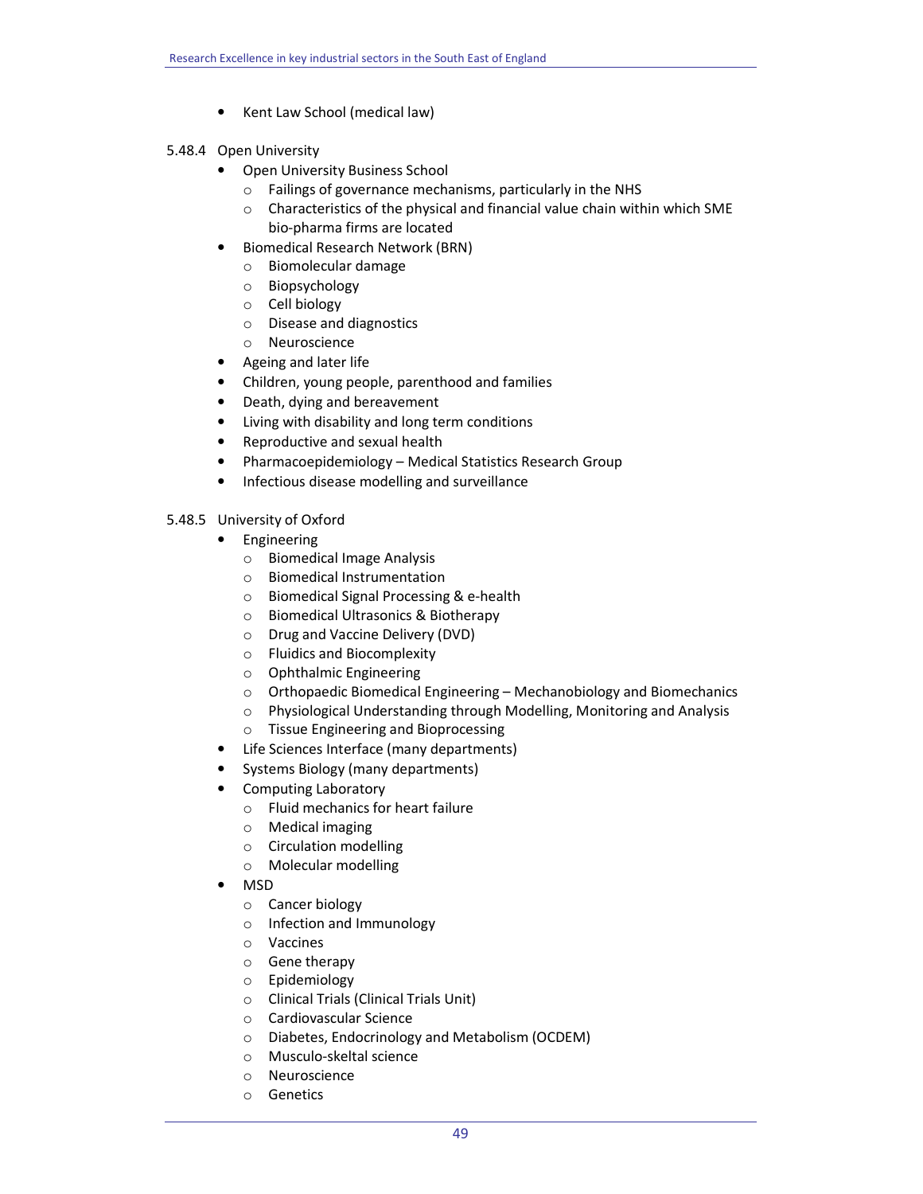- Kent Law School (medical law)

5.48.4 Open University

- Open University Business School
  - Failings of governance mechanisms, particularly in the NHS
  - Characteristics of the physical and financial value chain within which SME bio-pharma firms are located
- Biomedical Research Network (BRN)
  - Biomolecular damage
  - Biopsychology
  - Cell biology
  - Disease and diagnostics
  - Neuroscience
- Ageing and later life
- Children, young people, parenthood and families
- Death, dying and bereavement
- Living with disability and long term conditions
- Reproductive and sexual health
- Pharmacoepidemiology – Medical Statistics Research Group
- Infectious disease modelling and surveillance

5.48.5 University of Oxford

- Engineering
  - Biomedical Image Analysis
  - Biomedical Instrumentation
  - Biomedical Signal Processing & e-health
  - Biomedical Ultrasonics & Biotherapy
  - Drug and Vaccine Delivery (DVD)
  - Fluidics and Biocomplexity
  - Ophthalmic Engineering
  - Orthopaedic Biomedical Engineering – Mechanobiology and Biomechanics
  - Physiological Understanding through Modelling, Monitoring and Analysis
  - Tissue Engineering and Bioprocessing
- Life Sciences Interface (many departments)
- Systems Biology (many departments)
- Computing Laboratory
  - Fluid mechanics for heart failure
  - Medical imaging
  - Circulation modelling
  - Molecular modelling
- MSD
  - Cancer biology
  - Infection and Immunology
  - Vaccines
  - Gene therapy
  - Epidemiology
  - Clinical Trials (Clinical Trials Unit)
  - Cardiovascular Science
  - Diabetes, Endocrinology and Metabolism (OCDEM)
  - Musculo-skeltal science
  - Neuroscience
  - Genetics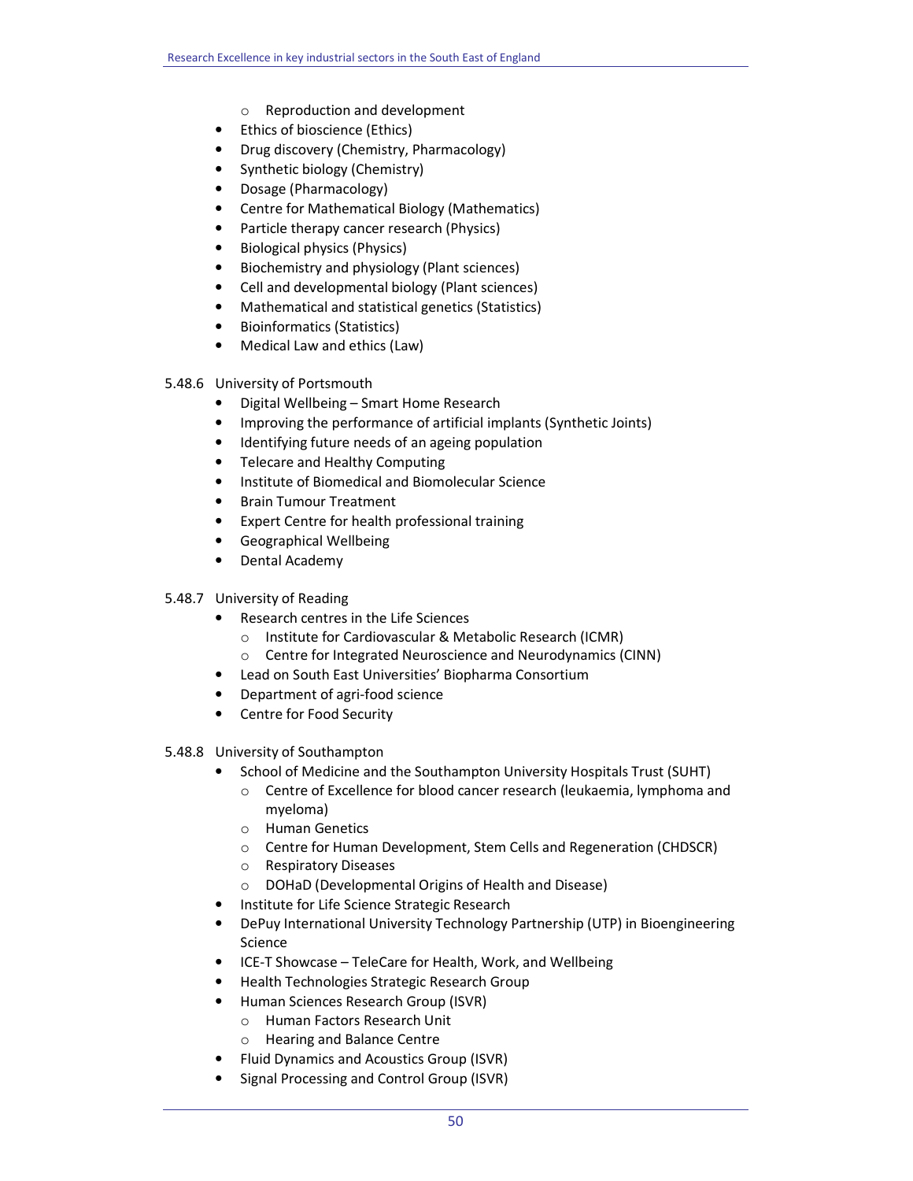- Reproduction and development
- Ethics of bioscience (Ethics)
- Drug discovery (Chemistry, Pharmacology)
- Synthetic biology (Chemistry)
- Dosage (Pharmacology)
- Centre for Mathematical Biology (Mathematics)
- Particle therapy cancer research (Physics)
- Biological physics (Physics)
- Biochemistry and physiology (Plant sciences)
- Cell and developmental biology (Plant sciences)
- Mathematical and statistical genetics (Statistics)
- Bioinformatics (Statistics)
- Medical Law and ethics (Law)

5.48.6 University of Portsmouth

- Digital Wellbeing – Smart Home Research
- Improving the performance of artificial implants (Synthetic Joints)
- Identifying future needs of an ageing population
- Telecare and Healthy Computing
- Institute of Biomedical and Biomolecular Science
- Brain Tumour Treatment
- Expert Centre for health professional training
- Geographical Wellbeing
- Dental Academy

5.48.7 University of Reading

- Research centres in the Life Sciences
  - Institute for Cardiovascular & Metabolic Research (ICMR)
  - Centre for Integrated Neuroscience and Neurodynamics (CINN)
- Lead on South East Universities' Biopharma Consortium
- Department of agri-food science
- Centre for Food Security

5.48.8 University of Southampton

- School of Medicine and the Southampton University Hospitals Trust (SUHT)
  - Centre of Excellence for blood cancer research (leukaemia, lymphoma and myeloma)
  - Human Genetics
  - Centre for Human Development, Stem Cells and Regeneration (CHDSCR)
  - Respiratory Diseases
  - DOHaD (Developmental Origins of Health and Disease)
- Institute for Life Science Strategic Research
- DePuy International University Technology Partnership (UTP) in Bioengineering Science
- ICE-T Showcase – TeleCare for Health, Work, and Wellbeing
- Health Technologies Strategic Research Group
- Human Sciences Research Group (ISVR)
  - Human Factors Research Unit
  - Hearing and Balance Centre
- Fluid Dynamics and Acoustics Group (ISVR)
- Signal Processing and Control Group (ISVR)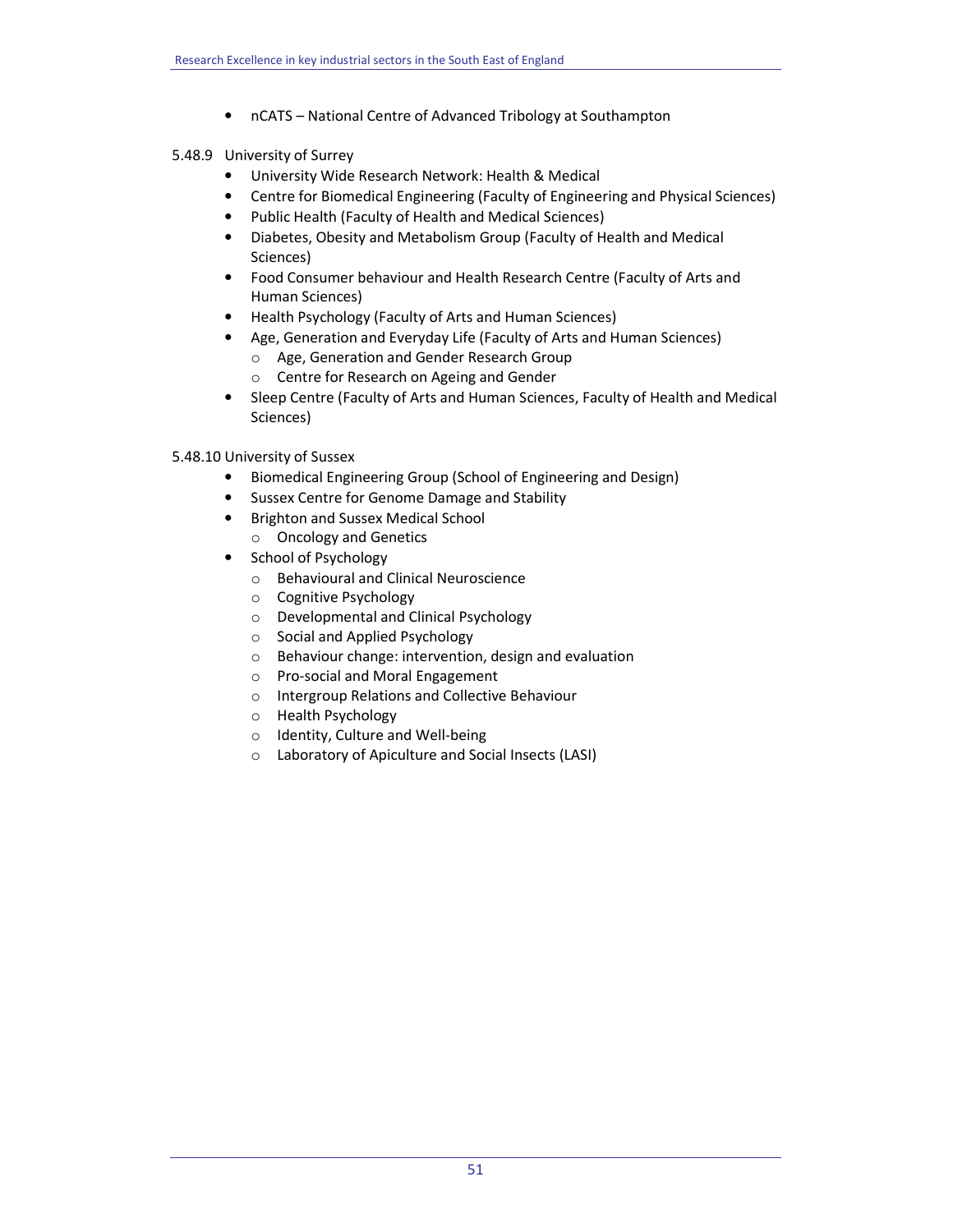- nCATS – National Centre of Advanced Tribology at Southampton

5.48.9 University of Surrey

- University Wide Research Network: Health & Medical
- Centre for Biomedical Engineering (Faculty of Engineering and Physical Sciences)
- Public Health (Faculty of Health and Medical Sciences)
- Diabetes, Obesity and Metabolism Group (Faculty of Health and Medical Sciences)
- Food Consumer behaviour and Health Research Centre (Faculty of Arts and Human Sciences)
- Health Psychology (Faculty of Arts and Human Sciences)
- Age, Generation and Everyday Life (Faculty of Arts and Human Sciences)
  - Age, Generation and Gender Research Group
  - Centre for Research on Ageing and Gender
- Sleep Centre (Faculty of Arts and Human Sciences, Faculty of Health and Medical Sciences)

5.48.10 University of Sussex

- Biomedical Engineering Group (School of Engineering and Design)
- Sussex Centre for Genome Damage and Stability
- Brighton and Sussex Medical School
  - Oncology and Genetics
- School of Psychology
  - Behavioural and Clinical Neuroscience
  - Cognitive Psychology
  - Developmental and Clinical Psychology
  - Social and Applied Psychology
  - Behaviour change: intervention, design and evaluation
  - Pro-social and Moral Engagement
  - Intergroup Relations and Collective Behaviour
  - Health Psychology
  - Identity, Culture and Well-being
  - Laboratory of Apiculture and Social Insects (LASI)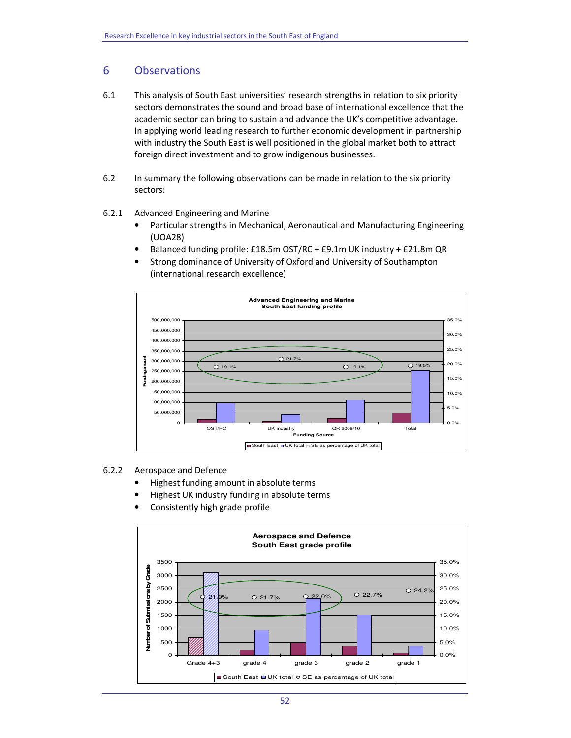## 6 Observations

6.1 This analysis of South East universities' research strengths in relation to six priority sectors demonstrates the sound and broad base of international excellence that the academic sector can bring to sustain and advance the UK's competitive advantage. In applying world leading research to further economic development in partnership with industry the South East is well positioned in the global market both to attract foreign direct investment and to grow indigenous businesses.

6.2 In summary the following observations can be made in relation to the six priority sectors:

6.2.1 Advanced Engineering and Marine

- Particular strengths in Mechanical, Aeronautical and Manufacturing Engineering (UOA28)
- Balanced funding profile: £18.5m OST/RC + £9.1m UK industry + £21.8m QR
- Strong dominance of University of Oxford and University of Southampton (international research excellence)

6.2.2 Aerospace and Defence

- Highest funding amount in absolute terms
- Highest UK industry funding in absolute terms
- Consistently high grade profile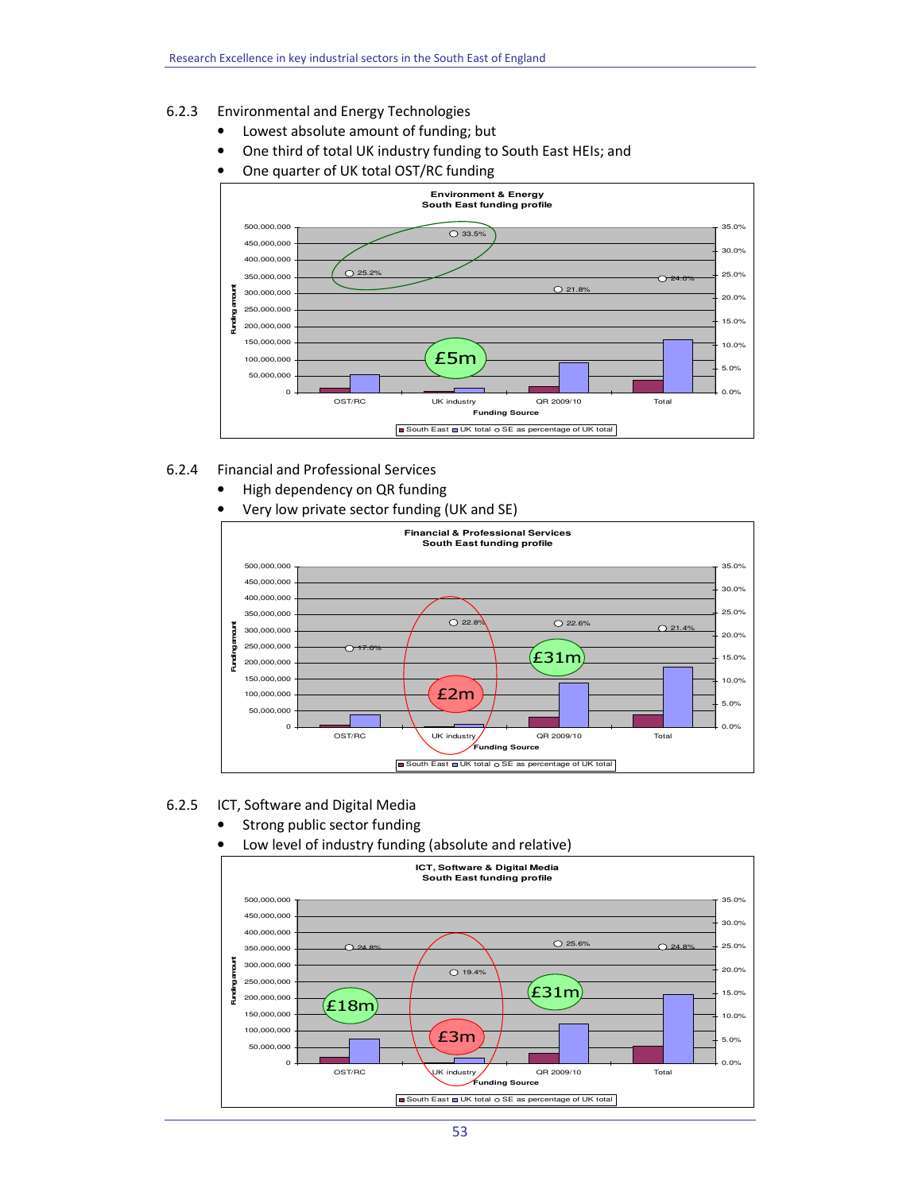### 6.2.3 Environmental and Energy Technologies

- Lowest absolute amount of funding; but
- One third of total UK industry funding to South East HEIs; and
- One quarter of UK total OST/RC funding

**Environment & Energy South East funding profile**

### 6.2.4 Financial and Professional Services

- High dependency on QR funding
- Very low private sector funding (UK and SE)

**Financial & Professional Services South East funding profile**

### 6.2.5 ICT, Software and Digital Media

- Strong public sector funding
- Low level of industry funding (absolute and relative)

**ICT, Software & Digital Media South East funding profile**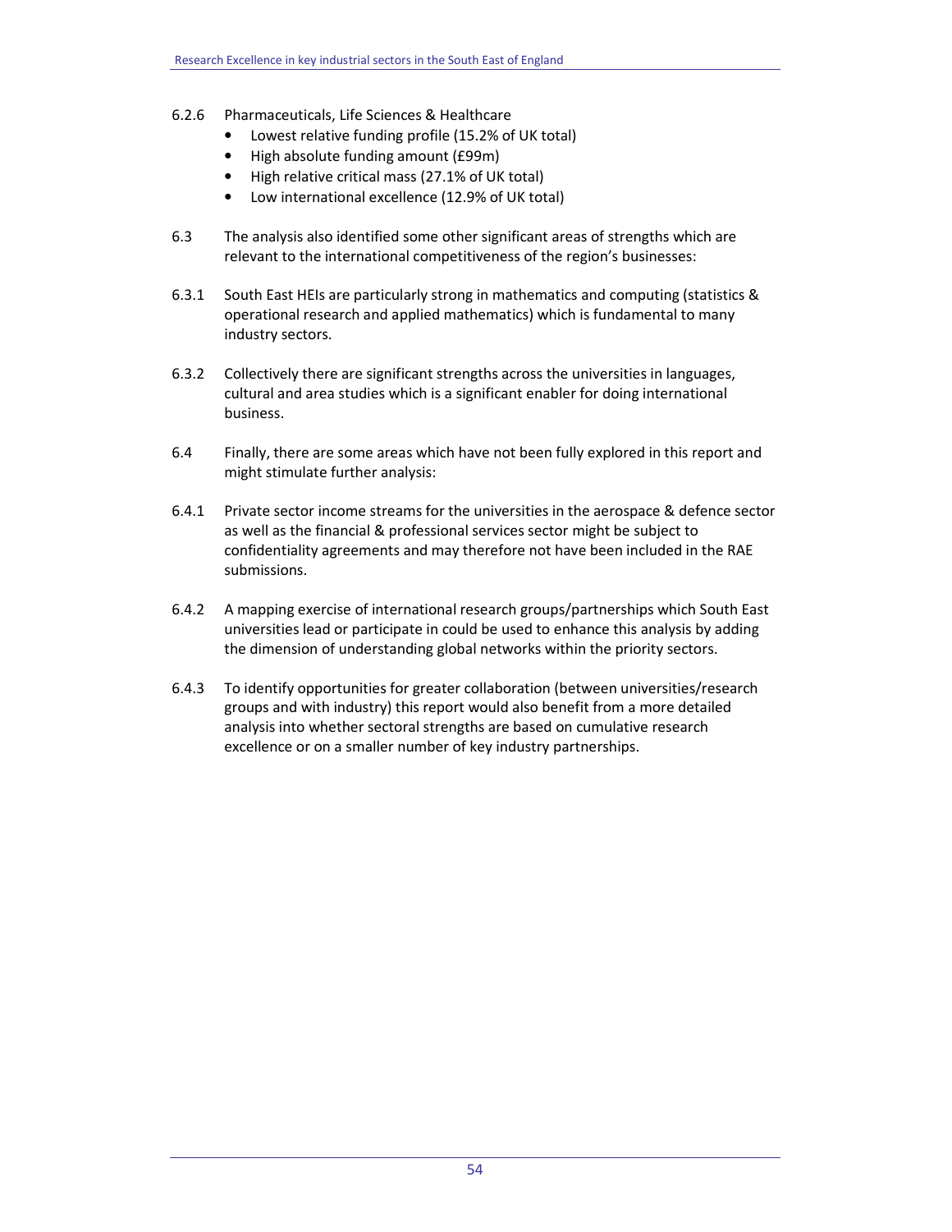6.2.6 Pharmaceuticals, Life Sciences & Healthcare

- Lowest relative funding profile (15.2% of UK total)
- High absolute funding amount (£99m)
- High relative critical mass (27.1% of UK total)
- Low international excellence (12.9% of UK total)

6.3 The analysis also identified some other significant areas of strengths which are relevant to the international competitiveness of the region's businesses:

6.3.1 South East HEIs are particularly strong in mathematics and computing (statistics & operational research and applied mathematics) which is fundamental to many industry sectors.

6.3.2 Collectively there are significant strengths across the universities in languages, cultural and area studies which is a significant enabler for doing international business.

6.4 Finally, there are some areas which have not been fully explored in this report and might stimulate further analysis:

6.4.1 Private sector income streams for the universities in the aerospace & defence sector as well as the financial & professional services sector might be subject to confidentiality agreements and may therefore not have been included in the RAE submissions.

6.4.2 A mapping exercise of international research groups/partnerships which South East universities lead or participate in could be used to enhance this analysis by adding the dimension of understanding global networks within the priority sectors.

6.4.3 To identify opportunities for greater collaboration (between universities/research groups and with industry) this report would also benefit from a more detailed analysis into whether sectoral strengths are based on cumulative research excellence or on a smaller number of key industry partnerships.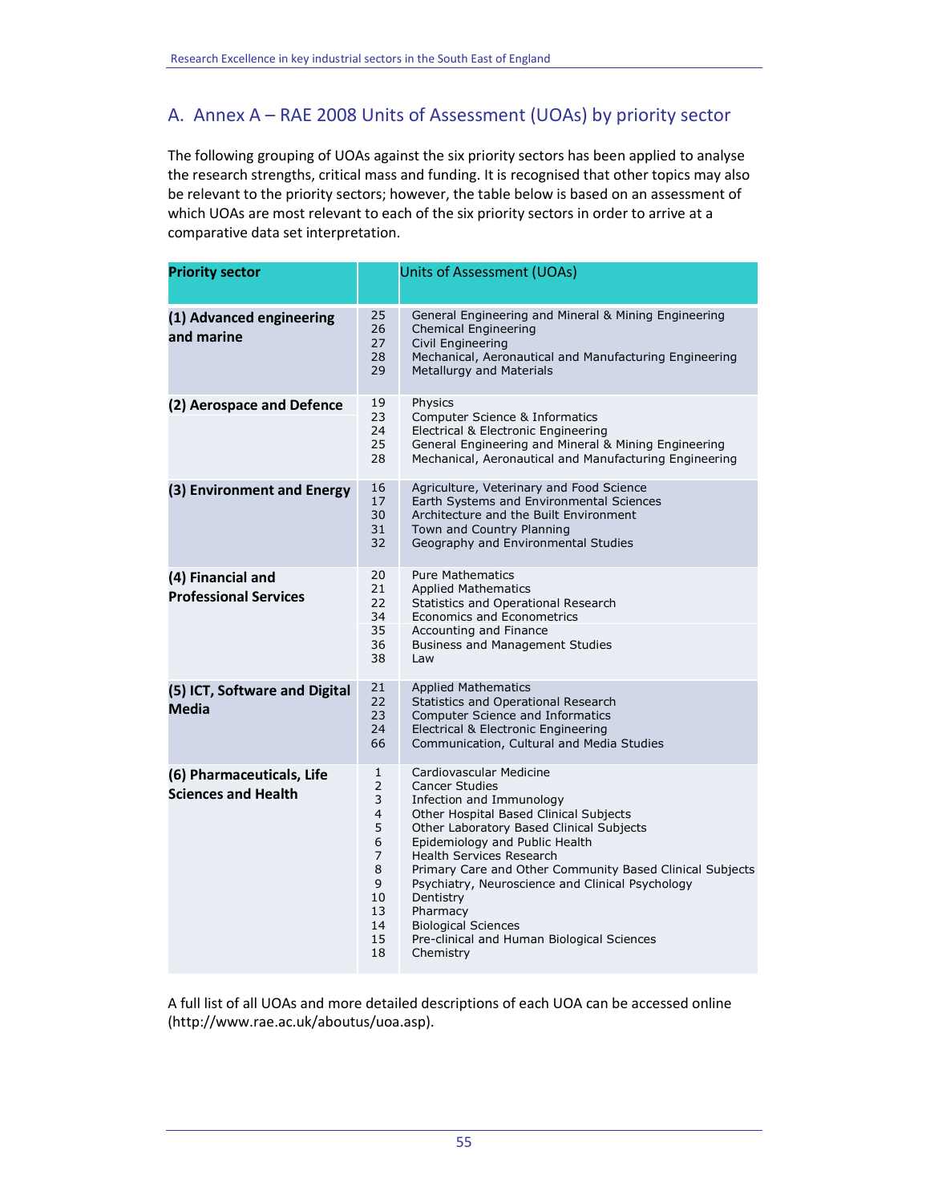# A. Annex A – RAE 2008 Units of Assessment (UOAs) by priority sector

The following grouping of UOAs against the six priority sectors has been applied to analyse the research strengths, critical mass and funding. It is recognised that other topics may also be relevant to the priority sectors; however, the table below is based on an assessment of which UOAs are most relevant to each of the six priority sectors in order to arrive at a comparative data set interpretation.

| Priority sector | | Units of Assessment (UOAs) |
|---|---|---|
| **(1) Advanced engineering and marine** | 25<br>26<br>27<br>28<br>29 | General Engineering and Mineral & Mining Engineering<br>Chemical Engineering<br>Civil Engineering<br>Mechanical, Aeronautical and Manufacturing Engineering<br>Metallurgy and Materials |
| **(2) Aerospace and Defence** | 19<br>23<br>24<br>25<br>28 | Physics<br>Computer Science & Informatics<br>Electrical & Electronic Engineering<br>General Engineering and Mineral & Mining Engineering<br>Mechanical, Aeronautical and Manufacturing Engineering |
| **(3) Environment and Energy** | 16<br>17<br>30<br>31<br>32 | Agriculture, Veterinary and Food Science<br>Earth Systems and Environmental Sciences<br>Architecture and the Built Environment<br>Town and Country Planning<br>Geography and Environmental Studies |
| **(4) Financial and Professional Services** | 20<br>21<br>22<br>34<br>35<br>36<br>38 | Pure Mathematics<br>Applied Mathematics<br>Statistics and Operational Research<br>Economics and Econometrics<br>Accounting and Finance<br>Business and Management Studies<br>Law |
| **(5) ICT, Software and Digital Media** | 21<br>22<br>23<br>24<br>66 | Applied Mathematics<br>Statistics and Operational Research<br>Computer Science and Informatics<br>Electrical & Electronic Engineering<br>Communication, Cultural and Media Studies |
| **(6) Pharmaceuticals, Life Sciences and Health** | 1<br>2<br>3<br>4<br>5<br>6<br>7<br>8<br>9<br>10<br>13<br>14<br>15<br>18 | Cardiovascular Medicine<br>Cancer Studies<br>Infection and Immunology<br>Other Hospital Based Clinical Subjects<br>Other Laboratory Based Clinical Subjects<br>Epidemiology and Public Health<br>Health Services Research<br>Primary Care and Other Community Based Clinical Subjects<br>Psychiatry, Neuroscience and Clinical Psychology<br>Dentistry<br>Pharmacy<br>Biological Sciences<br>Pre-clinical and Human Biological Sciences<br>Chemistry |

A full list of all UOAs and more detailed descriptions of each UOA can be accessed online (http://www.rae.ac.uk/aboutus/uoa.asp).